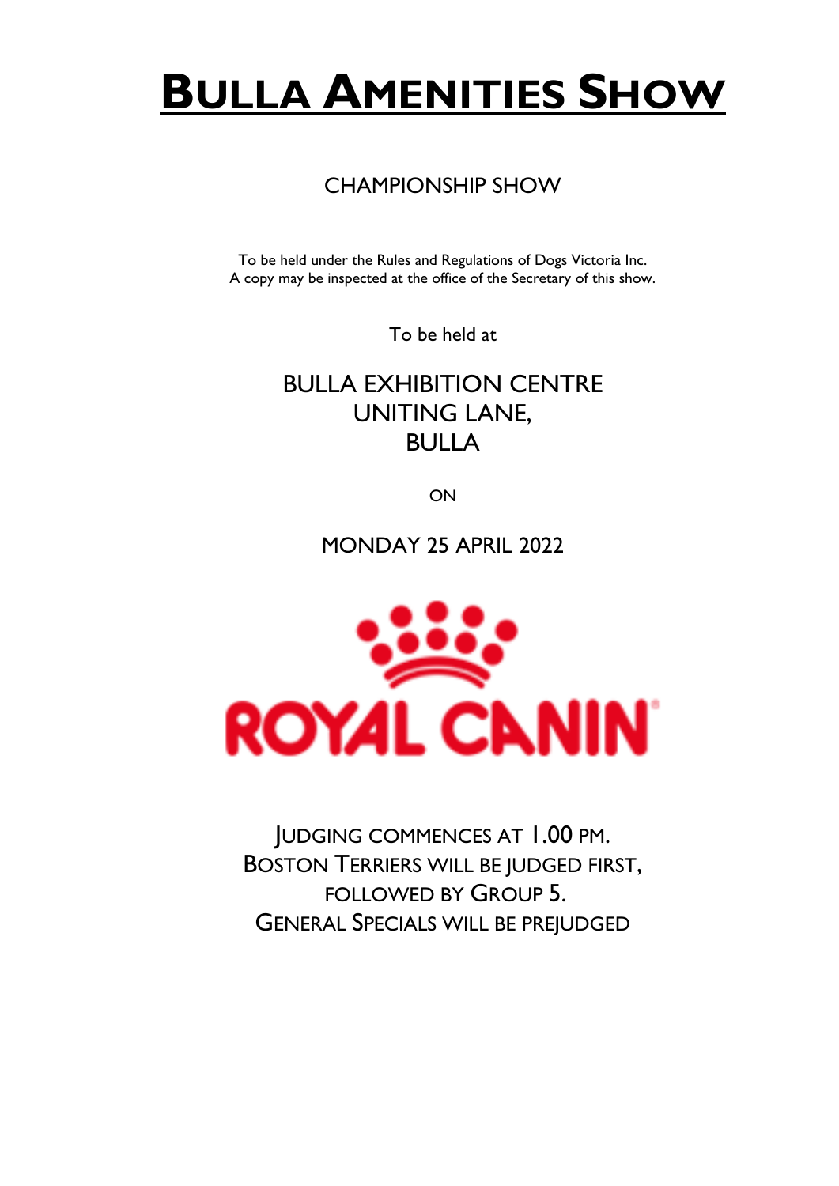# BULLA AMENITIES SHOW

CHAMPIONSHIP SHOW

To be held under the Rules and Regulations of Dogs Victoria Inc.
A copy may be inspected at the office of the Secretary of this show.

To be held at

BULLA EXHIBITION CENTRE
UNITING LANE,
BULLA

ON

MONDAY 25 APRIL 2022

ROYAL CANIN

JUDGING COMMENCES AT 1.00 PM.
BOSTON TERRIERS WILL BE JUDGED FIRST,
FOLLOWED BY GROUP 5.
GENERAL SPECIALS WILL BE PREJUDGED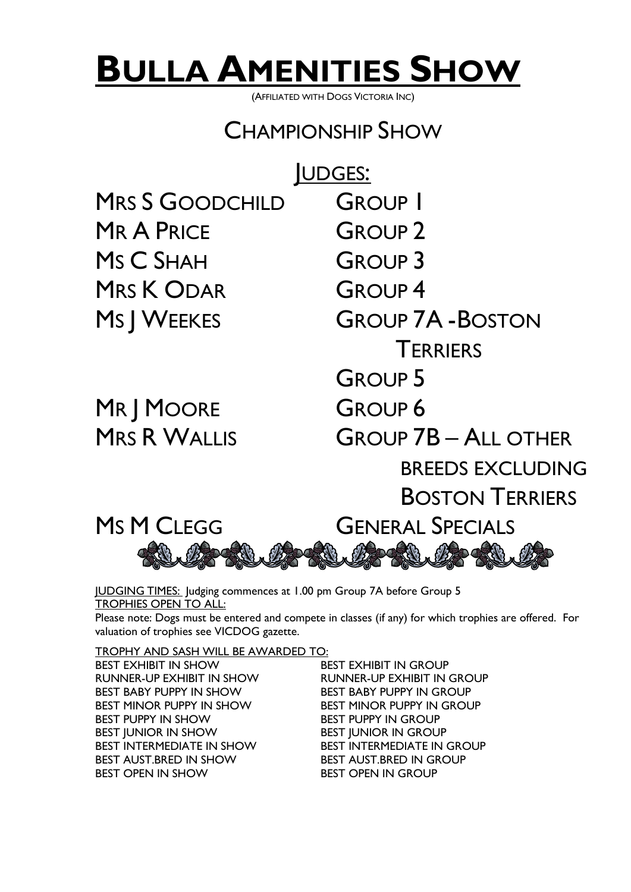# BULLA AMENITIES SHOW

(AFFILIATED WITH DOGS VICTORIA INC)

## CHAMPIONSHIP SHOW

### JUDGES:

| | |
|---|---|
| MRS S GOODCHILD | GROUP 1 |
| MR A PRICE | GROUP 2 |
| MS C SHAH | GROUP 3 |
| MRS K ODAR | GROUP 4 |
| MS J WEEKES | GROUP 7A - BOSTON TERRIERS |
| | GROUP 5 |
| MR J MOORE | GROUP 6 |
| MRS R WALLIS | GROUP 7B – ALL OTHER BREEDS EXCLUDING BOSTON TERRIERS |
| MS M CLEGG | GENERAL SPECIALS |

JUDGING TIMES: Judging commences at 1.00 pm Group 7A before Group 5

TROPHIES OPEN TO ALL:

Please note: Dogs must be entered and compete in classes (if any) for which trophies are offered. For valuation of trophies see VICDOG gazette.

TROPHY AND SASH WILL BE AWARDED TO:

| | |
|---|---|
| BEST EXHIBIT IN SHOW | BEST EXHIBIT IN GROUP |
| RUNNER-UP EXHIBIT IN SHOW | RUNNER-UP EXHIBIT IN GROUP |
| BEST BABY PUPPY IN SHOW | BEST BABY PUPPY IN GROUP |
| BEST MINOR PUPPY IN SHOW | BEST MINOR PUPPY IN GROUP |
| BEST PUPPY IN SHOW | BEST PUPPY IN GROUP |
| BEST JUNIOR IN SHOW | BEST JUNIOR IN GROUP |
| BEST INTERMEDIATE IN SHOW | BEST INTERMEDIATE IN GROUP |
| BEST AUST.BRED IN SHOW | BEST AUST.BRED IN GROUP |
| BEST OPEN IN SHOW | BEST OPEN IN GROUP |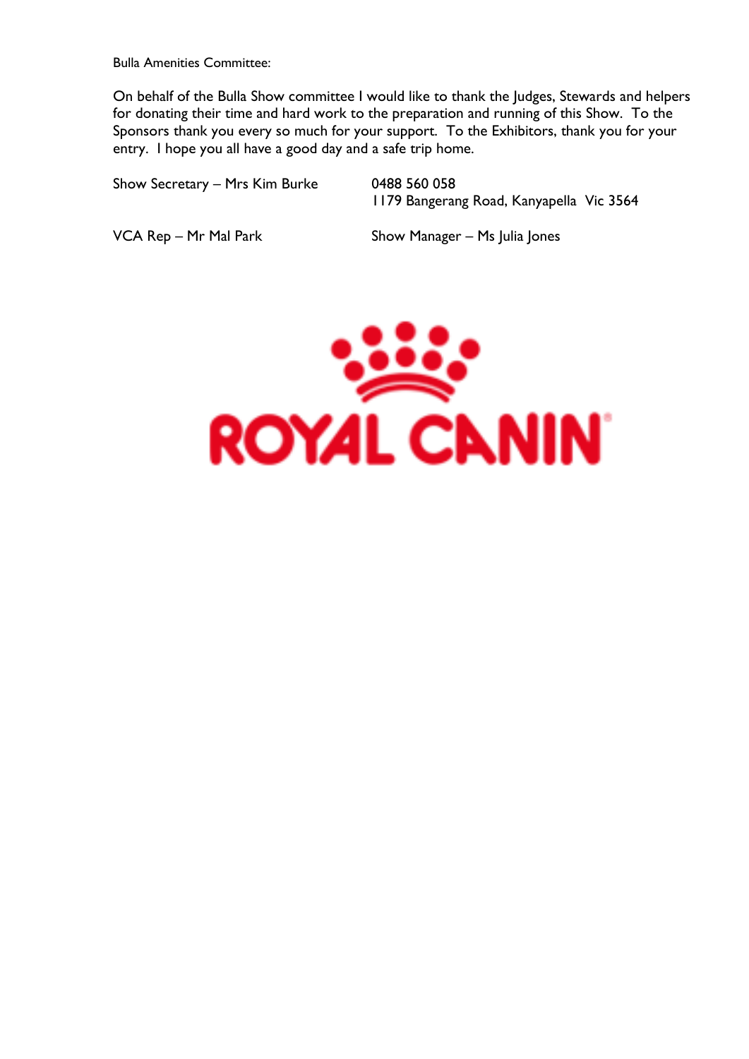Bulla Amenities Committee:

On behalf of the Bulla Show committee I would like to thank the Judges, Stewards and helpers for donating their time and hard work to the preparation and running of this Show. To the Sponsors thank you every so much for your support. To the Exhibitors, thank you for your entry. I hope you all have a good day and a safe trip home.

Show Secretary – Mrs Kim Burke    0488 560 058
1179 Bangerang Road, Kanyapella Vic 3564

VCA Rep – Mr Mal Park    Show Manager – Ms Julia Jones

ROYAL CANIN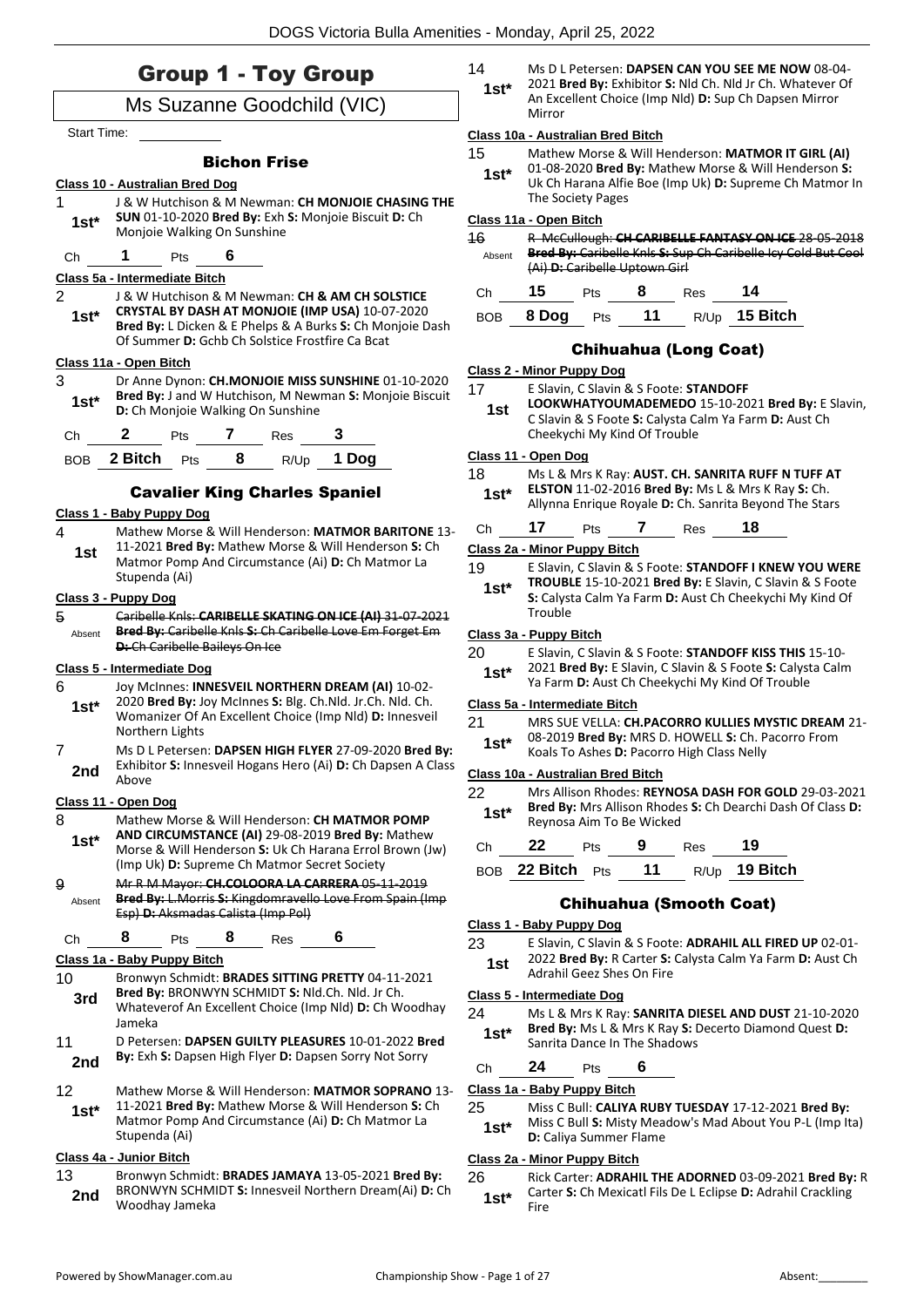# Group 1 - Toy Group

## Ms Suzanne Goodchild (VIC)

Start Time: ___________

### Bichon Frise

**Class 10 - Australian Bred Dog**

1 — 1st* — J & W Hutchison & M Newman: **CH MONJOIE CHASING THE SUN** 01-10-2020 **Bred By:** Exh **S:** Monjoie Biscuit **D:** Ch Monjoie Walking On Sunshine

Ch **1** Pts **6**

**Class 5a - Intermediate Bitch**

2 — 1st* — J & W Hutchison & M Newman: **CH & AM CH SOLSTICE CRYSTAL BY DASH AT MONJOIE (IMP USA)** 10-07-2020 **Bred By:** L Dicken & E Phelps & A Burks **S:** Ch Monjoie Dash Of Summer **D:** Gchb Ch Solstice Frostfire Ca Bcat

**Class 11a - Open Bitch**

3 — 1st* — Dr Anne Dynon: **CH.MONJOIE MISS SUNSHINE** 01-10-2020 **Bred By:** J and W Hutchison, M Newman **S:** Monjoie Biscuit **D:** Ch Monjoie Walking On Sunshine

Ch **2** Pts **7** Res **3**

BOB **2 Bitch** Pts **8** R/Up **1 Dog**

### Cavalier King Charles Spaniel

**Class 1 - Baby Puppy Dog**

4 — 1st — Mathew Morse & Will Henderson: **MATMOR BARITONE** 13-11-2021 **Bred By:** Mathew Morse & Will Henderson **S:** Ch Matmor Pomp And Circumstance (Ai) **D:** Ch Matmor La Stupenda (Ai)

**Class 3 - Puppy Dog**

~~5 — Absent — Caribelle Knls: **CARIBELLE SKATING ON ICE (AI)** 31-07-2021 **Bred By:** Caribelle Knls **S:** Ch Caribelle Love Em Forget Em **D:** Ch Caribelle Baileys On Ice~~

**Class 5 - Intermediate Dog**

6 — 1st* — Joy McInnes: **INNESVEIL NORTHERN DREAM (AI)** 10-02-2020 **Bred By:** Joy McInnes **S:** Blg. Ch.Nld. Jr.Ch. Nld. Ch. Womanizer Of An Excellent Choice (Imp Nld) **D:** Innesveil Northern Lights

7 — 2nd — Ms D L Petersen: **DAPSEN HIGH FLYER** 27-09-2020 **Bred By:** Exhibitor **S:** Innesveil Hogans Hero (Ai) **D:** Ch Dapsen A Class Above

**Class 11 - Open Dog**

8 — 1st* — Mathew Morse & Will Henderson: **CH MATMOR POMP AND CIRCUMSTANCE (AI)** 29-08-2019 **Bred By:** Mathew Morse & Will Henderson **S:** Uk Ch Harana Errol Brown (Jw) (Imp Uk) **D:** Supreme Ch Matmor Secret Society

~~9 — Absent — Mr R M Mayor: **CH.COLOORA LA CARRERA** 05-11-2019 **Bred By:** L.Morris **S:** Kingdomravello Love From Spain (Imp Esp) **D:** Aksmadas Calista (Imp Pol)~~

Ch **8** Pts **8** Res **6**

**Class 1a - Baby Puppy Bitch**

10 — 3rd — Bronwyn Schmidt: **BRADES SITTING PRETTY** 04-11-2021 **Bred By:** BRONWYN SCHMIDT **S:** Nld.Ch. Nld. Jr Ch. Whateverof An Excellent Choice (Imp Nld) **D:** Ch Woodhay Jameka

11 — 2nd — D Petersen: **DAPSEN GUILTY PLEASURES** 10-01-2022 **Bred By:** Exh **S:** Dapsen High Flyer **D:** Dapsen Sorry Not Sorry

12 — 1st* — Mathew Morse & Will Henderson: **MATMOR SOPRANO** 13-11-2021 **Bred By:** Mathew Morse & Will Henderson **S:** Ch Matmor Pomp And Circumstance (Ai) **D:** Ch Matmor La Stupenda (Ai)

**Class 4a - Junior Bitch**

13 — 2nd — Bronwyn Schmidt: **BRADES JAMAYA** 13-05-2021 **Bred By:** BRONWYN SCHMIDT **S:** Innesveil Northern Dream(Ai) **D:** Ch Woodhay Jameka

14 — 1st* — Ms D L Petersen: **DAPSEN CAN YOU SEE ME NOW** 08-04-2021 **Bred By:** Exhibitor **S:** Nld Ch. Nld Jr Ch. Whatever Of An Excellent Choice (Imp Nld) **D:** Sup Ch Dapsen Mirror Mirror

**Class 10a - Australian Bred Bitch**

15 — 1st* — Mathew Morse & Will Henderson: **MATMOR IT GIRL (AI)** 01-08-2020 **Bred By:** Mathew Morse & Will Henderson **S:** Uk Ch Harana Alfie Boe (Imp Uk) **D:** Supreme Ch Matmor In The Society Pages

**Class 11a - Open Bitch**

~~16 — Absent — R McCullough: **CH CARIBELLE FANTASY ON ICE** 28-05-2018 **Bred By:** Caribelle Knls **S:** Sup Ch Caribelle Icy Cold But Cool (Ai) **D:** Caribelle Uptown Girl~~

Ch **15** Pts **8** Res **14**

BOB **8 Dog** Pts **11** R/Up **15 Bitch**

### Chihuahua (Long Coat)

**Class 2 - Minor Puppy Dog**

17 — 1st — E Slavin, C Slavin & S Foote: **STANDOFF LOOKWHATYOUMADEMEDO** 15-10-2021 **Bred By:** E Slavin, C Slavin & S Foote **S:** Calysta Calm Ya Farm **D:** Aust Ch Cheekychi My Kind Of Trouble

**Class 11 - Open Dog**

18 — 1st* — Ms L & Mrs K Ray: **AUST. CH. SANRITA RUFF N TUFF AT ELSTON** 11-02-2016 **Bred By:** Ms L & Mrs K Ray **S:** Ch. Allynna Enrique Royale **D:** Ch. Sanrita Beyond The Stars

Ch **17** Pts **7** Res **18**

**Class 2a - Minor Puppy Bitch**

19 — 1st* — E Slavin, C Slavin & S Foote: **STANDOFF I KNEW YOU WERE TROUBLE** 15-10-2021 **Bred By:** E Slavin, C Slavin & S Foote **S:** Calysta Calm Ya Farm **D:** Aust Ch Cheekychi My Kind Of Trouble

**Class 3a - Puppy Bitch**

20 — 1st* — E Slavin, C Slavin & S Foote: **STANDOFF KISS THIS** 15-10-2021 **Bred By:** E Slavin, C Slavin & S Foote **S:** Calysta Calm Ya Farm **D:** Aust Ch Cheekychi My Kind Of Trouble

**Class 5a - Intermediate Bitch**

21 — 1st* — MRS SUE VELLA: **CH.PACORRO KULLIES MYSTIC DREAM** 21-08-2019 **Bred By:** MRS D. HOWELL **S:** Ch. Pacorro From Koals To Ashes **D:** Pacorro High Class Nelly

**Class 10a - Australian Bred Bitch**

22 — 1st* — Mrs Allison Rhodes: **REYNOSA DASH FOR GOLD** 29-03-2021 **Bred By:** Mrs Allison Rhodes **S:** Ch Dearchi Dash Of Class **D:** Reynosa Aim To Be Wicked

Ch **22** Pts **9** Res **19**

BOB **22 Bitch** Pts **11** R/Up **19 Bitch**

### Chihuahua (Smooth Coat)

**Class 1 - Baby Puppy Dog**

23 — 1st — E Slavin, C Slavin & S Foote: **ADRAHIL ALL FIRED UP** 02-01-2022 **Bred By:** R Carter **S:** Calysta Calm Ya Farm **D:** Aust Ch Adrahil Geez Shes On Fire

**Class 5 - Intermediate Dog**

24 — 1st* — Ms L & Mrs K Ray: **SANRITA DIESEL AND DUST** 21-10-2020 **Bred By:** Ms L & Mrs K Ray **S:** Decerto Diamond Quest **D:** Sanrita Dance In The Shadows

Ch **24** Pts **6**

**Class 1a - Baby Puppy Bitch**

25 — 1st* — Miss C Bull: **CALIYA RUBY TUESDAY** 17-12-2021 **Bred By:** Miss C Bull **S:** Misty Meadow's Mad About You P-L (Imp Ita) **D:** Caliya Summer Flame

**Class 2a - Minor Puppy Bitch**

26 — 1st* — Rick Carter: **ADRAHIL THE ADORNED** 03-09-2021 **Bred By:** R Carter **S:** Ch Mexicatl Fils De L Eclipse **D:** Adrahil Crackling Fire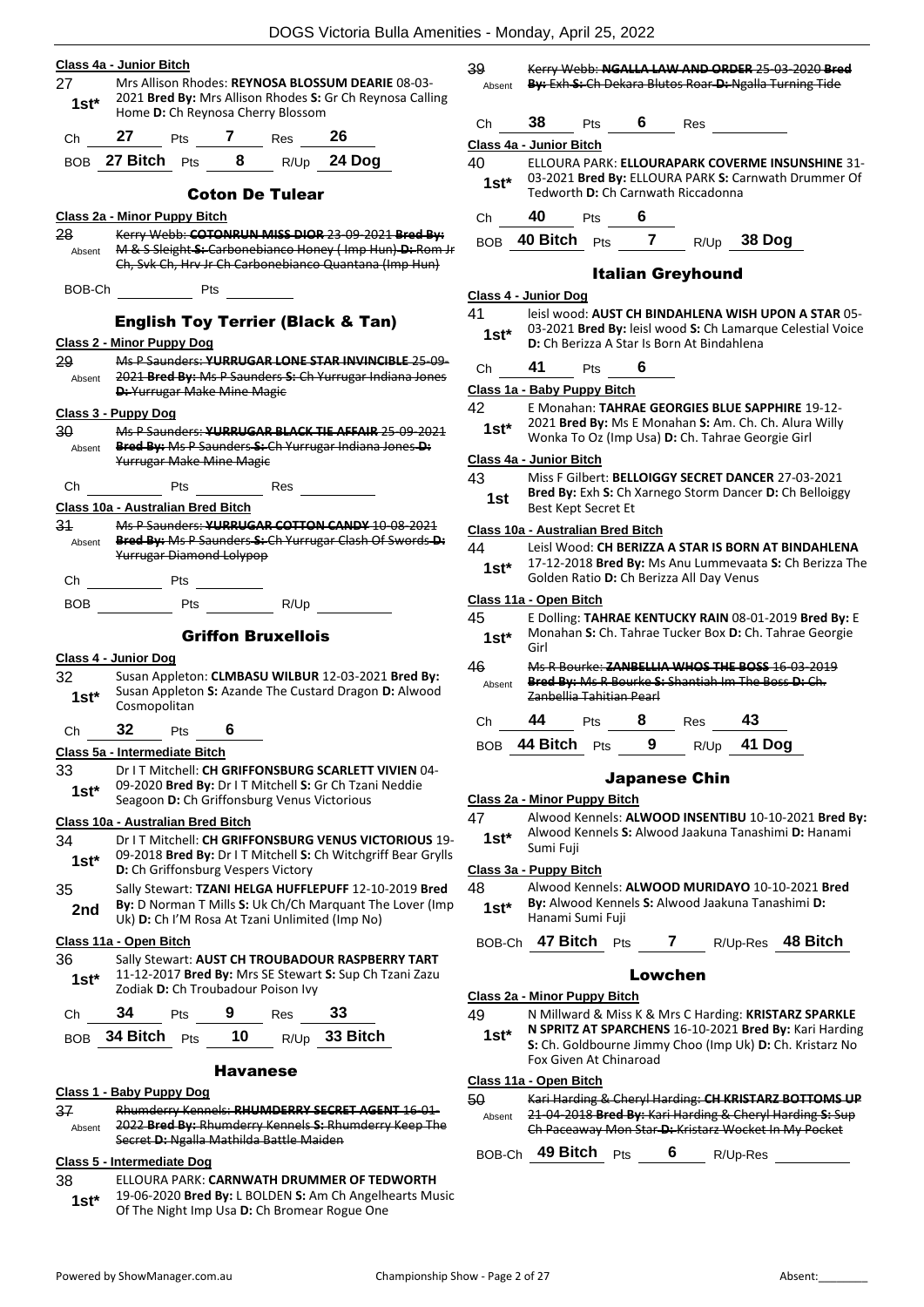**Class 4a - Junior Bitch**

27 **1st*** Mrs Allison Rhodes: **REYNOSA BLOSSUM DEARIE** 08-03-2021 **Bred By:** Mrs Allison Rhodes **S:** Gr Ch Reynosa Calling Home **D:** Ch Reynosa Cherry Blossom

Ch **27** Pts **7** Res **26**

BOB **27 Bitch** Pts **8** R/Up **24 Dog**

## Coton De Tulear

**Class 2a - Minor Puppy Bitch**

28 Absent ~~Kerry Webb: **COTONRUN MISS DIOR** 23-09-2021 **Bred By:** M & S Sleight **S:** Carbonebianco Honey ( Imp Hun) **D:** Rom Jr Ch, Svk Ch, Hrv Jr Ch Carbonebianco Quantana (Imp Hun)~~

BOB-Ch Pts

## English Toy Terrier (Black & Tan)

**Class 2 - Minor Puppy Dog**

29 Absent ~~Ms P Saunders: **YURRUGAR LONE STAR INVINCIBLE** 25-09-2021 **Bred By:** Ms P Saunders **S:** Ch Yurrugar Indiana Jones **D:** Yurrugar Make Mine Magic~~

**Class 3 - Puppy Dog**

30 Absent ~~Ms P Saunders: **YURRUGAR BLACK TIE AFFAIR** 25-09-2021 **Bred By:** Ms P Saunders **S:** Ch Yurrugar Indiana Jones **D:** Yurrugar Make Mine Magic~~

Ch Pts Res

**Class 10a - Australian Bred Bitch**

31 Absent ~~Ms P Saunders: **YURRUGAR COTTON CANDY** 10-08-2021 **Bred By:** Ms P Saunders **S:** Ch Yurrugar Clash Of Swords **D:** Yurrugar Diamond Lolypop~~

Ch Pts

BOB Pts R/Up

## Griffon Bruxellois

**Class 4 - Junior Dog**

32 **1st*** Susan Appleton: **CLMBASU WILBUR** 12-03-2021 **Bred By:** Susan Appleton **S:** Azande The Custard Dragon **D:** Alwood Cosmopolitan

Ch **32** Pts **6**

**Class 5a - Intermediate Bitch**

33 **1st*** Dr I T Mitchell: **CH GRIFFONSBURG SCARLETT VIVIEN** 04-09-2020 **Bred By:** Dr I T Mitchell **S:** Gr Ch Tzani Neddie Seagoon **D:** Ch Griffonsburg Venus Victorious

**Class 10a - Australian Bred Bitch**

34 **1st*** Dr I T Mitchell: **CH GRIFFONSBURG VENUS VICTORIOUS** 19-09-2018 **Bred By:** Dr I T Mitchell **S:** Ch Witchgriff Bear Grylls **D:** Ch Griffonsburg Vespers Victory

35 **2nd** Sally Stewart: **TZANI HELGA HUFFLEPUFF** 12-10-2019 **Bred By:** D Norman T Mills **S:** Uk Ch/Ch Marquant The Lover (Imp Uk) **D:** Ch I'M Rosa At Tzani Unlimited (Imp No)

**Class 11a - Open Bitch**

36 **1st*** Sally Stewart: **AUST CH TROUBADOUR RASPBERRY TART** 11-12-2017 **Bred By:** Mrs SE Stewart **S:** Sup Ch Tzani Zazu Zodiak **D:** Ch Troubadour Poison Ivy

Ch **34** Pts **9** Res **33**

BOB **34 Bitch** Pts **10** R/Up **33 Bitch**

## Havanese

**Class 1 - Baby Puppy Dog**

37 Absent ~~Rhumderry Kennels: **RHUMDERRY SECRET AGENT** 16-01-2022 **Bred By:** Rhumderry Kennels **S:** Rhumderry Keep The Secret **D:** Ngalla Mathilda Battle Maiden~~

**Class 5 - Intermediate Dog**

38 **1st*** ELLOURA PARK: **CARNWATH DRUMMER OF TEDWORTH** 19-06-2020 **Bred By:** L BOLDEN **S:** Am Ch Angelhearts Music Of The Night Imp Usa **D:** Ch Bromear Rogue One

39 Absent ~~Kerry Webb: **NGALLA LAW AND ORDER** 25-03-2020 **Bred By:** Exh **S:** Ch Dekara Blutos Roar **D:** Ngalla Turning Tide~~

Ch **38** Pts **6** Res

**Class 4a - Junior Bitch**

40 **1st*** ELLOURA PARK: **ELLOURAPARK COVERME INSUNSHINE** 31-03-2021 **Bred By:** ELLOURA PARK **S:** Carnwath Drummer Of Tedworth **D:** Ch Carnwath Riccadonna

Ch **40** Pts **6**

BOB **40 Bitch** Pts **7** R/Up **38 Dog**

## Italian Greyhound

**Class 4 - Junior Dog**

41 **1st*** leisl wood: **AUST CH BINDAHLENA WISH UPON A STAR** 05-03-2021 **Bred By:** leisl wood **S:** Ch Lamarque Celestial Voice **D:** Ch Berizza A Star Is Born At Bindahlena

Ch **41** Pts **6**

**Class 1a - Baby Puppy Bitch**

42 **1st*** E Monahan: **TAHRAE GEORGIES BLUE SAPPHIRE** 19-12-2021 **Bred By:** Ms E Monahan **S:** Am. Ch. Ch. Alura Willy Wonka To Oz (Imp Usa) **D:** Ch. Tahrae Georgie Girl

**Class 4a - Junior Bitch**

43 **1st** Miss F Gilbert: **BELLOIGGY SECRET DANCER** 27-03-2021 **Bred By:** Exh **S:** Ch Xarnego Storm Dancer **D:** Ch Belloiggy Best Kept Secret Et

**Class 10a - Australian Bred Bitch**

44 **1st*** Leisl Wood: **CH BERIZZA A STAR IS BORN AT BINDAHLENA** 17-12-2018 **Bred By:** Ms Anu Lummevaata **S:** Ch Berizza The Golden Ratio **D:** Ch Berizza All Day Venus

**Class 11a - Open Bitch**

45 **1st*** E Dolling: **TAHRAE KENTUCKY RAIN** 08-01-2019 **Bred By:** E Monahan **S:** Ch. Tahrae Tucker Box **D:** Ch. Tahrae Georgie Girl

46 Absent ~~Ms R Bourke: **ZANBELLIA WHOS THE BOSS** 16-03-2019 **Bred By:** Ms R Bourke **S:** Shantiah Im The Boss **D:** Ch. Zanbellia Tahitian Pearl~~

Ch **44** Pts **8** Res **43**

BOB **44 Bitch** Pts **9** R/Up **41 Dog**

## Japanese Chin

**Class 2a - Minor Puppy Bitch**

47 **1st*** Alwood Kennels: **ALWOOD INSENTIBU** 10-10-2021 **Bred By:** Alwood Kennels **S:** Alwood Jaakuna Tanashimi **D:** Hanami Sumi Fuji

**Class 3a - Puppy Bitch**

48 **1st*** Alwood Kennels: **ALWOOD MURIDAYO** 10-10-2021 **Bred By:** Alwood Kennels **S:** Alwood Jaakuna Tanashimi **D:** Hanami Sumi Fuji

BOB-Ch **47 Bitch** Pts **7** R/Up-Res **48 Bitch**

## Lowchen

**Class 2a - Minor Puppy Bitch**

49 **1st*** N Millward & Miss K & Mrs C Harding: **KRISTARZ SPARKLE N SPRITZ AT SPARCHENS** 16-10-2021 **Bred By:** Kari Harding **S:** Ch. Goldbourne Jimmy Choo (Imp Uk) **D:** Ch. Kristarz No Fox Given At Chinaroad

**Class 11a - Open Bitch**

50 Absent ~~Kari Harding & Cheryl Harding: **CH KRISTARZ BOTTOMS UP** 21-04-2018 **Bred By:** Kari Harding & Cheryl Harding **S:** Sup Ch Paceaway Mon Star **D:** Kristarz Wocket In My Pocket~~

BOB-Ch **49 Bitch** Pts **6** R/Up-Res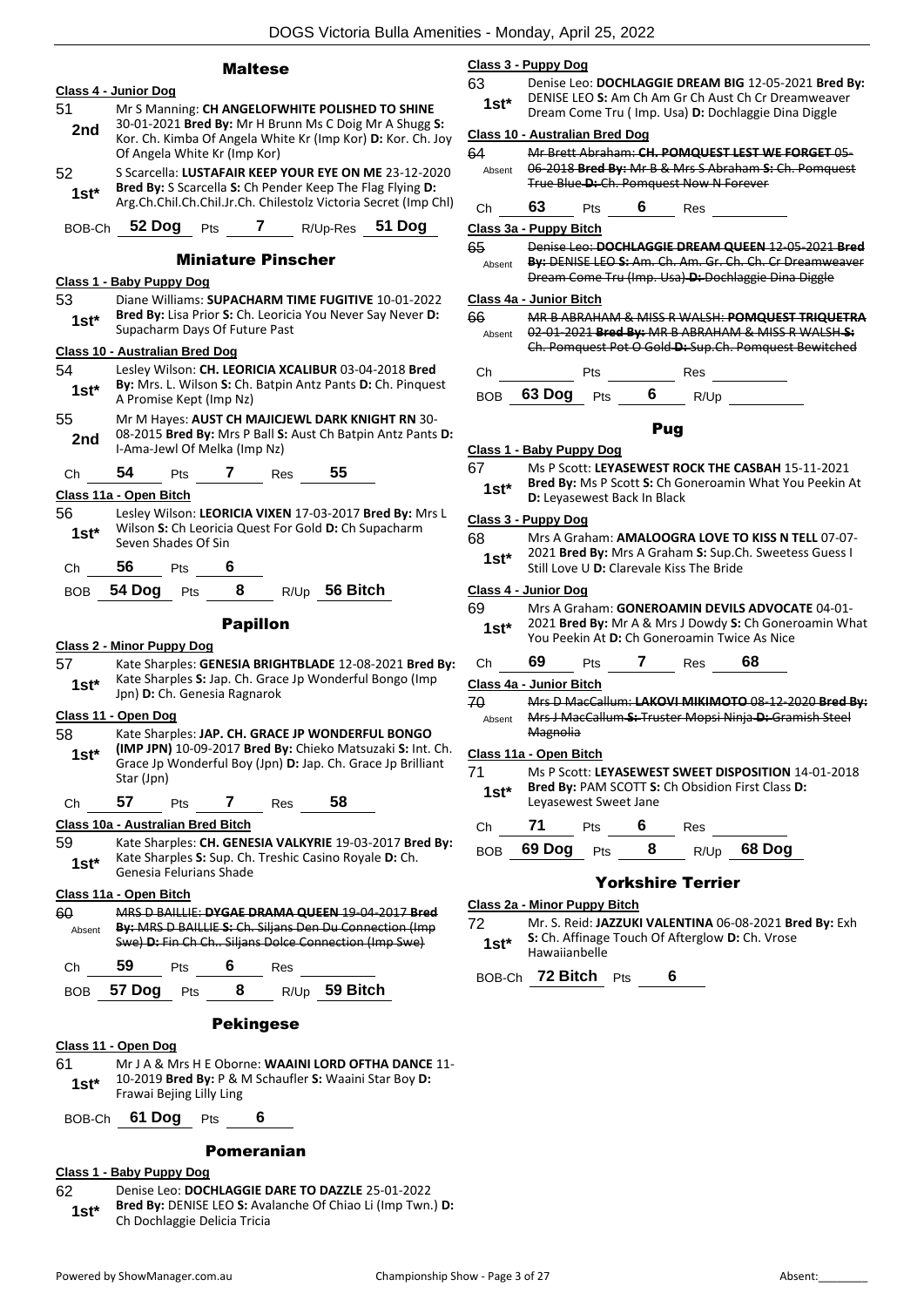## Maltese

**Class 4 - Junior Dog**

51 — **2nd** — Mr S Manning: **CH ANGELOFWHITE POLISHED TO SHINE** 30-01-2021 **Bred By:** Mr H Brunn Ms C Doig Mr A Shugg **S:** Kor. Ch. Kimba Of Angela White Kr (Imp Kor) **D:** Kor. Ch. Joy Of Angela White Kr (Imp Kor)

52 — **1st*** — S Scarcella: **LUSTAFAIR KEEP YOUR EYE ON ME** 23-12-2020 **Bred By:** S Scarcella **S:** Ch Pender Keep The Flag Flying **D:** Arg.Ch.Chil.Ch.Chil.Jr.Ch. Chilestolz Victoria Secret (Imp Chl)

BOB-Ch **52 Dog** Pts **7** R/Up-Res **51 Dog**

## Miniature Pinscher

**Class 1 - Baby Puppy Dog**

53 — **1st*** — Diane Williams: **SUPACHARM TIME FUGITIVE** 10-01-2022 **Bred By:** Lisa Prior **S:** Ch. Leoricia You Never Say Never **D:** Supacharm Days Of Future Past

**Class 10 - Australian Bred Dog**

54 — **1st*** — Lesley Wilson: **CH. LEORICIA XCALIBUR** 03-04-2018 **Bred By:** Mrs. L. Wilson **S:** Ch. Batpin Antz Pants **D:** Ch. Pinquest A Promise Kept (Imp Nz)

55 — **2nd** — Mr M Hayes: **AUST CH MAJICJEWL DARK KNIGHT RN** 30-08-2015 **Bred By:** Mrs P Ball **S:** Aust Ch Batpin Antz Pants **D:** I-Ama-Jewl Of Melka (Imp Nz)

Ch **54** Pts **7** Res **55**

**Class 11a - Open Bitch**

56 — **1st*** — Lesley Wilson: **LEORICIA VIXEN** 17-03-2017 **Bred By:** Mrs L Wilson **S:** Ch Leoricia Quest For Gold **D:** Ch Supacharm Seven Shades Of Sin

Ch **56** Pts **6**

BOB **54 Dog** Pts **8** R/Up **56 Bitch**

## Papillon

**Class 2 - Minor Puppy Dog**

57 — **1st*** — Kate Sharples: **GENESIA BRIGHTBLADE** 12-08-2021 **Bred By:** Kate Sharples **S:** Jap. Ch. Grace Jp Wonderful Bongo (Imp Jpn) **D:** Ch. Genesia Ragnarok

**Class 11 - Open Dog**

58 — **1st*** — Kate Sharples: **JAP. CH. GRACE JP WONDERFUL BONGO (IMP JPN)** 10-09-2017 **Bred By:** Chieko Matsuzaki **S:** Int. Ch. Grace Jp Wonderful Boy (Jpn) **D:** Jap. Ch. Grace Jp Brilliant Star (Jpn)

Ch **57** Pts **7** Res **58**

**Class 10a - Australian Bred Bitch**

59 — **1st*** — Kate Sharples: **CH. GENESIA VALKYRIE** 19-03-2017 **Bred By:** Kate Sharples **S:** Sup. Ch. Treshic Casino Royale **D:** Ch. Genesia Felurians Shade

**Class 11a - Open Bitch**

60 — Absent — ~~MRS D BAILLIE: **DYGAE DRAMA QUEEN** 19-04-2017 **Bred By:** MRS D BAILLIE **S:** Ch. Siljans Den Du Connection (Imp Swe) **D:** Fin Ch Ch.. Siljans Dolce Connection (Imp Swe)~~

Ch **59** Pts **6** Res

BOB **57 Dog** Pts **8** R/Up **59 Bitch**

## Pekingese

**Class 11 - Open Dog**

61 — **1st*** — Mr J A & Mrs H E Oborne: **WAAINI LORD OFTHA DANCE** 11-10-2019 **Bred By:** P & M Schaufler **S:** Waaini Star Boy **D:** Frawai Bejing Lilly Ling

BOB-Ch **61 Dog** Pts **6**

## Pomeranian

**Class 1 - Baby Puppy Dog**

62 — **1st*** — Denise Leo: **DOCHLAGGIE DARE TO DAZZLE** 25-01-2022 **Bred By:** DENISE LEO **S:** Avalanche Of Chiao Li (Imp Twn.) **D:** Ch Dochlaggie Delicia Tricia

**Class 3 - Puppy Dog**

63 — **1st*** — Denise Leo: **DOCHLAGGIE DREAM BIG** 12-05-2021 **Bred By:** DENISE LEO **S:** Am Ch Am Gr Ch Aust Ch Cr Dreamweaver Dream Come Tru ( Imp. Usa) **D:** Dochlaggie Dina Diggle

**Class 10 - Australian Bred Dog**

64 — Absent — ~~Mr Brett Abraham: **CH. POMQUEST LEST WE FORGET** 05-06-2018 **Bred By:** Mr B & Mrs S Abraham **S:** Ch. Pomquest True Blue **D:** Ch. Pomquest Now N Forever~~

Ch **63** Pts **6** Res

**Class 3a - Puppy Bitch**

65 — Absent — ~~Denise Leo: **DOCHLAGGIE DREAM QUEEN** 12-05-2021 **Bred By:** DENISE LEO **S:** Am. Ch. Am. Gr. Ch. Ch. Cr Dreamweaver Dream Come Tru (Imp. Usa) **D:** Dochlaggie Dina Diggle~~

**Class 4a - Junior Bitch**

66 — Absent — ~~MR B ABRAHAM & MISS R WALSH: **POMQUEST TRIQUETRA** 02-01-2021 **Bred By:** MR B ABRAHAM & MISS R WALSH **S:** Ch. Pomquest Pot O Gold **D:** Sup.Ch. Pomquest Bewitched~~

Ch Pts Res

BOB **63 Dog** Pts **6** R/Up

## Pug

**Class 1 - Baby Puppy Dog**

67 — **1st*** — Ms P Scott: **LEYASEWEST ROCK THE CASBAH** 15-11-2021 **Bred By:** Ms P Scott **S:** Ch Goneroamin What You Peekin At **D:** Leyasewest Back In Black

**Class 3 - Puppy Dog**

68 — **1st*** — Mrs A Graham: **AMALOOGRA LOVE TO KISS N TELL** 07-07-2021 **Bred By:** Mrs A Graham **S:** Sup.Ch. Sweetess Guess I Still Love U **D:** Clarevale Kiss The Bride

**Class 4 - Junior Dog**

69 — **1st*** — Mrs A Graham: **GONEROAMIN DEVILS ADVOCATE** 04-01-2021 **Bred By:** Mr A & Mrs J Dowdy **S:** Ch Goneroamin What You Peekin At **D:** Ch Goneroamin Twice As Nice

Ch **69** Pts **7** Res **68**

**Class 4a - Junior Bitch**

70 — Absent — ~~Mrs D MacCallum: **LAKOVI MIKIMOTO** 08-12-2020 **Bred By:** Mrs J MacCallum **S:** Truster Mopsi Ninja **D:** Gramish Steel Magnolia~~

**Class 11a - Open Bitch**

71 — **1st*** — Ms P Scott: **LEYASEWEST SWEET DISPOSITION** 14-01-2018 **Bred By:** PAM SCOTT **S:** Ch Obsidion First Class **D:** Leyasewest Sweet Jane

Ch **71** Pts **6** Res

BOB **69 Dog** Pts **8** R/Up **68 Dog**

## Yorkshire Terrier

**Class 2a - Minor Puppy Bitch**

72 — **1st*** — Mr. S. Reid: **JAZZUKI VALENTINA** 06-08-2021 **Bred By:** Exh **S:** Ch. Affinage Touch Of Afterglow **D:** Ch. Vrose Hawaiianbelle

BOB-Ch **72 Bitch** Pts **6**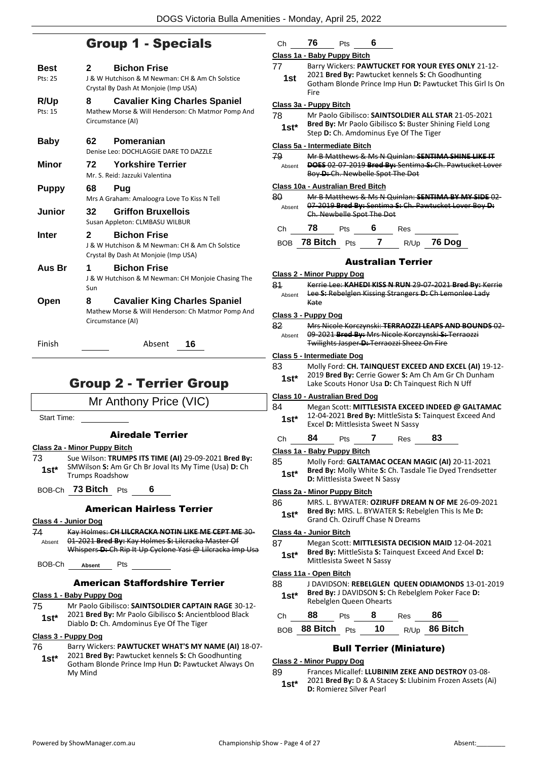## Group 1 - Specials

| | | |
|---|---|---|
| **Best** Pts: 25 | **2** | **Bichon Frise** J & W Hutchison & M Newman: CH & Am Ch Solstice Crystal By Dash At Monjoie (Imp USA) |
| **R/Up** Pts: 15 | **8** | **Cavalier King Charles Spaniel** Mathew Morse & Will Henderson: Ch Matmor Pomp And Circumstance (AI) |
| **Baby** | **62** | **Pomeranian** Denise Leo: DOCHLAGGIE DARE TO DAZZLE |
| **Minor** | **72** | **Yorkshire Terrier** Mr. S. Reid: Jazzuki Valentina |
| **Puppy** | **68** | **Pug** Mrs A Graham: Amaloogra Love To Kiss N Tell |
| **Junior** | **32** | **Griffon Bruxellois** Susan Appleton: CLMBASU WILBUR |
| **Inter** | **2** | **Bichon Frise** J & W Hutchison & M Newman: CH & Am Ch Solstice Crystal By Dash At Monjoie (Imp USA) |
| **Aus Br** | **1** | **Bichon Frise** J & W Hutchison & M Newman: CH Monjoie Chasing The Sun |
| **Open** | **8** | **Cavalier King Charles Spaniel** Mathew Morse & Will Henderson: Ch Matmor Pomp And Circumstance (AI) |

Finish ______ Absent **16**

# Group 2 - Terrier Group

Mr Anthony Price (VIC)

Start Time: ______

### Airedale Terrier

**Class 2a - Minor Puppy Bitch**

73 — **1st*** — Sue Wilson: **TRUMPS ITS TIME (AI)** 29-09-2021 **Bred By:** SMWilson **S:** Am Gr Ch Br Joval Its My Time (Usa) **D:** Ch Trumps Roadshow

BOB-Ch **73 Bitch** Pts **6**

### American Hairless Terrier

**Class 4 - Junior Dog**

74 — Absent — ~~Kay Holmes: **CH LILCRACKA NOTIN LIKE ME CEPT ME** 30-01-2021 **Bred By:** Kay Holmes **S:** Lilcracka Master Of Whispers **D:** Ch Rip It Up Cyclone Yasi @ Lilcracka Imp Usa~~

BOB-Ch **Absent** Pts ______

### American Staffordshire Terrier

**Class 1 - Baby Puppy Dog**

75 — **1st*** — Mr Paolo Gibilisco: **SAINTSOLDIER CAPTAIN RAGE** 30-12-2021 **Bred By:** Mr Paolo Gibilisco **S:** Ancientblood Black Diablo **D:** Ch. Amdominus Eye Of The Tiger

**Class 3 - Puppy Dog**

76 — **1st*** — Barry Wickers: **PAWTUCKET WHAT'S MY NAME (AI)** 18-07-2021 **Bred By:** Pawtucket kennels **S:** Ch Goodhunting Gotham Blonde Prince Imp Hun **D:** Pawtucket Always On My Mind

Ch **76** Pts **6**

**Class 1a - Baby Puppy Bitch**

77 — **1st** — Barry Wickers: **PAWTUCKET FOR YOUR EYES ONLY** 21-12-2021 **Bred By:** Pawtucket kennels **S:** Ch Goodhunting Gotham Blonde Prince Imp Hun **D:** Pawtucket This Girl Is On Fire

**Class 3a - Puppy Bitch**

78 — **1st*** — Mr Paolo Gibilisco: **SAINTSOLDIER ALL STAR** 21-05-2021 **Bred By:** Mr Paolo Gibilisco **S:** Buster Shining Field Long Step **D:** Ch. Amdominus Eye Of The Tiger

**Class 5a - Intermediate Bitch**

79 — Absent — ~~Mr B Matthews & Ms N Quinlan: **SENTIMA SHINE LIKE IT DOES** 02-07-2019 **Bred By:** Sentima **S:** Ch. Pawtucket Lover Boy **D:** Ch. Newbelle Spot The Dot~~

**Class 10a - Australian Bred Bitch**

80 — Absent — ~~Mr B Matthews & Ms N Quinlan: **SENTIMA BY MY SIDE** 02-07-2019 **Bred By:** Sentima **S:** Ch. Pawtucket Lover Boy **D:** Ch. Newbelle Spot The Dot~~

Ch **78** Pts **6** Res ______

BOB **78 Bitch** Pts **7** R/Up **76 Dog**

### Australian Terrier

**Class 2 - Minor Puppy Dog**

81 — Absent — ~~Kerrie Lee: **KAHEDI KISS N RUN** 29-07-2021 **Bred By:** Kerrie Lee **S:** Rebelglen Kissing Strangers **D:** Ch Lemonlee Lady Kate~~

**Class 3 - Puppy Dog**

82 — Absent — ~~Mrs Nicole Korczynski: **TERRAOZZI LEAPS AND BOUNDS** 02-09-2021 **Bred By:** Mrs Nicole Korczynski **S:** Terraozzi Twilights Jasper **D:** Terraozzi Sheez On Fire~~

**Class 5 - Intermediate Dog**

83 — **1st*** — Molly Ford: **CH. TAINQUEST EXCEED AND EXCEL (AI)** 19-12-2019 **Bred By:** Cerrie Gower **S:** Am Ch Am Gr Ch Dunham Lake Scouts Honor Usa **D:** Ch Tainquest Rich N Uff

**Class 10 - Australian Bred Dog**

84 — **1st*** — Megan Scott: **MITTLESISTA EXCEED INDEED @ GALTAMAC** 12-04-2021 **Bred By:** MittleSista **S:** Tainquest Exceed And Excel **D:** Mittlesista Sweet N Sassy

Ch **84** Pts **7** Res **83**

**Class 1a - Baby Puppy Bitch**

85 — **1st*** — Molly Ford: **GALTAMAC OCEAN MAGIC (AI)** 20-11-2021 **Bred By:** Molly White **S:** Ch. Tasdale Tie Dyed Trendsetter **D:** Mittlesista Sweet N Sassy

**Class 2a - Minor Puppy Bitch**

86 — **1st*** — MRS. L. BYWATER: **OZIRUFF DREAM N OF ME** 26-09-2021 **Bred By:** MRS. L. BYWATER **S:** Rebelglen This Is Me **D:** Grand Ch. Oziruff Chase N Dreams

**Class 4a - Junior Bitch**

87 — **1st*** — Megan Scott: **MITTLESISTA DECISION MAID** 12-04-2021 **Bred By:** MittleSista **S:** Tainquest Exceed And Excel **D:** Mittlesista Sweet N Sassy

**Class 11a - Open Bitch**

88 — **1st*** — J DAVIDSON: **REBELGLEN QUEEN ODIAMONDS** 13-01-2019 **Bred By:** J DAVIDSON **S:** Ch Rebelglem Poker Face **D:** Rebelglen Queen Ohearts

Ch **88** Pts **8** Res **86**

BOB **88 Bitch** Pts **10** R/Up **86 Bitch**

### Bull Terrier (Miniature)

**Class 2 - Minor Puppy Dog**

89 — **1st*** — Frances Micallef: **LLUBINIM ZEKE AND DESTROY** 03-08-2021 **Bred By:** D & A Stacey **S:** Llubinim Frozen Assets (Ai) **D:** Romierez Silver Pearl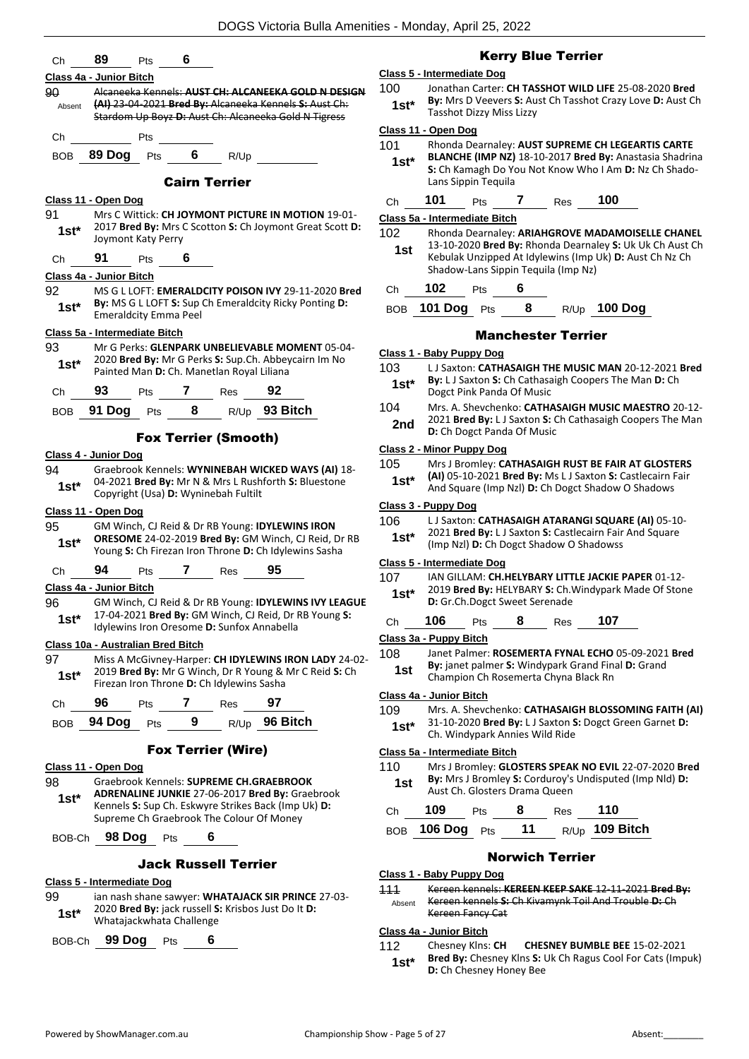Ch **89** Pts **6**

**Class 4a - Junior Bitch**

90 Absent ~~Alcaneeka Kennels: **AUST CH: ALCANEEKA GOLD N DESIGN (AI)** 23-04-2021 **Bred By:** Alcaneeka Kennels **S:** Aust Ch: Stardom Up Boyz **D:** Aust Ch: Alcaneeka Gold N Tigress~~

Ch Pts

BOB **89 Dog** Pts **6** R/Up

## Cairn Terrier

**Class 11 - Open Dog**

91 **1st*** Mrs C Wittick: **CH JOYMONT PICTURE IN MOTION** 19-01-2017 **Bred By:** Mrs C Scotton **S:** Ch Joymont Great Scott **D:** Joymont Katy Perry

Ch **91** Pts **6**

**Class 4a - Junior Bitch**

92 **1st*** MS G L LOFT: **EMERALDCITY POISON IVY** 29-11-2020 **Bred By:** MS G L LOFT **S:** Sup Ch Emeraldcity Ricky Ponting **D:** Emeraldcity Emma Peel

**Class 5a - Intermediate Bitch**

93 **1st*** Mr G Perks: **GLENPARK UNBELIEVABLE MOMENT** 05-04-2020 **Bred By:** Mr G Perks **S:** Sup.Ch. Abbeycairn Im No Painted Man **D:** Ch. Manetlan Royal Liliana

Ch **93** Pts **7** Res **92**

BOB **91 Dog** Pts **8** R/Up **93 Bitch**

## Fox Terrier (Smooth)

**Class 4 - Junior Dog**

94 **1st*** Graebrook Kennels: **WYNINEBAH WICKED WAYS (AI)** 18-04-2021 **Bred By:** Mr N & Mrs L Rushforth **S:** Bluestone Copyright (Usa) **D:** Wyninebah Fultilt

**Class 11 - Open Dog**

95 **1st*** GM Winch, CJ Reid & Dr RB Young: **IDYLEWINS IRON ORESOME** 24-02-2019 **Bred By:** GM Winch, CJ Reid, Dr RB Young **S:** Ch Firezan Iron Throne **D:** Ch Idylewins Sasha

Ch **94** Pts **7** Res **95**

**Class 4a - Junior Bitch**

96 **1st*** GM Winch, CJ Reid & Dr RB Young: **IDYLEWINS IVY LEAGUE** 17-04-2021 **Bred By:** GM Winch, CJ Reid, Dr RB Young **S:** Idylewins Iron Oresome **D:** Sunfox Annabella

**Class 10a - Australian Bred Bitch**

97 **1st*** Miss A McGivney-Harper: **CH IDYLEWINS IRON LADY** 24-02-2019 **Bred By:** Mr G Winch, Dr R Young & Mr C Reid **S:** Ch Firezan Iron Throne **D:** Ch Idylewins Sasha

Ch **96** Pts **7** Res **97**

BOB **94 Dog** Pts **9** R/Up **96 Bitch**

## Fox Terrier (Wire)

**Class 11 - Open Dog**

98 **1st*** Graebrook Kennels: **SUPREME CH.GRAEBROOK ADRENALINE JUNKIE** 27-06-2017 **Bred By:** Graebrook Kennels **S:** Sup Ch. Eskwyre Strikes Back (Imp Uk) **D:** Supreme Ch Graebrook The Colour Of Money

BOB-Ch **98 Dog** Pts **6**

## Jack Russell Terrier

**Class 5 - Intermediate Dog**

99 **1st*** ian nash shane sawyer: **WHATAJACK SIR PRINCE** 27-03-2020 **Bred By:** jack russell **S:** Krisbos Just Do It **D:** Whatajackwhata Challenge

BOB-Ch **99 Dog** Pts **6**

## Kerry Blue Terrier

**Class 5 - Intermediate Dog**

100 **1st*** Jonathan Carter: **CH TASSHOT WILD LIFE** 25-08-2020 **Bred By:** Mrs D Veevers **S:** Aust Ch Tasshot Crazy Love **D:** Aust Ch Tasshot Dizzy Miss Lizzy

**Class 11 - Open Dog**

101 **1st*** Rhonda Dearnaley: **AUST SUPREME CH LEGEARTIS CARTE BLANCHE (IMP NZ)** 18-10-2017 **Bred By:** Anastasia Shadrina **S:** Ch Kamagh Do You Not Know Who I Am **D:** Nz Ch Shado-Lans Sippin Tequila

Ch **101** Pts **7** Res **100**

**Class 5a - Intermediate Bitch**

102 **1st** Rhonda Dearnaley: **ARIAHGROVE MADAMOISELLE CHANEL** 13-10-2020 **Bred By:** Rhonda Dearnaley **S:** Uk Uk Ch Aust Ch Kebulak Unzipped At Idylewins (Imp Uk) **D:** Aust Ch Nz Ch Shadow-Lans Sippin Tequila (Imp Nz)

Ch **102** Pts **6**

BOB **101 Dog** Pts **8** R/Up **100 Dog**

## Manchester Terrier

**Class 1 - Baby Puppy Dog**

103 **1st*** L J Saxton: **CATHASAIGH THE MUSIC MAN** 20-12-2021 **Bred By:** L J Saxton **S:** Ch Cathasaigh Coopers The Man **D:** Ch Dogct Pink Panda Of Music

104 **2nd** Mrs. A. Shevchenko: **CATHASAIGH MUSIC MAESTRO** 20-12-2021 **Bred By:** L J Saxton **S:** Ch Cathasaigh Coopers The Man **D:** Ch Dogct Panda Of Music

**Class 2 - Minor Puppy Dog**

105 **1st*** Mrs J Bromley: **CATHASAIGH RUST BE FAIR AT GLOSTERS (AI)** 05-10-2021 **Bred By:** Ms L J Saxton **S:** Castlecairn Fair And Square (Imp Nzl) **D:** Ch Dogct Shadow O Shadows

**Class 3 - Puppy Dog**

106 **1st*** L J Saxton: **CATHASAIGH ATARANGI SQUARE (AI)** 05-10-2021 **Bred By:** L J Saxton **S:** Castlecairn Fair And Square (Imp Nzl) **D:** Ch Dogct Shadow O Shadowss

**Class 5 - Intermediate Dog**

107 **1st*** IAN GILLAM: **CH.HELYBARY LITTLE JACKIE PAPER** 01-12-2019 **Bred By:** HELYBARY **S:** Ch.Windypark Made Of Stone **D:** Gr.Ch.Dogct Sweet Serenade

Ch **106** Pts **8** Res **107**

**Class 3a - Puppy Bitch**

108 **1st** Janet Palmer: **ROSEMERTA FYNAL ECHO** 05-09-2021 **Bred By:** janet palmer **S:** Windypark Grand Final **D:** Grand Champion Ch Rosemerta Chyna Black Rn

**Class 4a - Junior Bitch**

109 **1st*** Mrs. A. Shevchenko: **CATHASAIGH BLOSSOMING FAITH (AI)** 31-10-2020 **Bred By:** L J Saxton **S:** Dogct Green Garnet **D:** Ch. Windypark Annies Wild Ride

**Class 5a - Intermediate Bitch**

110 **1st** Mrs J Bromley: **GLOSTERS SPEAK NO EVIL** 22-07-2020 **Bred By:** Mrs J Bromley **S:** Corduroy's Undisputed (Imp Nld) **D:** Aust Ch. Glosters Drama Queen

Ch **109** Pts **8** Res **110**

BOB **106 Dog** Pts **11** R/Up **109 Bitch**

## Norwich Terrier

**Class 1 - Baby Puppy Dog**

111 Absent ~~Kereen kennels: **KEREEN KEEP SAKE** 12-11-2021 **Bred By:** Kereen kennels **S:** Ch Kivamynk Toil And Trouble **D:** Ch Kereen Fancy Cat~~

**Class 4a - Junior Bitch**

112 **1st*** Chesney Klns: **CH CHESNEY BUMBLE BEE** 15-02-2021 **Bred By:** Chesney Klns **S:** Uk Ch Ragus Cool For Cats (Impuk) **D:** Ch Chesney Honey Bee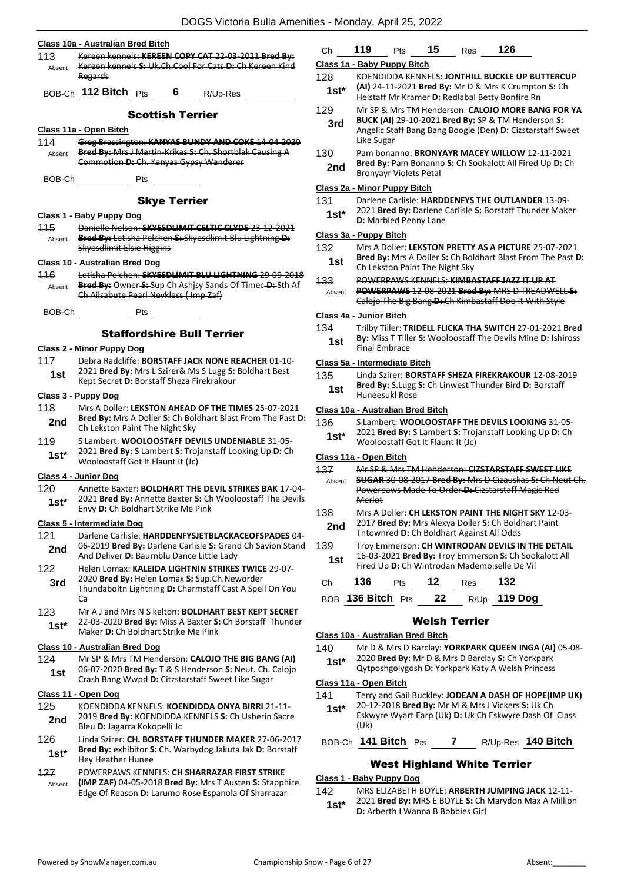### Class 10a - Australian Bred Bitch

113 Absent ~~Kereen kennels: **KEREEN COPY CAT** 22-03-2021 **Bred By:** Kereen kennels **S:** Uk.Ch.Cool For Cats **D:** Ch Kereen Kind Regards~~

BOB-Ch **112 Bitch** Pts **6** R/Up-Res

## Scottish Terrier

### Class 11a - Open Bitch

114 Absent ~~Greg Brassington: **KANYAS BUNDY AND COKE** 14-04-2020 **Bred By:** Mrs J Martin-Krikas **S:** Ch. Shortblak Causing A Commotion **D:** Ch. Kanyas Gypsy Wanderer~~

BOB-Ch Pts

## Skye Terrier

### Class 1 - Baby Puppy Dog

115 Absent ~~Danielle Nelson: **SKYESDLIMIT CELTIC CLYDE** 23-12-2021 **Bred By:** Letisha Pelchen **S:** Skyesdlimit Blu Lightning **D:** Skyesdlimit Elsie Higgins~~

### Class 10 - Australian Bred Dog

116 Absent ~~Letisha Pelchen: **SKYESDLIMIT BLU LIGHTNING** 29-09-2018 **Bred By:** Owner **S:** Sup Ch Ashjsy Sands Of Timec **D:** Sth Af Ch Ailsabute Pearl Nevkless ( Imp Zaf)~~

BOB-Ch Pts

## Staffordshire Bull Terrier

### Class 2 - Minor Puppy Dog

117 1st Debra Radcliffe: **BORSTAFF JACK NONE REACHER** 01-10-2021 **Bred By:** Mrs L Szirer& Ms S Lugg **S:** Boldhart Best Kept Secret **D:** Borstaff Sheza Firekrakour

### Class 3 - Puppy Dog

118 2nd Mrs A Doller: **LEKSTON AHEAD OF THE TIMES** 25-07-2021 **Bred By:** Mrs A Doller **S:** Ch Boldhart Blast From The Past **D:** Ch Lekston Paint The Night Sky

119 1st* S Lambert: **WOOLOOSTAFF DEVILS UNDENIABLE** 31-05-2021 **Bred By:** S Lambert **S:** Trojanstaff Looking Up **D:** Ch Wooloostaff Got It Flaunt It (Jc)

### Class 4 - Junior Dog

120 1st* Annette Baxter: **BOLDHART THE DEVIL STRIKES BAK** 17-04-2021 **Bred By:** Annette Baxter **S:** Ch Wooloostaff The Devils Envy **D:** Ch Boldhart Strike Me Pink

### Class 5 - Intermediate Dog

121 2nd Darlene Carlisle: **HARDDENFYSJETBLACKACEOFSPADES** 04-06-2019 **Bred By:** Darlene Carlisle **S:** Grand Ch Savion Stand And Deliver **D:** Baurnblu Dance Little Lady

122 3rd Helen Lomax: **KALEIDA LIGHTNIN STRIKES TWICE** 29-07-2020 **Bred By:** Helen Lomax **S:** Sup.Ch.Neworder Thundaboltn Lightning **D:** Charmstaff Cast A Spell On You Ca

123 1st* Mr A J and Mrs N S kelton: **BOLDHART BEST KEPT SECRET** 22-03-2020 **Bred By:** Miss A Baxter **S:** Ch Borstaff Thunder Maker **D:** Ch Boldhart Strike Me Pink

### Class 10 - Australian Bred Dog

124 1st Mr SP & Mrs TM Henderson: **CALOJO THE BIG BANG (AI)** 06-07-2020 **Bred By:** T & S Henderson **S:** Neut. Ch. Calojo Crash Bang Wwpd **D:** Citzstarstaff Sweet Like Sugar

### Class 11 - Open Dog

125 2nd KOENDIDDA KENNELS: **KOENDIDDA ONYA BIRRI** 21-11-2019 **Bred By:** KOENDIDDA KENNELS **S:** Ch Usherin Sacre Bleu **D:** Jagarra Kokopelli Jc

126 1st* Linda Szirer: **CH. BORSTAFF THUNDER MAKER** 27-06-2017 **Bred By:** exhibitor **S:** Ch. Warbydog Jakuta Jak **D:** Borstaff Hey Heather Hunee

127 Absent ~~POWERPAWS KENNELS: **CH SHARRAZAR FIRST STRIKE (IMP ZAF)** 04-05-2018 **Bred By:** Mrs T Austen **S:** Stapphire Edge Of Reason **D:** Larumo Rose Espanola Of Sharrazar~~

Ch **119** Pts **15** Res **126**

### Class 1a - Baby Puppy Bitch

128 1st* KOENDIDDA KENNELS: **JONTHILL BUCKLE UP BUTTERCUP (AI)** 24-11-2021 **Bred By:** Mr D & Mrs K Crumpton **S:** Ch Helstaff Mr Kramer **D:** Redlabal Betty Bonfire Rn

129 3rd Mr SP & Mrs TM Henderson: **CALOJO MORE BANG FOR YA BUCK (AI)** 29-10-2021 **Bred By:** SP & TM Henderson **S:** Angelic Staff Bang Bang Boogie (Den) **D:** Cizstarstaff Sweet Like Sugar

130 2nd Pam bonanno: **BRONYAYR MACEY WILLOW** 12-11-2021 **Bred By:** Pam Bonanno **S:** Ch Sookalott All Fired Up **D:** Ch Bronyayr Violets Petal

### Class 2a - Minor Puppy Bitch

131 1st* Darlene Carlisle: **HARDDENFYS THE OUTLANDER** 13-09-2021 **Bred By:** Darlene Carlisle **S:** Borstaff Thunder Maker **D:** Marbled Penny Lane

### Class 3a - Puppy Bitch

132 1st Mrs A Doller: **LEKSTON PRETTY AS A PICTURE** 25-07-2021 **Bred By:** Mrs A Doller **S:** Ch Boldhart Blast From The Past **D:** Ch Lekston Paint The Night Sky

133 Absent ~~POWERPAWS KENNELS: **KIMBASTAFF JAZZ IT UP AT POWERPAWS** 12-08-2021 **Bred By:** MRS D TREADWELL **S:** Calojo The Big Bang **D:** Ch Kimbastaff Doo It With Style~~

### Class 4a - Junior Bitch

134 1st Trilby Tiller: **TRIDELL FLICKA THA SWITCH** 27-01-2021 **Bred By:** Miss T Tiller **S:** Wooloostaff The Devils Mine **D:** Ishiross Final Embrace

### Class 5a - Intermediate Bitch

135 1st Linda Szirer: **BORSTAFF SHEZA FIREKRAKOUR** 12-08-2019 **Bred By:** S.Lugg **S:** Ch Linwest Thunder Bird **D:** Borstaff Huneesukl Rose

### Class 10a - Australian Bred Bitch

136 1st* S Lambert: **WOOLOOSTAFF THE DEVILS LOOKING** 31-05-2021 **Bred By:** S Lambert **S:** Trojanstaff Looking Up **D:** Ch Wooloostaff Got It Flaunt It (Jc)

### Class 11a - Open Bitch

137 Absent ~~Mr SP & Mrs TM Henderson: **CIZSTARSTAFF SWEET LIKE SUGAR** 30-08-2017 **Bred By:** Mrs D Cizauskas **S:** Ch Neut Ch. Powerpaws Made To Order **D:** Cizstarstaff Magic Red Merlot~~

138 2nd Mrs A Doller: **CH LEKSTON PAINT THE NIGHT SKY** 12-03-2017 **Bred By:** Mrs Alexya Doller **S:** Ch Boldhart Paint Thtownred **D:** Ch Boldhart Against All Odds

139 1st Troy Emmerson: **CH WINTRODAN DEVILS IN THE DETAIL** 16-03-2021 **Bred By:** Troy Emmerson **S:** Ch Sookalott All Fired Up **D:** Ch Wintrodan Mademoiselle De Vil

Ch **136** Pts **12** Res **132**

BOB **136 Bitch** Pts **22** R/Up **119 Dog**

## Welsh Terrier

### Class 10a - Australian Bred Bitch

140 1st* Mr D & Mrs D Barclay: **YORKPARK QUEEN INGA (AI)** 05-08-2020 **Bred By:** Mr D & Mrs D Barclay **S:** Ch Yorkpark Qytposhgolygosh **D:** Yorkpark Katy A Welsh Princess

### Class 11a - Open Bitch

141 1st* Terry and Gail Buckley: **JODEAN A DASH OF HOPE(IMP UK)** 20-12-2018 **Bred By:** Mr M & Mrs J Vickers **S:** Uk Ch Eskwyre Wyart Earp (Uk) **D:** Uk Ch Eskwyre Dash Of Class (Uk)

BOB-Ch **141 Bitch** Pts **7** R/Up-Res **140 Bitch**

## West Highland White Terrier

### Class 1 - Baby Puppy Dog

142 1st* MRS ELIZABETH BOYLE: **ARBERTH JUMPING JACK** 12-11-2021 **Bred By:** MRS E BOYLE **S:** Ch Marydon Max A Million **D:** Arberth I Wanna B Bobbies Girl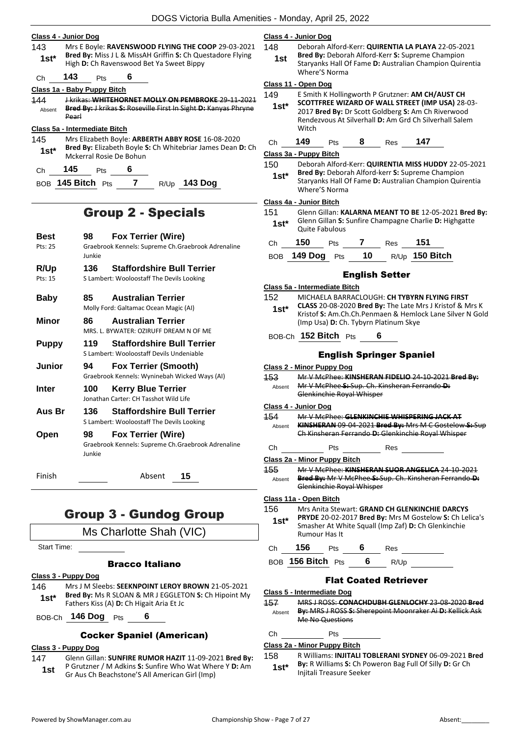**Class 4 - Junior Dog**

143 **1st*** Mrs E Boyle: **RAVENSWOOD FLYING THE COOP** 29-03-2021 **Bred By:** Miss J L & MissAH Griffin **S:** Ch Questadore Flying High **D:** Ch Ravenswood Bet Ya Sweet Bippy

Ch **143** Pts **6**

**Class 1a - Baby Puppy Bitch**

144 Absent ~~J krikas: **WHITEHORNET MOLLY ON PEMBROKE** 29-11-2021 **Bred By:** J krikas **S:** Roseville First In Sight **D:** Kanyas Phryne Pearl~~

**Class 5a - Intermediate Bitch**

145 **1st*** Mrs Elizabeth Boyle: **ARBERTH ABBY ROSE** 16-08-2020 **Bred By:** Elizabeth Boyle **S:** Ch Whitebriar James Dean **D:** Ch Mckerral Rosie De Bohun

Ch **145** Pts **6**

BOB **145 Bitch** Pts **7** R/Up **143 Dog**

# Group 2 - Specials

| | | |
|---|---|---|
| **Best** Pts: 25 | **98** | **Fox Terrier (Wire)** Graebrook Kennels: Supreme Ch.Graebrook Adrenaline Junkie |
| **R/Up** Pts: 15 | **136** | **Staffordshire Bull Terrier** S Lambert: Wooloostaff The Devils Looking |
| **Baby** | **85** | **Australian Terrier** Molly Ford: Galtamac Ocean Magic (AI) |
| **Minor** | **86** | **Australian Terrier** MRS. L. BYWATER: OZIRUFF DREAM N OF ME |
| **Puppy** | **119** | **Staffordshire Bull Terrier** S Lambert: Wooloostaff Devils Undeniable |
| **Junior** | **94** | **Fox Terrier (Smooth)** Graebrook Kennels: Wyninebah Wicked Ways (AI) |
| **Inter** | **100** | **Kerry Blue Terrier** Jonathan Carter: CH Tasshot Wild Life |
| **Aus Br** | **136** | **Staffordshire Bull Terrier** S Lambert: Wooloostaff The Devils Looking |
| **Open** | **98** | **Fox Terrier (Wire)** Graebrook Kennels: Supreme Ch.Graebrook Adrenaline Junkie |

Finish Absent **15**

# Group 3 - Gundog Group

Ms Charlotte Shah (VIC)

Start Time:

### Bracco Italiano

**Class 3 - Puppy Dog**

146 **1st*** Mrs J M Sleebs: **SEEKNPOINT LEROY BROWN** 21-05-2021 **Bred By:** Ms R SLOAN & MR J EGGLETON **S:** Ch Hipoint My Fathers Kiss (A) **D:** Ch Higait Aria Et Jc

BOB-Ch **146 Dog** Pts **6**

### Cocker Spaniel (American)

**Class 3 - Puppy Dog**

147 **1st** Glenn Gillan: **SUNFIRE RUMOR HAZIT** 11-09-2021 **Bred By:** P Grutzner / M Adkins **S:** Sunfire Who Wat Where Y **D:** Am Gr Aus Ch Beachstone'S All American Girl (Imp)

**Class 4 - Junior Dog**

148 **1st** Deborah Alford-Kerr: **QUIRENTIA LA PLAYA** 22-05-2021 **Bred By:** Deborah Alford-Kerr **S:** Supreme Champion Staryanks Hall Of Fame **D:** Australian Champion Quirentia Where'S Norma

**Class 11 - Open Dog**

149 **1st*** E Smith K Hollingworth P Grutzner: **AM CH/AUST CH SCOTTFREE WIZARD OF WALL STREET (IMP USA)** 28-03-2017 **Bred By:** Dr Scott Goldberg **S:** Am Ch Riverwood Rendezvous At Silverhall **D:** Am Grd Ch Silverhall Salem Witch

Ch **149** Pts **8** Res **147**

**Class 3a - Puppy Bitch**

150 **1st*** Deborah Alford-Kerr: **QUIRENTIA MISS HUDDY** 22-05-2021 **Bred By:** Deborah Alford-kerr **S:** Supreme Champion Staryanks Hall Of Fame **D:** Australian Champion Quirentia Where'S Norma

**Class 4a - Junior Bitch**

151 **1st*** Glenn Gillan: **KALARNA MEANT TO BE** 12-05-2021 **Bred By:** Glenn Gillan **S:** Sunfire Champagne Charlie **D:** Highgatte Quite Fabulous

Ch **150** Pts **7** Res **151**

BOB **149 Dog** Pts **10** R/Up **150 Bitch**

### English Setter

**Class 5a - Intermediate Bitch**

152 **1st*** MICHAELA BARRACLOUGH: **CH TYBYRN FLYING FIRST CLASS** 20-08-2020 **Bred By:** The Late Mrs J Kristof & Mrs K Kristof **S:** Am.Ch.Ch.Penmaen & Hemlock Lane Silver N Gold (Imp Usa) **D:** Ch. Tybyrn Platinum Skye

BOB-Ch **152 Bitch** Pts **6**

### English Springer Spaniel

**Class 2 - Minor Puppy Dog**

153 Absent ~~Mr V McPhee: **KINSHERAN FIDELIO** 24-10-2021 **Bred By:** Mr V McPhee **S:** Sup. Ch. Kinsheran Ferrando **D:** Glenkinchie Royal Whisper~~

**Class 4 - Junior Dog**

154 Absent ~~Mr V McPhee: **GLENKINCHIE WHISPERING JACK AT KINSHERAN** 09-04-2021 **Bred By:** Mrs M C Gostelow **S:** Sup Ch Kinsheran Ferrando **D:** Glenkinchie Royal Whisper~~

Ch Pts Res

**Class 2a - Minor Puppy Bitch**

155 Absent ~~Mr V McPhee: **KINSHERAN SUOR ANGELICA** 24-10-2021 **Bred By:** Mr V McPhee **S:** Sup. Ch. Kinsheran Ferrando **D:** Glenkinchie Royal Whisper~~

**Class 11a - Open Bitch**

156 **1st*** Mrs Anita Stewart: **GRAND CH GLENKINCHIE DARCYS PRYDE** 20-02-2017 **Bred By:** Mrs M Gostelow **S:** Ch Lelica's Smasher At White Squall (Imp Zaf) **D:** Ch Glenkinchie Rumour Has It

Ch **156** Pts **6** Res

BOB **156 Bitch** Pts **6** R/Up

### Flat Coated Retriever

**Class 5 - Intermediate Dog**

157 Absent ~~MRS J ROSS: **CONACHDUBH GLENLOCHY** 23-08-2020 **Bred By:** MRS J ROSS **S:** Sherepoint Moonraker Ai **D:** Kellick Ask Me No Questions~~

Ch Pts

**Class 2a - Minor Puppy Bitch**

158 **1st*** R Williams: **INJITALI TOBLERANI SYDNEY** 06-09-2021 **Bred By:** R Williams **S:** Ch Poweron Bag Full Of Silly **D:** Gr Ch Injitali Treasure Seeker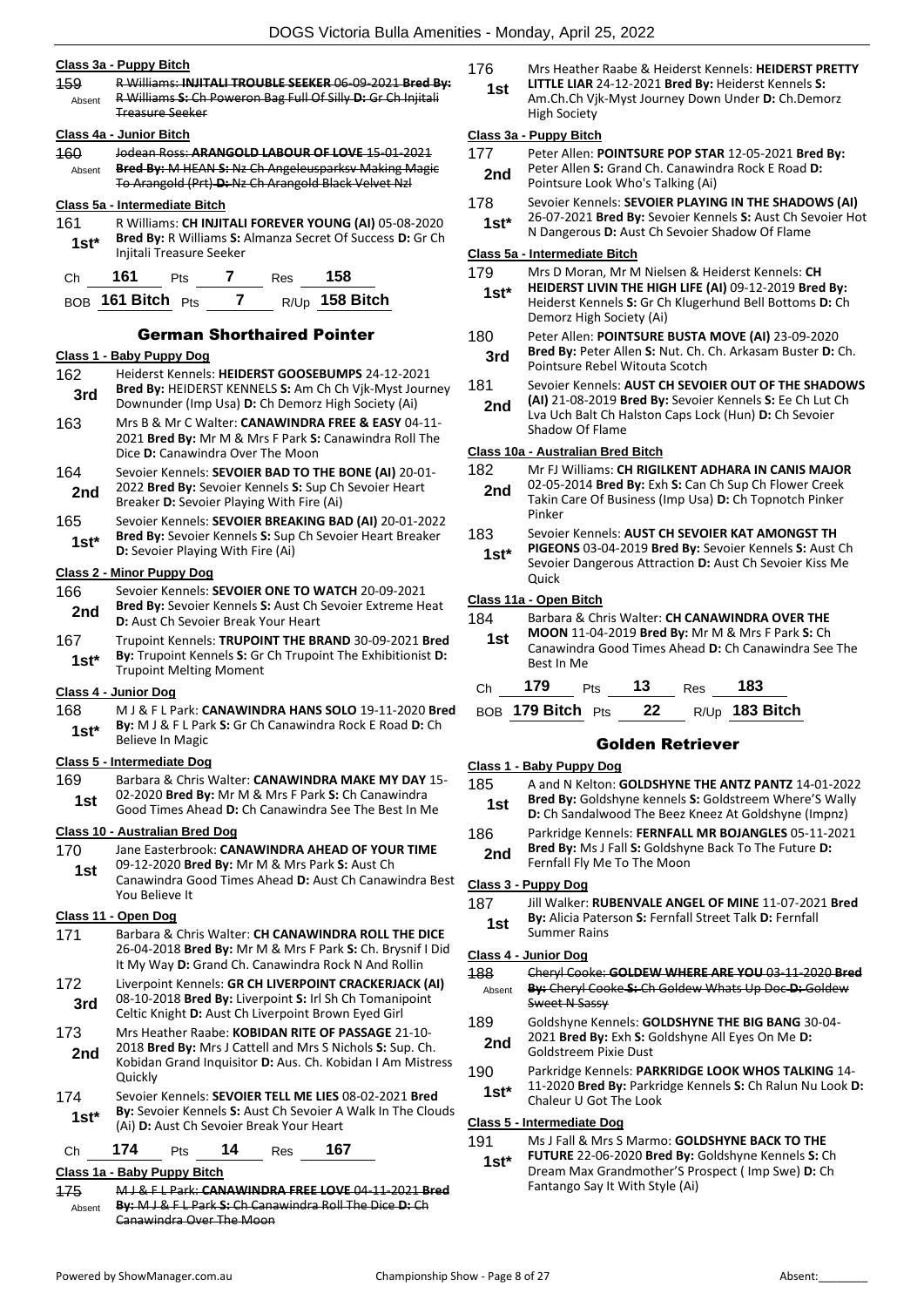#### Class 3a - Puppy Bitch

159 Absent ~~R Williams: **INJITALI TROUBLE SEEKER** 06-09-2021 **Bred By:** R Williams **S:** Ch Poweron Bag Full Of Silly **D:** Gr Ch Injitali Treasure Seeker~~

#### Class 4a - Junior Bitch

160 Absent ~~Jodean Ross: **ARANGOLD LABOUR OF LOVE** 15-01-2021 **Bred By:** M HEAN **S:** Nz Ch Angeleusparksv Making Magic To Arangold (Prt) **D:** Nz Ch Arangold Black Velvet Nzl~~

#### Class 5a - Intermediate Bitch

161 **1st*** R Williams: **CH INJITALI FOREVER YOUNG (AI)** 05-08-2020 **Bred By:** R Williams **S:** Almanza Secret Of Success **D:** Gr Ch Injitali Treasure Seeker

| Ch | 161 | Pts | 7 | Res | 158 |
|---|---|---|---|---|---|
| BOB | 161 Bitch | Pts | 7 | R/Up | 158 Bitch |

## German Shorthaired Pointer

#### Class 1 - Baby Puppy Dog

162 **3rd** Heiderst Kennels: **HEIDERST GOOSEBUMPS** 24-12-2021 **Bred By:** HEIDERST KENNELS **S:** Am Ch Ch Vjk-Myst Journey Downunder (Imp Usa) **D:** Ch Demorz High Society (Ai)

163 Mrs B & Mr C Walter: **CANAWINDRA FREE & EASY** 04-11-2021 **Bred By:** Mr M & Mrs F Park **S:** Canawindra Roll The Dice **D:** Canawindra Over The Moon

164 **2nd** Sevoier Kennels: **SEVOIER BAD TO THE BONE (AI)** 20-01-2022 **Bred By:** Sevoier Kennels **S:** Sup Ch Sevoier Heart Breaker **D:** Sevoier Playing With Fire (Ai)

165 **1st*** Sevoier Kennels: **SEVOIER BREAKING BAD (AI)** 20-01-2022 **Bred By:** Sevoier Kennels **S:** Sup Ch Sevoier Heart Breaker **D:** Sevoier Playing With Fire (Ai)

#### Class 2 - Minor Puppy Dog

166 **2nd** Sevoier Kennels: **SEVOIER ONE TO WATCH** 20-09-2021 **Bred By:** Sevoier Kennels **S:** Aust Ch Sevoier Extreme Heat **D:** Aust Ch Sevoier Break Your Heart

167 **1st*** Trupoint Kennels: **TRUPOINT THE BRAND** 30-09-2021 **Bred By:** Trupoint Kennels **S:** Gr Ch Trupoint The Exhibitionist **D:** Trupoint Melting Moment

#### Class 4 - Junior Dog

168 **1st*** M J & F L Park: **CANAWINDRA HANS SOLO** 19-11-2020 **Bred By:** M J & F L Park **S:** Gr Ch Canawindra Rock E Road **D:** Ch Believe In Magic

#### Class 5 - Intermediate Dog

169 **1st** Barbara & Chris Walter: **CANAWINDRA MAKE MY DAY** 15-02-2020 **Bred By:** Mr M & Mrs F Park **S:** Ch Canawindra Good Times Ahead **D:** Ch Canawindra See The Best In Me

#### Class 10 - Australian Bred Dog

170 **1st** Jane Easterbrook: **CANAWINDRA AHEAD OF YOUR TIME** 09-12-2020 **Bred By:** Mr M & Mrs Park **S:** Aust Ch Canawindra Good Times Ahead **D:** Aust Ch Canawindra Best You Believe It

#### Class 11 - Open Dog

171 Barbara & Chris Walter: **CH CANAWINDRA ROLL THE DICE** 26-04-2018 **Bred By:** Mr M & Mrs F Park **S:** Ch. Brysnif I Did It My Way **D:** Grand Ch. Canawindra Rock N And Rollin

172 **3rd** Liverpoint Kennels: **GR CH LIVERPOINT CRACKERJACK (AI)** 08-10-2018 **Bred By:** Liverpoint **S:** Irl Sh Ch Tomanipoint Celtic Knight **D:** Aust Ch Liverpoint Brown Eyed Girl

173 **2nd** Mrs Heather Raabe: **KOBIDAN RITE OF PASSAGE** 21-10-2018 **Bred By:** Mrs J Cattell and Mrs S Nichols **S:** Sup. Ch. Kobidan Grand Inquisitor **D:** Aus. Ch. Kobidan I Am Mistress Quickly

174 **1st*** Sevoier Kennels: **SEVOIER TELL ME LIES** 08-02-2021 **Bred By:** Sevoier Kennels **S:** Aust Ch Sevoier A Walk In The Clouds (Ai) **D:** Aust Ch Sevoier Break Your Heart

| Ch | 174 | Pts | 14 | Res | 167 |
|---|---|---|---|---|---|

#### Class 1a - Baby Puppy Bitch

175 Absent ~~M J & F L Park: **CANAWINDRA FREE LOVE** 04-11-2021 **Bred By:** M J & F L Park **S:** Ch Canawindra Roll The Dice **D:** Ch Canawindra Over The Moon~~

176 **1st** Mrs Heather Raabe & Heiderst Kennels: **HEIDERST PRETTY LITTLE LIAR** 24-12-2021 **Bred By:** Heiderst Kennels **S:** Am.Ch.Ch Vjk-Myst Journey Down Under **D:** Ch.Demorz High Society

#### Class 3a - Puppy Bitch

177 **2nd** Peter Allen: **POINTSURE POP STAR** 12-05-2021 **Bred By:** Peter Allen **S:** Grand Ch. Canawindra Rock E Road **D:** Pointsure Look Who's Talking (Ai)

178 **1st*** Sevoier Kennels: **SEVOIER PLAYING IN THE SHADOWS (AI)** 26-07-2021 **Bred By:** Sevoier Kennels **S:** Aust Ch Sevoier Hot N Dangerous **D:** Aust Ch Sevoier Shadow Of Flame

#### Class 5a - Intermediate Bitch

179 **1st*** Mrs D Moran, Mr M Nielsen & Heiderst Kennels: **CH HEIDERST LIVIN THE HIGH LIFE (AI)** 09-12-2019 **Bred By:** Heiderst Kennels **S:** Gr Ch Klugerhund Bell Bottoms **D:** Ch Demorz High Society (Ai)

180 **3rd** Peter Allen: **POINTSURE BUSTA MOVE (AI)** 23-09-2020 **Bred By:** Peter Allen **S:** Nut. Ch. Ch. Arkasam Buster **D:** Ch. Pointsure Rebel Witouta Scotch

181 **2nd** Sevoier Kennels: **AUST CH SEVOIER OUT OF THE SHADOWS (AI)** 21-08-2019 **Bred By:** Sevoier Kennels **S:** Ee Ch Lut Ch Lva Uch Balt Ch Halston Caps Lock (Hun) **D:** Ch Sevoier Shadow Of Flame

#### Class 10a - Australian Bred Bitch

182 **2nd** Mr FJ Williams: **CH RIGILKENT ADHARA IN CANIS MAJOR** 02-05-2014 **Bred By:** Exh **S:** Can Ch Sup Ch Flower Creek Takin Care Of Business (Imp Usa) **D:** Ch Topnotch Pinker Pinker

183 **1st*** Sevoier Kennels: **AUST CH SEVOIER KAT AMONGST TH PIGEONS** 03-04-2019 **Bred By:** Sevoier Kennels **S:** Aust Ch Sevoier Dangerous Attraction **D:** Aust Ch Sevoier Kiss Me Quick

#### Class 11a - Open Bitch

184 **1st** Barbara & Chris Walter: **CH CANAWINDRA OVER THE MOON** 11-04-2019 **Bred By:** Mr M & Mrs F Park **S:** Ch Canawindra Good Times Ahead **D:** Ch Canawindra See The Best In Me

| Ch | 179 | Pts | 13 | Res | 183 |
|---|---|---|---|---|---|
| BOB | 179 Bitch | Pts | 22 | R/Up | 183 Bitch |

## Golden Retriever

#### Class 1 - Baby Puppy Dog

185 **1st** A and N Kelton: **GOLDSHYNE THE ANTZ PANTZ** 14-01-2022 **Bred By:** Goldshyne kennels **S:** Goldstreem Where'S Wally **D:** Ch Sandalwood The Beez Kneez At Goldshyne (Impnz)

186 **2nd** Parkridge Kennels: **FERNFALL MR BOJANGLES** 05-11-2021 **Bred By:** Ms J Fall **S:** Goldshyne Back To The Future **D:** Fernfall Fly Me To The Moon

#### Class 3 - Puppy Dog

187 **1st** Jill Walker: **RUBENVALE ANGEL OF MINE** 11-07-2021 **Bred By:** Alicia Paterson **S:** Fernfall Street Talk **D:** Fernfall Summer Rains

#### Class 4 - Junior Dog

188 Absent ~~Cheryl Cooke: **GOLDEW WHERE ARE YOU** 03-11-2020 **Bred By:** Cheryl Cooke **S:** Ch Goldew Whats Up Doc **D:** Goldew Sweet N Sassy~~

189 **2nd** Goldshyne Kennels: **GOLDSHYNE THE BIG BANG** 30-04-2021 **Bred By:** Exh **S:** Goldshyne All Eyes On Me **D:** Goldstreem Pixie Dust

190 **1st*** Parkridge Kennels: **PARKRIDGE LOOK WHOS TALKING** 14-11-2020 **Bred By:** Parkridge Kennels **S:** Ch Ralun Nu Look **D:** Chaleur U Got The Look

#### Class 5 - Intermediate Dog

191 **1st*** Ms J Fall & Mrs S Marmo: **GOLDSHYNE BACK TO THE FUTURE** 22-06-2020 **Bred By:** Goldshyne Kennels **S:** Ch Dream Max Grandmother'S Prospect ( Imp Swe) **D:** Ch Fantango Say It With Style (Ai)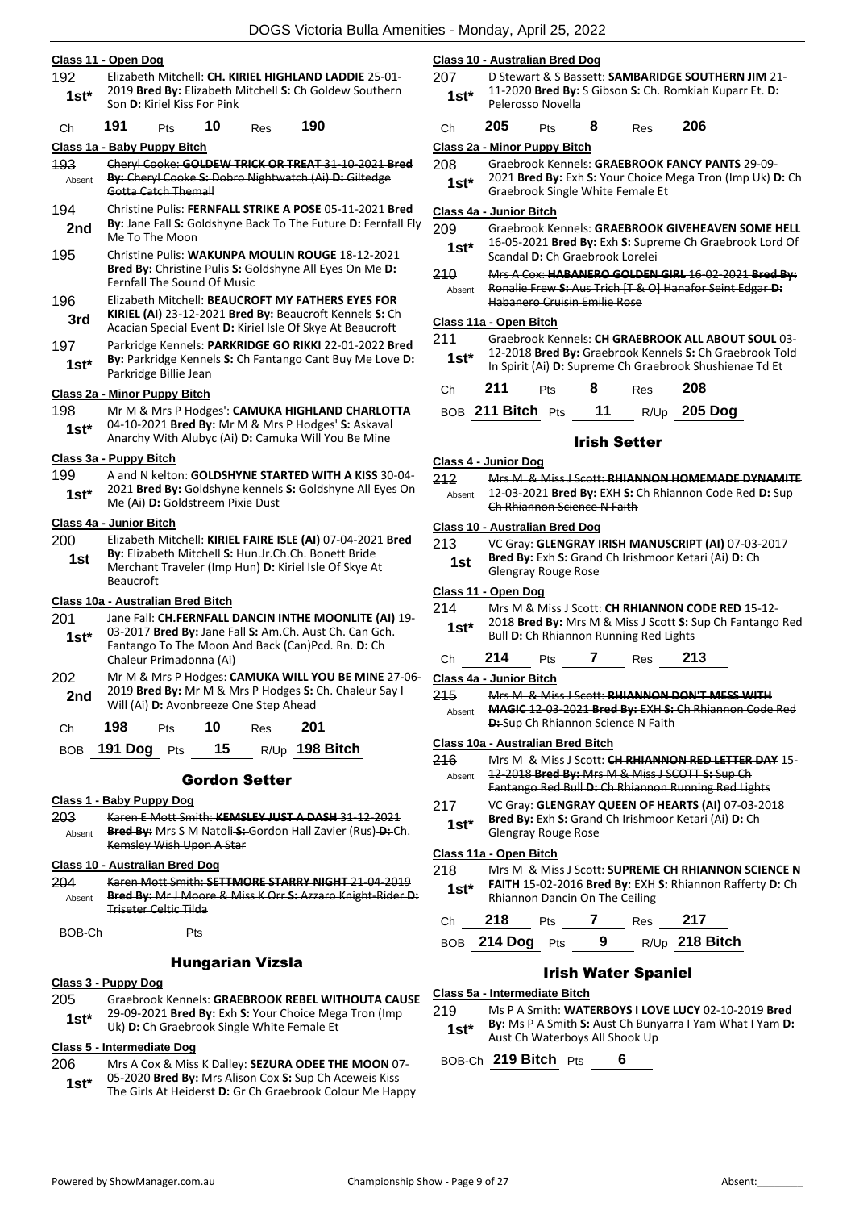### Class 11 - Open Dog

192 **1st*** Elizabeth Mitchell: **CH. KIRIEL HIGHLAND LADDIE** 25-01-2019 **Bred By:** Elizabeth Mitchell **S:** Ch Goldew Southern Son **D:** Kiriel Kiss For Pink

Ch **191** Pts **10** Res **190**

### Class 1a - Baby Puppy Bitch

193 Absent ~~Cheryl Cooke: **GOLDEW TRICK OR TREAT** 31-10-2021 **Bred By:** Cheryl Cooke **S:** Dobro Nightwatch (Ai) **D:** Giltedge Gotta Catch Themall~~

194 **2nd** Christine Pulis: **FERNFALL STRIKE A POSE** 05-11-2021 **Bred By:** Jane Fall **S:** Goldshyne Back To The Future **D:** Fernfall Fly Me To The Moon

195 Christine Pulis: **WAKUNPA MOULIN ROUGE** 18-12-2021 **Bred By:** Christine Pulis **S:** Goldshyne All Eyes On Me **D:** Fernfall The Sound Of Music

196 **3rd** Elizabeth Mitchell: **BEAUCROFT MY FATHERS EYES FOR KIRIEL (AI)** 23-12-2021 **Bred By:** Beaucroft Kennels **S:** Ch Acacian Special Event **D:** Kiriel Isle Of Skye At Beaucroft

197 **1st*** Parkridge Kennels: **PARKRIDGE GO RIKKI** 22-01-2022 **Bred By:** Parkridge Kennels **S:** Ch Fantango Cant Buy Me Love **D:** Parkridge Billie Jean

### Class 2a - Minor Puppy Bitch

198 **1st*** Mr M & Mrs P Hodges': **CAMUKA HIGHLAND CHARLOTTA** 04-10-2021 **Bred By:** Mr M & Mrs P Hodges' **S:** Askaval Anarchy With Alubyc (Ai) **D:** Camuka Will You Be Mine

### Class 3a - Puppy Bitch

199 **1st*** A and N kelton: **GOLDSHYNE STARTED WITH A KISS** 30-04-2021 **Bred By:** Goldshyne kennels **S:** Goldshyne All Eyes On Me (Ai) **D:** Goldstreem Pixie Dust

### Class 4a - Junior Bitch

200 **1st** Elizabeth Mitchell: **KIRIEL FAIRE ISLE (AI)** 07-04-2021 **Bred By:** Elizabeth Mitchell **S:** Hun.Jr.Ch.Ch. Bonett Bride Merchant Traveler (Imp Hun) **D:** Kiriel Isle Of Skye At Beaucroft

### Class 10a - Australian Bred Bitch

201 **1st*** Jane Fall: **CH.FERNFALL DANCIN INTHE MOONLITE (AI)** 19-03-2017 **Bred By:** Jane Fall **S:** Am.Ch. Aust Ch. Can Gch. Fantango To The Moon And Back (Can)Pcd. Rn. **D:** Ch Chaleur Primadonna (Ai)

202 **2nd** Mr M & Mrs P Hodges: **CAMUKA WILL YOU BE MINE** 27-06-2019 **Bred By:** Mr M & Mrs P Hodges **S:** Ch. Chaleur Say I Will (Ai) **D:** Avonbreeze One Step Ahead

Ch **198** Pts **10** Res **201**

BOB **191 Dog** Pts **15** R/Up **198 Bitch**

## Gordon Setter

### Class 1 - Baby Puppy Dog

203 Absent ~~Karen E Mott Smith: **KEMSLEY JUST A DASH** 31-12-2021 **Bred By:** Mrs S M Natoli **S:** Gordon Hall Zavier (Rus) **D:** Ch. Kemsley Wish Upon A Star~~

### Class 10 - Australian Bred Dog

204 Absent ~~Karen Mott Smith: **SETTMORE STARRY NIGHT** 21-04-2019 **Bred By:** Mr J Moore & Miss K Orr **S:** Azzaro Knight-Rider **D:** Triseter Celtic Tilda~~

BOB-Ch \_\_\_\_\_\_\_\_ Pts \_\_\_\_\_\_\_\_

## Hungarian Vizsla

### Class 3 - Puppy Dog

205 **1st*** Graebrook Kennels: **GRAEBROOK REBEL WITHOUTA CAUSE** 29-09-2021 **Bred By:** Exh **S:** Your Choice Mega Tron (Imp Uk) **D:** Ch Graebrook Single White Female Et

### Class 5 - Intermediate Dog

206 **1st*** Mrs A Cox & Miss K Dalley: **SEZURA ODEE THE MOON** 07-05-2020 **Bred By:** Mrs Alison Cox **S:** Sup Ch Aceweis Kiss The Girls At Heiderst **D:** Gr Ch Graebrook Colour Me Happy

### Class 10 - Australian Bred Dog

207 **1st*** D Stewart & S Bassett: **SAMBARIDGE SOUTHERN JIM** 21-11-2020 **Bred By:** S Gibson **S:** Ch. Romkiah Kuparr Et. **D:** Pelerosso Novella

Ch **205** Pts **8** Res **206**

### Class 2a - Minor Puppy Bitch

208 **1st*** Graebrook Kennels: **GRAEBROOK FANCY PANTS** 29-09-2021 **Bred By:** Exh **S:** Your Choice Mega Tron (Imp Uk) **D:** Ch Graebrook Single White Female Et

### Class 4a - Junior Bitch

209 **1st*** Graebrook Kennels: **GRAEBROOK GIVEHEAVEN SOME HELL** 16-05-2021 **Bred By:** Exh **S:** Supreme Ch Graebrook Lord Of Scandal **D:** Ch Graebrook Lorelei

210 Absent ~~Mrs A Cox: **HABANERO GOLDEN GIRL** 16-02-2021 **Bred By:** Ronalie Frew **S:** Aus Trich [T & O] Hanafor Seint Edgar **D:** Habanero Cruisin Emilie Rose~~

### Class 11a - Open Bitch

211 **1st*** Graebrook Kennels: **CH GRAEBROOK ALL ABOUT SOUL** 03-12-2018 **Bred By:** Graebrook Kennels **S:** Ch Graebrook Told In Spirit (Ai) **D:** Supreme Ch Graebrook Shushienae Td Et

Ch **211** Pts **8** Res **208**

BOB **211 Bitch** Pts **11** R/Up **205 Dog**

## Irish Setter

### Class 4 - Junior Dog

212 Absent ~~Mrs M & Miss J Scott: **RHIANNON HOMEMADE DYNAMITE** 12-03-2021 **Bred By:** EXH **S:** Ch Rhiannon Code Red **D:** Sup Ch Rhiannon Science N Faith~~

### Class 10 - Australian Bred Dog

213 **1st** VC Gray: **GLENGRAY IRISH MANUSCRIPT (AI)** 07-03-2017 **Bred By:** Exh **S:** Grand Ch Irishmoor Ketari (Ai) **D:** Ch Glengray Rouge Rose

### Class 11 - Open Dog

214 **1st*** Mrs M & Miss J Scott: **CH RHIANNON CODE RED** 15-12-2018 **Bred By:** Mrs M & Miss J Scott **S:** Sup Ch Fantango Red Bull **D:** Ch Rhiannon Running Red Lights

Ch **214** Pts **7** Res **213**

### Class 4a - Junior Bitch

215 Absent ~~Mrs M & Miss J Scott: **RHIANNON DON'T MESS WITH MAGIC** 12-03-2021 **Bred By:** EXH **S:** Ch Rhiannon Code Red **D:** Sup Ch Rhiannon Science N Faith~~

### Class 10a - Australian Bred Bitch

216 Absent ~~Mrs M & Miss J Scott: **CH RHIANNON RED LETTER DAY** 15-12-2018 **Bred By:** Mrs M & Miss J SCOTT **S:** Sup Ch Fantango Red Bull **D:** Ch Rhiannon Running Red Lights~~

217 **1st*** VC Gray: **GLENGRAY QUEEN OF HEARTS (AI)** 07-03-2018 **Bred By:** Exh **S:** Grand Ch Irishmoor Ketari (Ai) **D:** Ch Glengray Rouge Rose

### Class 11a - Open Bitch

218 **1st*** Mrs M & Miss J Scott: **SUPREME CH RHIANNON SCIENCE N FAITH** 15-02-2016 **Bred By:** Exh **S:** Rhiannon Rafferty **D:** Ch Rhiannon Dancin On The Ceiling

Ch **218** Pts **7** Res **217**

BOB **214 Dog** Pts **9** R/Up **218 Bitch**

## Irish Water Spaniel

### Class 5a - Intermediate Bitch

219 **1st*** Ms P A Smith: **WATERBOYS I LOVE LUCY** 02-10-2019 **Bred By:** Ms P A Smith **S:** Aust Ch Bunyarra I Yam What I Yam **D:** Aust Ch Waterboys All Shook Up

BOB-Ch **219 Bitch** Pts **6**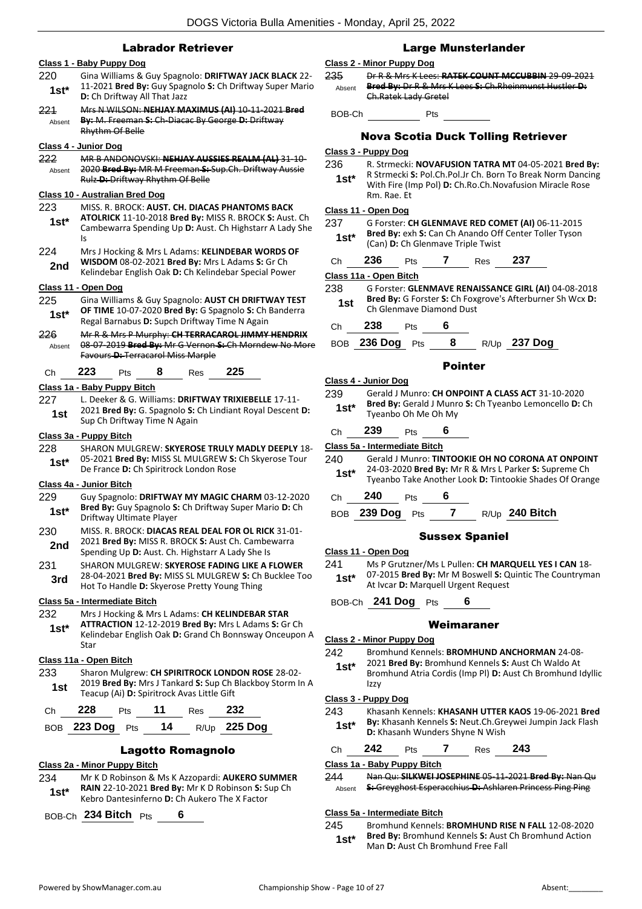## Labrador Retriever

**Class 1 - Baby Puppy Dog**

220 **1st*** Gina Williams & Guy Spagnolo: **DRIFTWAY JACK BLACK** 22-11-2021 **Bred By:** Guy Spagnolo **S:** Ch Driftway Super Mario **D:** Ch Driftway All That Jazz

221 Absent ~~Mrs N WILSON: **NEHJAY MAXIMUS (AI)** 10-11-2021 **Bred By:** M. Freeman **S:** Ch Diacac By George **D:** Driftway Rhythm Of Belle~~

**Class 4 - Junior Dog**

222 Absent ~~MR B ANDONOVSKI: **NEHJAY AUSSIES REALM (AL)** 31-10-2020 **Bred By:** MR M Freeman **S:** Sup.Ch. Driftway Aussie Rulz **D:** Driftway Rhythm Of Belle~~

**Class 10 - Australian Bred Dog**

223 **1st*** MISS. R. BROCK: **AUST. CH. DIACAS PHANTOMS BACK ATOLRICK** 11-10-2018 **Bred By:** MISS R. BROCK **S:** Aust. Ch Cambewarra Spending Up **D:** Aust. Ch Highstarr A Lady She Is

224 **2nd** Mrs J Hocking & Mrs L Adams: **KELINDEBAR WORDS OF WISDOM** 08-02-2021 **Bred By:** Mrs L Adams **S:** Gr Ch Kelindebar English Oak **D:** Ch Kelindebar Special Power

**Class 11 - Open Dog**

225 **1st*** Gina Williams & Guy Spagnolo: **AUST CH DRIFTWAY TEST OF TIME** 10-07-2020 **Bred By:** G Spagnolo **S:** Ch Banderra Regal Barnabus **D:** Supch Driftway Time N Again

226 Absent ~~Mr R & Mrs P Murphy: **CH TERRACAROL JIMMY HENDRIX** 08-07-2019 **Bred By:** Mr G Vernon **S:** Ch Morndew No More Favours **D:** Terracarol Miss Marple~~

Ch **223** Pts **8** Res **225**

**Class 1a - Baby Puppy Bitch**

227 **1st** L. Deeker & G. Williams: **DRIFTWAY TRIXIEBELLE** 17-11-2021 **Bred By:** G. Spagnolo **S:** Ch Lindiant Royal Descent **D:** Sup Ch Driftway Time N Again

**Class 3a - Puppy Bitch**

228 **1st*** SHARON MULGREW: **SKYEROSE TRULY MADLY DEEPLY** 18-05-2021 **Bred By:** MISS SL MULGREW **S:** Ch Skyerose Tour De France **D:** Ch Spiritrock London Rose

**Class 4a - Junior Bitch**

229 **1st*** Guy Spagnolo: **DRIFTWAY MY MAGIC CHARM** 03-12-2020 **Bred By:** Guy Spagnolo **S:** Ch Driftway Super Mario **D:** Ch Driftway Ultimate Player

230 **2nd** MISS. R. BROCK: **DIACAS REAL DEAL FOR OL RICK** 31-01-2021 **Bred By:** MISS R. BROCK **S:** Aust Ch. Cambewarra Spending Up **D:** Aust. Ch. Highstarr A Lady She Is

231 **3rd** SHARON MULGREW: **SKYEROSE FADING LIKE A FLOWER** 28-04-2021 **Bred By:** MISS SL MULGREW **S:** Ch Bucklee Too Hot To Handle **D:** Skyerose Pretty Young Thing

**Class 5a - Intermediate Bitch**

232 **1st*** Mrs J Hocking & Mrs L Adams: **CH KELINDEBAR STAR ATTRACTION** 12-12-2019 **Bred By:** Mrs L Adams **S:** Gr Ch Kelindebar English Oak **D:** Grand Ch Bonnsway Onceupon A Star

**Class 11a - Open Bitch**

233 **1st** Sharon Mulgrew: **CH SPIRITROCK LONDON ROSE** 28-02-2019 **Bred By:** Mrs J Tankard **S:** Sup Ch Blackboy Storm In A Teacup (Ai) **D:** Spiritrock Avas Little Gift

Ch **228** Pts **11** Res **232**

BOB **223 Dog** Pts **14** R/Up **225 Dog**

## Lagotto Romagnolo

**Class 2a - Minor Puppy Bitch**

234 **1st*** Mr K D Robinson & Ms K Azzopardi: **AUKERO SUMMER RAIN** 22-10-2021 **Bred By:** Mr K D Robinson **S:** Sup Ch Kebro Dantesinferno **D:** Ch Aukero The X Factor

BOB-Ch **234 Bitch** Pts **6**

## Large Munsterlander

**Class 2 - Minor Puppy Dog**

235 Absent ~~Dr R & Mrs K Lees: **RATEK COUNT MCCUBBIN** 29-09-2021 **Bred By:** Dr R & Mrs K Lees **S:** Ch.Rheinmunst Hustler **D:** Ch.Ratek Lady Gretel~~

BOB-Ch \_\_\_\_\_\_ Pts \_\_\_\_\_\_

## Nova Scotia Duck Tolling Retriever

**Class 3 - Puppy Dog**

236 **1st*** R. Strmecki: **NOVAFUSION TATRA MT** 04-05-2021 **Bred By:** R Strmecki **S:** Pol.Ch.Pol.Jr Ch. Born To Break Norm Dancing With Fire (Imp Pol) **D:** Ch.Ro.Ch.Novafusion Miracle Rose Rm. Rae. Et

**Class 11 - Open Dog**

237 **1st*** G Forster: **CH GLENMAVE RED COMET (AI)** 06-11-2015 **Bred By:** exh **S:** Can Ch Anando Off Center Toller Tyson (Can) **D:** Ch Glenmave Triple Twist

Ch **236** Pts **7** Res **237**

**Class 11a - Open Bitch**

238 **1st** G Forster: **GLENMAVE RENAISSANCE GIRL (AI)** 04-08-2018 **Bred By:** G Forster **S:** Ch Foxgrove's Afterburner Sh Wcx **D:** Ch Glenmave Diamond Dust

Ch **238** Pts **6**

BOB **236 Dog** Pts **8** R/Up **237 Dog**

## Pointer

**Class 4 - Junior Dog**

239 **1st*** Gerald J Munro: **CH ONPOINT A CLASS ACT** 31-10-2020 **Bred By:** Gerald J Munro **S:** Ch Tyeanbo Lemoncello **D:** Ch Tyeanbo Oh Me Oh My

Ch **239** Pts **6**

**Class 5a - Intermediate Bitch**

240 **1st*** Gerald J Munro: **TINTOOKIE OH NO CORONA AT ONPOINT** 24-03-2020 **Bred By:** Mr R & Mrs L Parker **S:** Supreme Ch Tyeanbo Take Another Look **D:** Tintookie Shades Of Orange

Ch **240** Pts **6**

BOB **239 Dog** Pts **7** R/Up **240 Bitch**

## Sussex Spaniel

**Class 11 - Open Dog**

241 **1st*** Ms P Grutzner/Ms L Pullen: **CH MARQUELL YES I CAN** 18-07-2015 **Bred By:** Mr M Boswell **S:** Quintic The Countryman At Ivcar **D:** Marquell Urgent Request

BOB-Ch **241 Dog** Pts **6**

## Weimaraner

**Class 2 - Minor Puppy Dog**

242 **1st*** Bromhund Kennels: **BROMHUND ANCHORMAN** 24-08-2021 **Bred By:** Bromhund Kennels **S:** Aust Ch Waldo At Bromhund Atria Cordis (Imp Pl) **D:** Aust Ch Bromhund Idyllic Izzy

**Class 3 - Puppy Dog**

243 **1st*** Khasanh Kennels: **KHASANH UTTER KAOS** 19-06-2021 **Bred By:** Khasanh Kennels **S:** Neut.Ch.Greywei Jumpin Jack Flash **D:** Khasanh Wunders Shyne N Wish

Ch **242** Pts **7** Res **243**

**Class 1a - Baby Puppy Bitch**

244 Absent ~~Nan Qu: **SILKWEI JOSEPHINE** 05-11-2021 **Bred By:** Nan Qu **S:** Greyghost Esperacchius **D:** Ashlaren Princess Ping Ping~~

**Class 5a - Intermediate Bitch**

245 **1st*** Bromhund Kennels: **BROMHUND RISE N FALL** 12-08-2020 **Bred By:** Bromhund Kennels **S:** Aust Ch Bromhund Action Man **D:** Aust Ch Bromhund Free Fall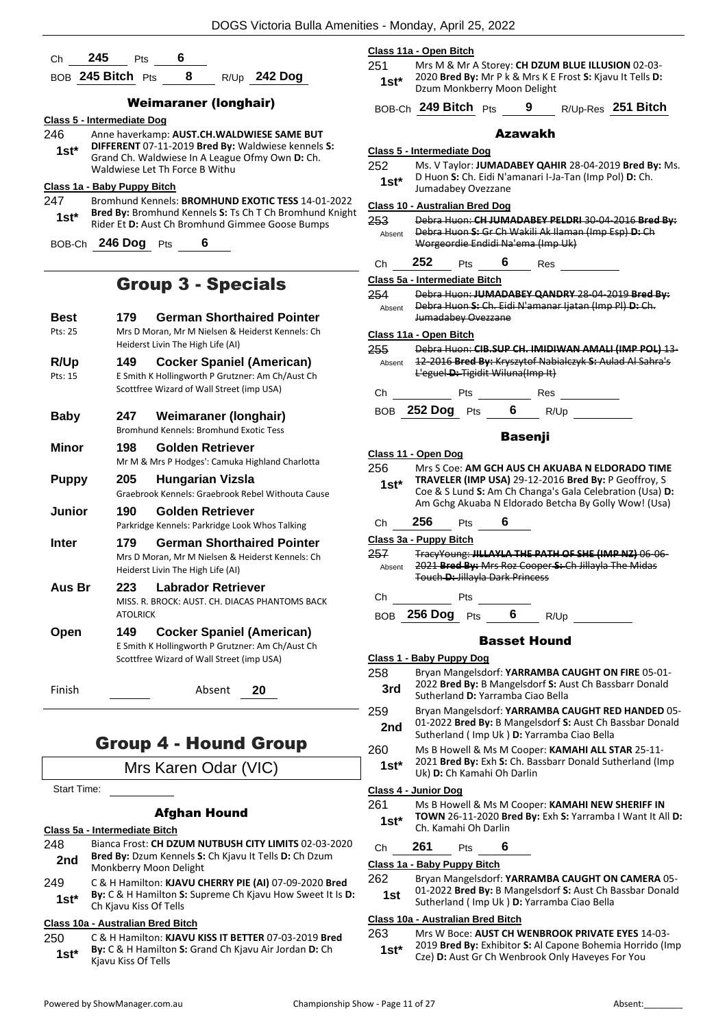Ch **245** Pts **6**

BOB **245 Bitch** Pts **8** R/Up **242 Dog**

### Weimaraner (longhair)

**Class 5 - Intermediate Dog**

246 **1st*** Anne haverkamp: **AUST.CH.WALDWIESE SAME BUT DIFFERENT** 07-11-2019 **Bred By:** Waldwiese kennels **S:** Grand Ch. Waldwiese In A League Ofmy Own **D:** Ch. Waldwiese Let Th Force B Withu

**Class 1a - Baby Puppy Bitch**

247 **1st*** Bromhund Kennels: **BROMHUND EXOTIC TESS** 14-01-2022 **Bred By:** Bromhund Kennels **S:** Ts Ch T Ch Bromhund Knight Rider Et **D:** Aust Ch Bromhund Gimmee Goose Bumps

BOB-Ch **246 Dog** Pts **6**

## Group 3 - Specials

**Best** Pts: 25 — **179 German Shorthaired Pointer** — Mrs D Moran, Mr M Nielsen & Heiderst Kennels: Ch Heiderst Livin The High Life (AI)

**R/Up** Pts: 15 — **149 Cocker Spaniel (American)** — E Smith K Hollingworth P Grutzner: Am Ch/Aust Ch Scottfree Wizard of Wall Street (imp USA)

**Baby** — **247 Weimaraner (longhair)** — Bromhund Kennels: Bromhund Exotic Tess

**Minor** — **198 Golden Retriever** — Mr M & Mrs P Hodges': Camuka Highland Charlotta

**Puppy** — **205 Hungarian Vizsla** — Graebrook Kennels: Graebrook Rebel Withouta Cause

**Junior** — **190 Golden Retriever** — Parkridge Kennels: Parkridge Look Whos Talking

**Inter** — **179 German Shorthaired Pointer** — Mrs D Moran, Mr M Nielsen & Heiderst Kennels: Ch Heiderst Livin The High Life (AI)

**Aus Br** — **223 Labrador Retriever** — MISS. R. BROCK: AUST. CH. DIACAS PHANTOMS BACK ATOLRICK

**Open** — **149 Cocker Spaniel (American)** — E Smith K Hollingworth P Grutzner: Am Ch/Aust Ch Scottfree Wizard of Wall Street (imp USA)

Finish ______ Absent **20**

## Group 4 - Hound Group

Mrs Karen Odar (VIC)

Start Time: ______

### Afghan Hound

**Class 5a - Intermediate Bitch**

248 **2nd** Bianca Frost: **CH DZUM NUTBUSH CITY LIMITS** 02-03-2020 **Bred By:** Dzum Kennels **S:** Ch Kjavu It Tells **D:** Ch Dzum Monkberry Moon Delight

249 **1st*** C & H Hamilton: **KJAVU CHERRY PIE (AI)** 07-09-2020 **Bred By:** C & H Hamilton **S:** Supreme Ch Kjavu How Sweet It Is **D:** Ch Kjavu Kiss Of Tells

**Class 10a - Australian Bred Bitch**

250 **1st*** C & H Hamilton: **KJAVU KISS IT BETTER** 07-03-2019 **Bred By:** C & H Hamilton **S:** Grand Ch Kjavu Air Jordan **D:** Ch Kjavu Kiss Of Tells

**Class 11a - Open Bitch**

251 **1st*** Mrs M & Mr A Storey: **CH DZUM BLUE ILLUSION** 02-03-2020 **Bred By:** Mr P k & Mrs K E Frost **S:** Kjavu It Tells **D:** Dzum Monkberry Moon Delight

BOB-Ch **249 Bitch** Pts **9** R/Up-Res **251 Bitch**

### Azawakh

**Class 5 - Intermediate Dog**

252 **1st*** Ms. V Taylor: **JUMADABEY QAHIR** 28-04-2019 **Bred By:** Ms. D Huon **S:** Ch. Eidi N'amanari I-Ja-Tan (Imp Pol) **D:** Ch. Jumadabey Ovezzane

**Class 10 - Australian Bred Dog**

253 Absent ~~Debra Huon: **CH JUMADABEY PELDRI** 30-04-2016 **Bred By:** Debra Huon **S:** Gr Ch Wakili Ak Ilaman (Imp Esp) **D:** Ch Worgeordie Endidi Na'ema (Imp Uk)~~

Ch **252** Pts **6** Res ______

**Class 5a - Intermediate Bitch**

254 Absent ~~Debra Huon: **JUMADABEY QANDRY** 28-04-2019 **Bred By:** Debra Huon **S:** Ch. Eidi N'amanar Ijatan (Imp Pl) **D:** Ch. Jumadabey Ovezzane~~

**Class 11a - Open Bitch**

255 Absent ~~Debra Huon: **CIB.SUP CH. IMIDIWAN AMALI (IMP POL)** 13-12-2016 **Bred By:** Kryszytof Nabialczyk **S:** Aulad Al Sahra's L'eguel **D:** Tigidit Wiluna(Imp It)~~

Ch ______ Pts ______ Res ______

BOB **252 Dog** Pts **6** R/Up ______

### Basenji

**Class 11 - Open Dog**

256 **1st*** Mrs S Coe: **AM GCH AUS CH AKUABA N ELDORADO TIME TRAVELER (IMP USA)** 29-12-2016 **Bred By:** P Geoffroy, S Coe & S Lund **S:** Am Ch Changa's Gala Celebration (Usa) **D:** Am Gchg Akuaba N Eldorado Betcha By Golly Wow! (Usa)

Ch **256** Pts **6**

**Class 3a - Puppy Bitch**

257 Absent ~~TracyYoung: **JILLAYLA THE PATH OF SHE (IMP NZ)** 06-06-2021 **Bred By:** Mrs Roz Cooper **S:** Ch Jillayla The Midas Touch **D:** Jillayla Dark Princess~~

Ch ______ Pts ______

BOB **256 Dog** Pts **6** R/Up ______

### Basset Hound

**Class 1 - Baby Puppy Dog**

258 **3rd** Bryan Mangelsdorf: **YARRAMBA CAUGHT ON FIRE** 05-01-2022 **Bred By:** B Mangelsdorf **S:** Aust Ch Bassbarr Donald Sutherland **D:** Yarramba Ciao Bella

259 **2nd** Bryan Mangelsdorf: **YARRAMBA CAUGHT RED HANDED** 05-01-2022 **Bred By:** B Mangelsdorf **S:** Aust Ch Bassbar Donald Sutherland ( Imp Uk ) **D:** Yarramba Ciao Bella

260 **1st*** Ms B Howell & Ms M Cooper: **KAMAHI ALL STAR** 25-11-2021 **Bred By:** Exh **S:** Ch. Bassbarr Donald Sutherland (Imp Uk) **D:** Ch Kamahi Oh Darlin

**Class 4 - Junior Dog**

261 **1st*** Ms B Howell & Ms M Cooper: **KAMAHI NEW SHERIFF IN TOWN** 26-11-2020 **Bred By:** Exh **S:** Yarramba I Want It All **D:** Ch. Kamahi Oh Darlin

Ch **261** Pts **6**

**Class 1a - Baby Puppy Bitch**

262 **1st** Bryan Mangelsdorf: **YARRAMBA CAUGHT ON CAMERA** 05-01-2022 **Bred By:** B Mangelsdorf **S:** Aust Ch Bassbar Donald Sutherland ( Imp Uk ) **D:** Yarramba Ciao Bella

**Class 10a - Australian Bred Bitch**

263 **1st*** Mrs W Boce: **AUST CH WENBROOK PRIVATE EYES** 14-03-2019 **Bred By:** Exhibitor **S:** Al Capone Bohemia Horrido (Imp Cze) **D:** Aust Gr Ch Wenbrook Only Haveyes For You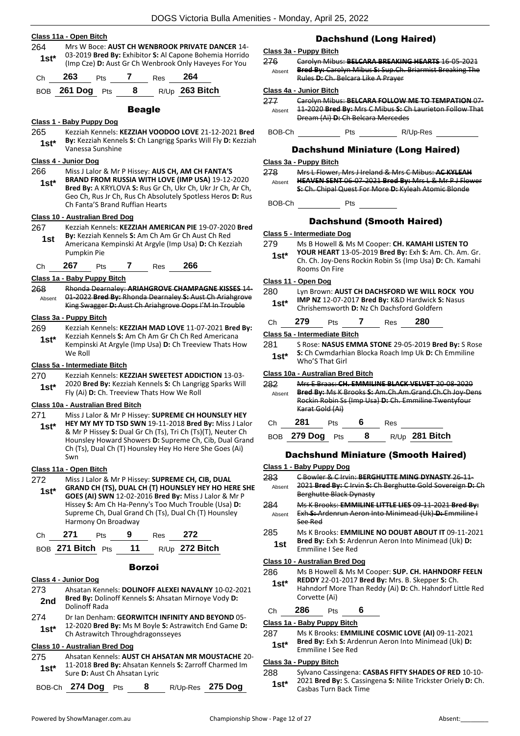**Class 11a - Open Bitch**

264 — **1st*** — Mrs W Boce: **AUST CH WENBROOK PRIVATE DANCER** 14-03-2019 **Bred By:** Exhibitor **S:** Al Capone Bohemia Horrido (Imp Cze) **D:** Aust Gr Ch Wenbrook Only Haveyes For You

Ch **263** Pts **7** Res **264**

BOB **261 Dog** Pts **8** R/Up **263 Bitch**

## Beagle

**Class 1 - Baby Puppy Dog**

265 — **1st*** — Kezziah Kennels: **KEZZIAH VOODOO LOVE** 21-12-2021 **Bred By:** Kezziah Kennels **S:** Ch Langrigg Sparks Will Fly **D:** Kezziah Vanessa Sunshine

**Class 4 - Junior Dog**

266 — **1st*** — Miss J Lalor & Mr P Hissey: **AUS CH, AM CH FANTA'S BRAND FROM RUSSIA WITH LOVE (IMP USA)** 19-12-2020 **Bred By:** A KRYLOVA **S:** Rus Gr Ch, Ukr Ch, Ukr Jr Ch, Ar Ch, Geo Ch, Rus Jr Ch, Rus Ch Absolutely Spotless Heros **D:** Rus Ch Fanta'S Brand Ruffian Hearts

**Class 10 - Australian Bred Dog**

267 — **1st** — Kezziah Kennels: **KEZZIAH AMERICAN PIE** 19-07-2020 **Bred By:** Kezziah Kennels **S:** Am Ch Am Gr Ch Aust Ch Red Americana Kempinski At Argyle (Imp Usa) **D:** Ch Kezziah Pumpkin Pie

Ch **267** Pts **7** Res **266**

**Class 1a - Baby Puppy Bitch**

268 — Absent — ~~Rhonda Dearnaley: **ARIAHGROVE CHAMPAGNE KISSES** 14-01-2022 **Bred By:** Rhonda Dearnaley **S:** Aust Ch Ariahgrove King Swagger **D:** Aust Ch Ariahgrove Oops I'M In Trouble~~

**Class 3a - Puppy Bitch**

269 — **1st*** — Kezziah Kennels: **KEZZIAH MAD LOVE** 11-07-2021 **Bred By:** Kezziah Kennels **S:** Am Ch Am Gr Ch Ch Red Americana Kempinski At Argyle (Imp Usa) **D:** Ch Treeview Thats How We Roll

**Class 5a - Intermediate Bitch**

270 — **1st*** — Kezziah Kennels: **KEZZIAH SWEETEST ADDICTION** 13-03-2020 **Bred By:** Kezziah Kennels **S:** Ch Langrigg Sparks Will Fly (Ai) **D:** Ch. Treeview Thats How We Roll

**Class 10a - Australian Bred Bitch**

271 — **1st*** — Miss J Lalor & Mr P Hissey: **SUPREME CH HOUNSLEY HEY HEY MY MY TD TSD SWN** 19-11-2018 **Bred By:** Miss J Lalor & Mr P Hissey **S:** Dual Gr Ch (Ts), Tri Ch (Ts)(T), Neuter Ch Hounsley Howard Showers **D:** Supreme Ch, Cib, Dual Grand Ch (Ts), Dual Ch (T) Hounsley Hey Ho Here She Goes (Ai) Swn

**Class 11a - Open Bitch**

272 — **1st*** — Miss J Lalor & Mr P Hissey: **SUPREME CH, CIB, DUAL GRAND CH (TS), DUAL CH (T) HOUNSLEY HEY HO HERE SHE GOES (AI) SWN** 12-02-2016 **Bred By:** Miss J Lalor & Mr P Hissey **S:** Am Ch Ha-Penny's Too Much Trouble (Usa) **D:** Supreme Ch, Dual Grand Ch (Ts), Dual Ch (T) Hounsley Harmony On Broadway

Ch **271** Pts **9** Res **272**

BOB **271 Bitch** Pts **11** R/Up **272 Bitch**

## Borzoi

**Class 4 - Junior Dog**

273 — **2nd** — Ahsatan Kennels: **DOLINOFF ALEXEI NAVALNY** 10-02-2021 **Bred By:** Dolinoff Kennels **S:** Ahsatan Mirnoye Vody **D:** Dolinoff Rada

274 — **1st*** — Dr Ian Denham: **GEORWITCH INFINITY AND BEYOND** 05-12-2020 **Bred By:** Ms M Boyle **S:** Astrawitch End Game **D:** Ch Astrawitch Throughdragonsseyes

**Class 10 - Australian Bred Dog**

275 — **1st*** — Ahsatan Kennels: **AUST CH AHSATAN MR MOUSTACHE** 20-11-2018 **Bred By:** Ahsatan Kennels **S:** Zarroff Charmed Im Sure **D:** Aust Ch Ahsatan Lyric

BOB-Ch **274 Dog** Pts **8** R/Up-Res **275 Dog**

## Dachshund (Long Haired)

**Class 3a - Puppy Bitch**

276 — Absent — ~~Carolyn Mibus: **BELCARA BREAKING HEARTS** 16-05-2021 **Bred By:** Carolyn Mibus **S:** Sup.Ch. Briarmist Breaking The Rules **D:** Ch. Belcara Like A Prayer~~

**Class 4a - Junior Bitch**

277 — Absent — ~~Carolyn Mibus: **BELCARA FOLLOW ME TO TEMPATION** 07-11-2020 **Bred By:** Mrs C Mibus **S:** Ch Laurieton Follow That Dream (Ai) **D:** Ch Belcara Mercedes~~

BOB-Ch \_\_\_\_\_\_ Pts \_\_\_\_\_\_ R/Up-Res \_\_\_\_\_\_

## Dachshund Miniature (Long Haired)

**Class 3a - Puppy Bitch**

278 — Absent — ~~Mrs L Flower, Mrs J Ireland & Mrs C Mibus: **AC KYLEAH HEAVEN SENT** 06-07-2021 **Bred By:** Mrs L & Mr P J Flower **S:** Ch. Chipal Quest For More **D:** Kyleah Atomic Blonde~~

BOB-Ch \_\_\_\_\_\_ Pts \_\_\_\_\_\_

## Dachshund (Smooth Haired)

**Class 5 - Intermediate Dog**

279 — **1st*** — Ms B Howell & Ms M Cooper: **CH. KAMAHI LISTEN TO YOUR HEART** 13-05-2019 **Bred By:** Exh **S:** Am. Ch. Am. Gr. Ch. Ch. Joy-Dens Rockin Robin Ss (Imp Usa) **D:** Ch. Kamahi Rooms On Fire

**Class 11 - Open Dog**

280 — **1st*** — Lyn Brown: **AUST CH DACHSFORD WE WILL ROCK YOU IMP NZ** 12-07-2017 **Bred By:** K&D Hardwick **S:** Nasus Chrishemsworth **D:** Nz Ch Dachsford Goldfern

Ch **279** Pts **7** Res **280**

**Class 5a - Intermediate Bitch**

281 — **1st*** — S Rose: **NASUS EMMA STONE** 29-05-2019 **Bred By:** S Rose **S:** Ch Cwmdarhian Blocka Roach Imp Uk **D:** Ch Emmiline Who'S That Girl

**Class 10a - Australian Bred Bitch**

282 — Absent — ~~Mrs E Braas: **CH. EMMILINE BLACK VELVET** 20-08-2020 **Bred By:** Ms K Brooks **S:** Am.Ch.Am.Grand.Ch.Ch Joy-Dens Rockin Robin Ss (Imp Usa) **D:** Ch. Emmiline Twentyfour Karat Gold (Ai)~~

Ch **281** Pts **6** Res \_\_\_\_\_\_

BOB **279 Dog** Pts **8** R/Up **281 Bitch**

## Dachshund Miniature (Smooth Haired)

**Class 1 - Baby Puppy Dog**

283 — Absent — ~~C Bowler & C Irvin: **BERGHUTTE MING DYNASTY** 26-11-2021 **Bred By:** C Irvin **S:** Ch Berghutte Gold Sovereign **D:** Ch Berghutte Black Dynasty~~

284 — Absent — ~~Ms K Brooks: **EMMILINE LITTLE LIES** 09-11-2021 **Bred By:** Exh **S:** Ardenrun Aeron Into Minimead (Uk) **D:** Emmiline I See Red~~

285 — **1st** — Ms K Brooks: **EMMILINE NO DOUBT ABOUT IT** 09-11-2021 **Bred By:** Exh **S:** Ardenrun Aeron Into Minimead (Uk) **D:** Emmiline I See Red

**Class 10 - Australian Bred Dog**

286 — **1st*** — Ms B Howell & Ms M Cooper: **SUP. CH. HAHNDORF FEELN REDDY** 22-01-2017 **Bred By:** Mrs. B. Skepper **S:** Ch. Hahndorf More Than Reddy (Ai) **D:** Ch. Hahndorf Little Red Corvette (Ai)

Ch **286** Pts **6**

**Class 1a - Baby Puppy Bitch**

287 — **1st*** — Ms K Brooks: **EMMILINE COSMIC LOVE (AI)** 09-11-2021 **Bred By:** Exh **S:** Ardenrun Aeron Into Minimead (Uk) **D:** Emmiline I See Red

**Class 3a - Puppy Bitch**

288 — **1st*** — Sylvano Cassingena: **CASBAS FIFTY SHADES OF RED** 10-10-2021 **Bred By:** S. Cassingena **S:** Nilite Trickster Oriely **D:** Ch. Casbas Turn Back Time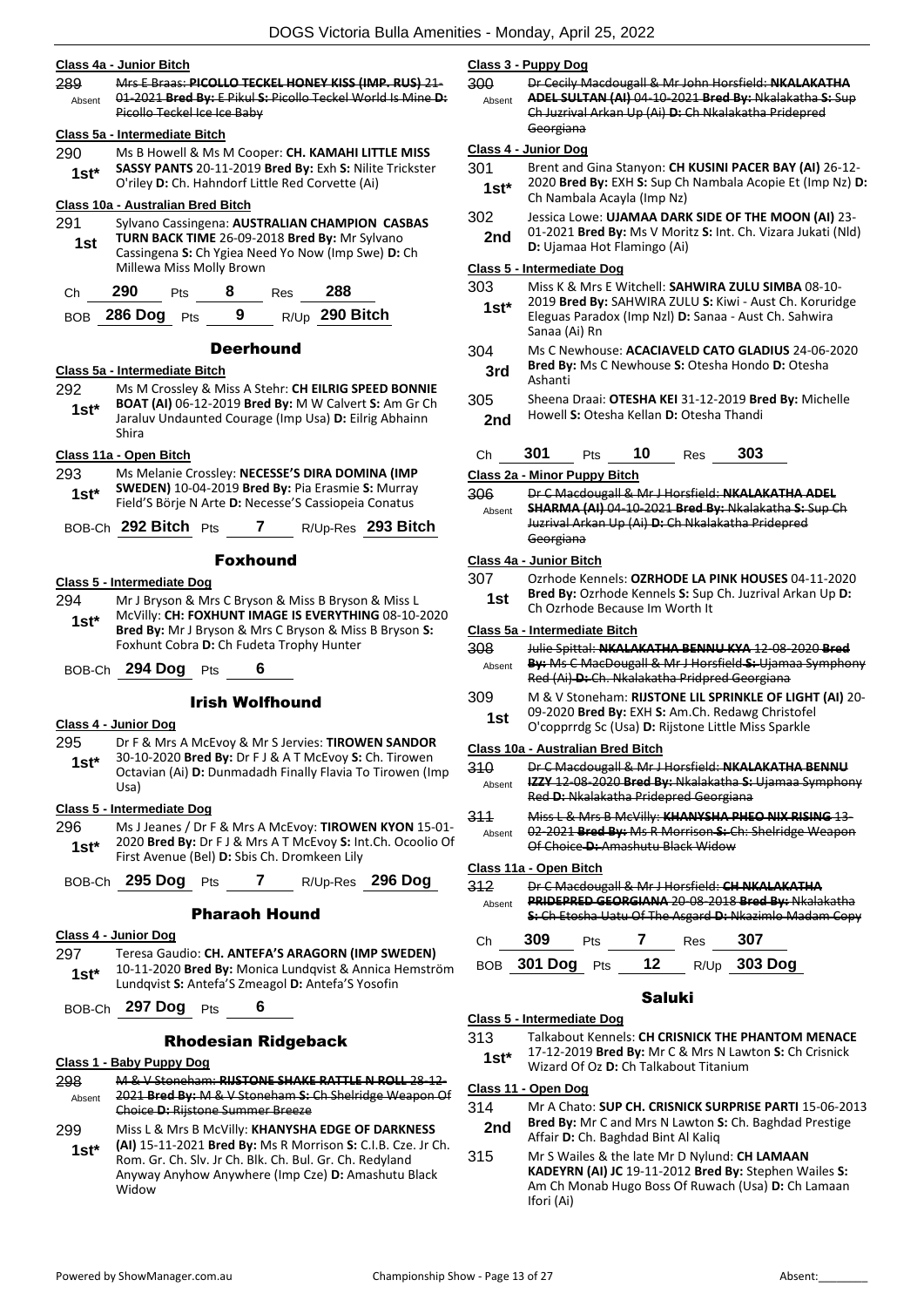## Class 4a - Junior Bitch

289 Absent ~~Mrs E Braas: **PICOLLO TECKEL HONEY KISS (IMP. RUS)** 21-01-2021 **Bred By:** E Pikul **S:** Picollo Teckel World Is Mine **D:** Picollo Teckel Ice Ice Baby~~

## Class 5a - Intermediate Bitch

290 1st* Ms B Howell & Ms M Cooper: **CH. KAMAHI LITTLE MISS SASSY PANTS** 20-11-2019 **Bred By:** Exh **S:** Nilite Trickster O'riley **D:** Ch. Hahndorf Little Red Corvette (Ai)

## Class 10a - Australian Bred Bitch

291 1st Sylvano Cassingena: **AUSTRALIAN CHAMPION CASBAS TURN BACK TIME** 26-09-2018 **Bred By:** Mr Sylvano Cassingena **S:** Ch Ygiea Need Yo Now (Imp Swe) **D:** Ch Millewa Miss Molly Brown

Ch **290** Pts **8** Res **288**

BOB **286 Dog** Pts **9** R/Up **290 Bitch**

# Deerhound

## Class 5a - Intermediate Bitch

292 1st* Ms M Crossley & Miss A Stehr: **CH EILRIG SPEED BONNIE BOAT (AI)** 06-12-2019 **Bred By:** M W Calvert **S:** Am Gr Ch Jaraluv Undaunted Courage (Imp Usa) **D:** Eilrig Abhainn Shira

## Class 11a - Open Bitch

293 1st* Ms Melanie Crossley: **NECESSE'S DIRA DOMINA (IMP SWEDEN)** 10-04-2019 **Bred By:** Pia Erasmie **S:** Murray Field'S Börje N Arte **D:** Necesse'S Cassiopeia Conatus

BOB-Ch **292 Bitch** Pts **7** R/Up-Res **293 Bitch**

# Foxhound

## Class 5 - Intermediate Dog

294 1st* Mr J Bryson & Mrs C Bryson & Miss B Bryson & Miss L McVilly: **CH: FOXHUNT IMAGE IS EVERYTHING** 08-10-2020 **Bred By:** Mr J Bryson & Mrs C Bryson & Miss B Bryson **S:** Foxhunt Cobra **D:** Ch Fudeta Trophy Hunter

BOB-Ch **294 Dog** Pts **6**

# Irish Wolfhound

## Class 4 - Junior Dog

295 1st* Dr F & Mrs A McEvoy & Mr S Jervies: **TIROWEN SANDOR** 30-10-2020 **Bred By:** Dr F J & A T McEvoy **S:** Ch. Tirowen Octavian (Ai) **D:** Dunmadadh Finally Flavia To Tirowen (Imp Usa)

## Class 5 - Intermediate Dog

296 1st* Ms J Jeanes / Dr F & Mrs A McEvoy: **TIROWEN KYON** 15-01-2020 **Bred By:** Dr F J & Mrs A T McEvoy **S:** Int.Ch. Ocoolio Of First Avenue (Bel) **D:** Sbis Ch. Dromkeen Lily

BOB-Ch **295 Dog** Pts **7** R/Up-Res **296 Dog**

# Pharaoh Hound

## Class 4 - Junior Dog

297 1st* Teresa Gaudio: **CH. ANTEFA'S ARAGORN (IMP SWEDEN)** 10-11-2020 **Bred By:** Monica Lundqvist & Annica Hemström Lundqvist **S:** Antefa'S Zmeagol **D:** Antefa'S Yosofin

BOB-Ch **297 Dog** Pts **6**

# Rhodesian Ridgeback

## Class 1 - Baby Puppy Dog

298 Absent ~~M & V Stoneham: **RIJSTONE SHAKE RATTLE N ROLL** 28-12-2021 **Bred By:** M & V Stoneham **S:** Ch Shelridge Weapon Of Choice **D:** Rijstone Summer Breeze~~

299 1st* Miss L & Mrs B McVilly: **KHANYSHA EDGE OF DARKNESS (AI)** 15-11-2021 **Bred By:** Ms R Morrison **S:** C.I.B. Cze. Jr Ch. Rom. Gr. Ch. Slv. Jr Ch. Blk. Ch. Bul. Gr. Ch. Redyland Anyway Anyhow Anywhere (Imp Cze) **D:** Amashutu Black Widow

## Class 3 - Puppy Dog

300 Absent ~~Dr Cecily Macdougall & Mr John Horsfield: **NKALAKATHA ADEL SULTAN (AI)** 04-10-2021 **Bred By:** Nkalakatha **S:** Sup Ch Juzrival Arkan Up (Ai) **D:** Ch Nkalakatha Pridepred Georgiana~~

## Class 4 - Junior Dog

301 1st* Brent and Gina Stanyon: **CH KUSINI PACER BAY (AI)** 26-12-2020 **Bred By:** EXH **S:** Sup Ch Nambala Acopie Et (Imp Nz) **D:** Ch Nambala Acayla (Imp Nz)

302 2nd Jessica Lowe: **UJAMAA DARK SIDE OF THE MOON (AI)** 23-01-2021 **Bred By:** Ms V Moritz **S:** Int. Ch. Vizara Jukati (Nld) **D:** Ujamaa Hot Flamingo (Ai)

## Class 5 - Intermediate Dog

303 1st* Miss K & Mrs E Witchell: **SAHWIRA ZULU SIMBA** 08-10-2019 **Bred By:** SAHWIRA ZULU **S:** Kiwi - Aust Ch. Koruridge Eleguas Paradox (Imp Nzl) **D:** Sanaa - Aust Ch. Sahwira Sanaa (Ai) Rn

304 3rd Ms C Newhouse: **ACACIAVELD CATO GLADIUS** 24-06-2020 **Bred By:** Ms C Newhouse **S:** Otesha Hondo **D:** Otesha Ashanti

305 2nd Sheena Draai: **OTESHA KEI** 31-12-2019 **Bred By:** Michelle Howell **S:** Otesha Kellan **D:** Otesha Thandi

Ch **301** Pts **10** Res **303**

## Class 2a - Minor Puppy Bitch

306 Absent ~~Dr C Macdougall & Mr J Horsfield: **NKALAKATHA ADEL SHARMA (AI)** 04-10-2021 **Bred By:** Nkalakatha **S:** Sup Ch Juzrival Arkan Up (Ai) **D:** Ch Nkalakatha Pridepred Georgiana~~

## Class 4a - Junior Bitch

307 1st Ozrhode Kennels: **OZRHODE LA PINK HOUSES** 04-11-2020 **Bred By:** Ozrhode Kennels **S:** Sup Ch. Juzrival Arkan Up **D:** Ch Ozrhode Because Im Worth It

## Class 5a - Intermediate Bitch

308 Absent ~~Julie Spittal: **NKALAKATHA BENNU KYA** 12-08-2020 **Bred By:** Ms C MacDougall & Mr J Horsfield **S:** Ujamaa Symphony Red (Ai) **D:** Ch. Nkalakatha Pridpred Georgiana~~

309 1st M & V Stoneham: **RIJSTONE LIL SPRINKLE OF LIGHT (AI)** 20-09-2020 **Bred By:** EXH **S:** Am.Ch. Redawg Christofel O'copprrdg Sc (Usa) **D:** Rijstone Little Miss Sparkle

## Class 10a - Australian Bred Bitch

310 Absent ~~Dr C Macdougall & Mr J Horsfield: **NKALAKATHA BENNU IZZY** 12-08-2020 **Bred By:** Nkalakatha **S:** Ujamaa Symphony Red **D:** Nkalakatha Pridepred Georgiana~~

311 Absent ~~Miss L & Mrs B McVilly: **KHANYSHA PHEO NIX RISING** 13-02-2021 **Bred By:** Ms R Morrison **S:** Ch: Shelridge Weapon Of Choice **D:** Amashutu Black Widow~~

## Class 11a - Open Bitch

312 Absent ~~Dr C Macdougall & Mr J Horsfield: **CH NKALAKATHA PRIDEPRED GEORGIANA** 20-08-2018 **Bred By:** Nkalakatha **S:** Ch Etosha Uatu Of The Asgard **D:** Nkazimlo Madam Copy~~

Ch **309** Pts **7** Res **307**

BOB **301 Dog** Pts **12** R/Up **303 Dog**

# Saluki

## Class 5 - Intermediate Dog

313 1st* Talkabout Kennels: **CH CRISNICK THE PHANTOM MENACE** 17-12-2019 **Bred By:** Mr C & Mrs N Lawton **S:** Ch Crisnick Wizard Of Oz **D:** Ch Talkabout Titanium

## Class 11 - Open Dog

314 2nd Mr A Chato: **SUP CH. CRISNICK SURPRISE PARTI** 15-06-2013 **Bred By:** Mr C and Mrs N Lawton **S:** Ch. Baghdad Prestige Affair **D:** Ch. Baghdad Bint Al Kaliq

315 Mr S Wailes & the late Mr D Nylund: **CH LAMAAN KADEYRN (AI) JC** 19-11-2012 **Bred By:** Stephen Wailes **S:** Am Ch Monab Hugo Boss Of Ruwach (Usa) **D:** Ch Lamaan Ifori (Ai)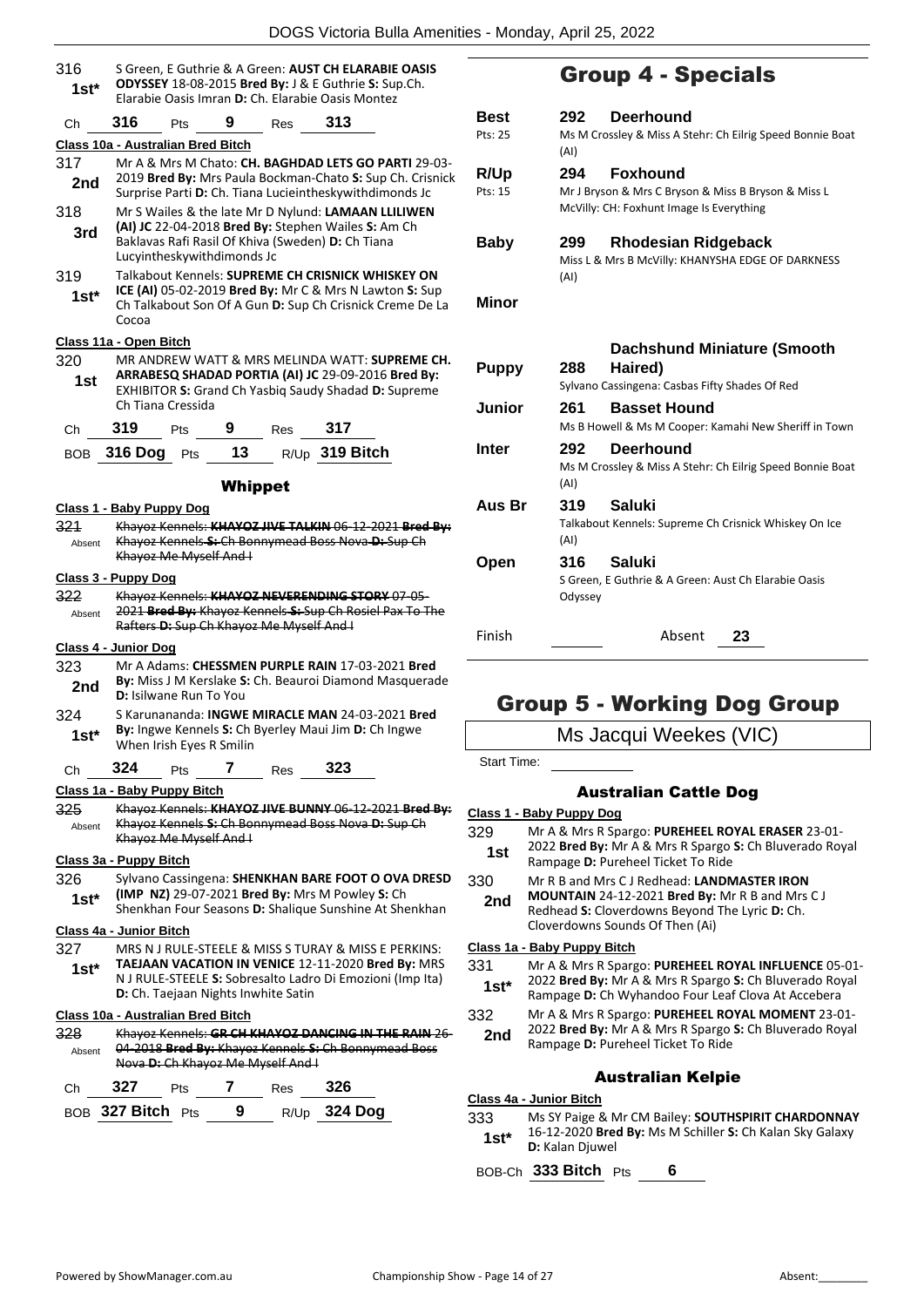316 **1st*** S Green, E Guthrie & A Green: **AUST CH ELARABIE OASIS ODYSSEY** 18-08-2015 **Bred By:** J & E Guthrie **S:** Sup.Ch. Elarabie Oasis Imran **D:** Ch. Elarabie Oasis Montez

Ch **316** Pts **9** Res **313**

**Class 10a - Australian Bred Bitch**

317 **2nd** Mr A & Mrs M Chato: **CH. BAGHDAD LETS GO PARTI** 29-03-2019 **Bred By:** Mrs Paula Bockman-Chato **S:** Sup Ch. Crisnick Surprise Parti **D:** Ch. Tiana Lucieintheskywithdimonds Jc

318 **3rd** Mr S Wailes & the late Mr D Nylund: **LAMAAN LLILIWEN (AI) JC** 22-04-2018 **Bred By:** Stephen Wailes **S:** Am Ch Baklavas Rafi Rasil Of Khiva (Sweden) **D:** Ch Tiana Lucyintheskywithdimonds Jc

319 **1st*** Talkabout Kennels: **SUPREME CH CRISNICK WHISKEY ON ICE (AI)** 05-02-2019 **Bred By:** Mr C & Mrs N Lawton **S:** Sup Ch Talkabout Son Of A Gun **D:** Sup Ch Crisnick Creme De La Cocoa

**Class 11a - Open Bitch**

320 **1st** MR ANDREW WATT & MRS MELINDA WATT: **SUPREME CH. ARRABESQ SHADAD PORTIA (AI) JC** 29-09-2016 **Bred By:** EXHIBITOR **S:** Grand Ch Yasbiq Saudy Shadad **D:** Supreme Ch Tiana Cressida

Ch **319** Pts **9** Res **317**

BOB **316 Dog** Pts **13** R/Up **319 Bitch**

### Whippet

**Class 1 - Baby Puppy Dog**

321 Absent ~~Khayoz Kennels: **KHAYOZ JIVE TALKIN** 06-12-2021 **Bred By:** Khayoz Kennels **S:** Ch Bonnymead Boss Nova **D:** Sup Ch Khayoz Me Myself And I~~

**Class 3 - Puppy Dog**

322 Absent ~~Khayoz Kennels: **KHAYOZ NEVERENDING STORY** 07-05-2021 **Bred By:** Khayoz Kennels **S:** Sup Ch Rosiel Pax To The Rafters **D:** Sup Ch Khayoz Me Myself And I~~

**Class 4 - Junior Dog**

323 **2nd** Mr A Adams: **CHESSMEN PURPLE RAIN** 17-03-2021 **Bred By:** Miss J M Kerslake **S:** Ch. Beauroi Diamond Masquerade **D:** Isilwane Run To You

324 **1st*** S Karunananda: **INGWE MIRACLE MAN** 24-03-2021 **Bred By:** Ingwe Kennels **S:** Ch Byerley Maui Jim **D:** Ch Ingwe When Irish Eyes R Smilin

Ch **324** Pts **7** Res **323**

**Class 1a - Baby Puppy Bitch**

325 Absent ~~Khayoz Kennels: **KHAYOZ JIVE BUNNY** 06-12-2021 **Bred By:** Khayoz Kennels **S:** Ch Bonnymead Boss Nova **D:** Sup Ch Khayoz Me Myself And I~~

**Class 3a - Puppy Bitch**

326 **1st*** Sylvano Cassingena: **SHENKHAN BARE FOOT O OVA DRESD (IMP NZ)** 29-07-2021 **Bred By:** Mrs M Powley **S:** Ch Shenkhan Four Seasons **D:** Shalique Sunshine At Shenkhan

**Class 4a - Junior Bitch**

327 **1st*** MRS N J RULE-STEELE & MISS S TURAY & MISS E PERKINS: **TAEJAAN VACATION IN VENICE** 12-11-2020 **Bred By:** MRS N J RULE-STEELE **S:** Sobresalto Ladro Di Emozioni (Imp Ita) **D:** Ch. Taejaan Nights Inwhite Satin

**Class 10a - Australian Bred Bitch**

328 Absent ~~Khayoz Kennels: **GR CH KHAYOZ DANCING IN THE RAIN** 26-04-2018 **Bred By:** Khayoz Kennels **S:** Ch Bonnymead Boss Nova **D:** Ch Khayoz Me Myself And I~~

Ch **327** Pts **7** Res **326**

BOB **327 Bitch** Pts **9** R/Up **324 Dog**

## Group 4 - Specials

| | | | |
|---|---|---|---|
| **Best** Pts: 25 | 292 | **Deerhound** | Ms M Crossley & Miss A Stehr: Ch Eilrig Speed Bonnie Boat (AI) |
| **R/Up** Pts: 15 | 294 | **Foxhound** | Mr J Bryson & Mrs C Bryson & Miss B Bryson & Miss L McVilly: CH: Foxhunt Image Is Everything |
| **Baby** | 299 | **Rhodesian Ridgeback** | Miss L & Mrs B McVilly: KHANYSHA EDGE OF DARKNESS (AI) |
| **Minor** | | | |
| **Puppy** | 288 | **Dachshund Miniature (Smooth Haired)** | Sylvano Cassingena: Casbas Fifty Shades Of Red |
| **Junior** | 261 | **Basset Hound** | Ms B Howell & Ms M Cooper: Kamahi New Sheriff in Town |
| **Inter** | 292 | **Deerhound** | Ms M Crossley & Miss A Stehr: Ch Eilrig Speed Bonnie Boat (AI) |
| **Aus Br** | 319 | **Saluki** | Talkabout Kennels: Supreme Ch Crisnick Whiskey On Ice (AI) |
| **Open** | 316 | **Saluki** | S Green, E Guthrie & A Green: Aust Ch Elarabie Oasis Odyssey |

Finish ______ Absent **23**

## Group 5 - Working Dog Group

Ms Jacqui Weekes (VIC)

Start Time: ______

### Australian Cattle Dog

**Class 1 - Baby Puppy Dog**

329 **1st** Mr A & Mrs R Spargo: **PUREHEEL ROYAL ERASER** 23-01-2022 **Bred By:** Mr A & Mrs R Spargo **S:** Ch Bluverado Royal Rampage **D:** Pureheel Ticket To Ride

330 **2nd** Mr R B and Mrs C J Redhead: **LANDMASTER IRON MOUNTAIN** 24-12-2021 **Bred By:** Mr R B and Mrs C J Redhead **S:** Cloverdowns Beyond The Lyric **D:** Ch. Cloverdowns Sounds Of Then (Ai)

**Class 1a - Baby Puppy Bitch**

331 **1st*** Mr A & Mrs R Spargo: **PUREHEEL ROYAL INFLUENCE** 05-01-2022 **Bred By:** Mr A & Mrs R Spargo **S:** Ch Bluverado Royal Rampage **D:** Ch Wyhandoo Four Leaf Clova At Accebera

332 **2nd** Mr A & Mrs R Spargo: **PUREHEEL ROYAL MOMENT** 23-01-2022 **Bred By:** Mr A & Mrs R Spargo **S:** Ch Bluverado Royal Rampage **D:** Pureheel Ticket To Ride

### Australian Kelpie

**Class 4a - Junior Bitch**

333 **1st*** Ms SY Paige & Mr CM Bailey: **SOUTHSPIRIT CHARDONNAY** 16-12-2020 **Bred By:** Ms M Schiller **S:** Ch Kalan Sky Galaxy **D:** Kalan Djuwel

BOB-Ch **333 Bitch** Pts **6**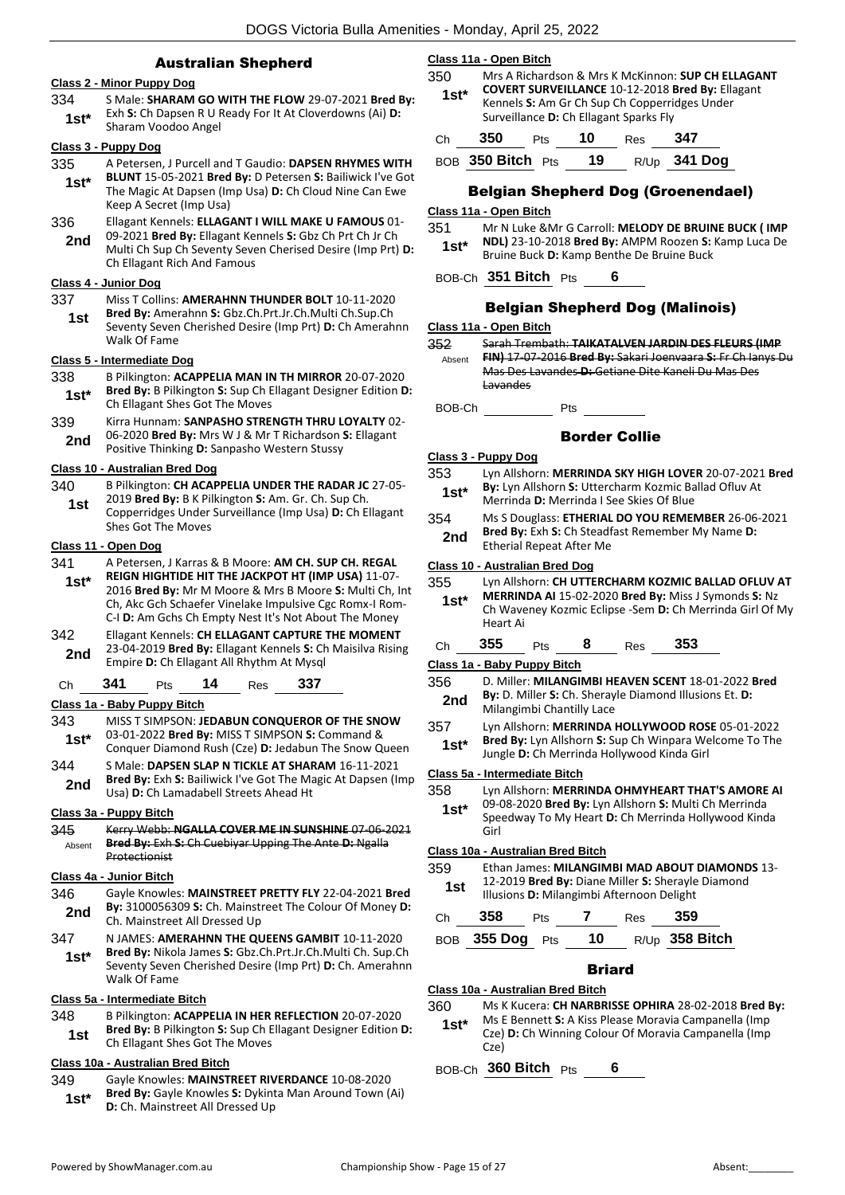## Australian Shepherd

### Class 2 - Minor Puppy Dog

334 **1st*** S Male: **SHARAM GO WITH THE FLOW** 29-07-2021 **Bred By:** Exh **S:** Ch Dapsen R U Ready For It At Cloverdowns (Ai) **D:** Sharam Voodoo Angel

### Class 3 - Puppy Dog

335 **1st*** A Petersen, J Purcell and T Gaudio: **DAPSEN RHYMES WITH BLUNT** 15-05-2021 **Bred By:** D Petersen **S:** Bailiwick I've Got The Magic At Dapsen (Imp Usa) **D:** Ch Cloud Nine Can Ewe Keep A Secret (Imp Usa)

336 **2nd** Ellagant Kennels: **ELLAGANT I WILL MAKE U FAMOUS** 01-09-2021 **Bred By:** Ellagant Kennels **S:** Gbz Ch Prt Ch Jr Ch Multi Ch Sup Ch Seventy Seven Cherised Desire (Imp Prt) **D:** Ch Ellagant Rich And Famous

### Class 4 - Junior Dog

337 **1st** Miss T Collins: **AMERAHNN THUNDER BOLT** 10-11-2020 **Bred By:** Amerahnn **S:** Gbz.Ch.Prt.Jr.Ch.Multi Ch.Sup.Ch Seventy Seven Cherished Desire (Imp Prt) **D:** Ch Amerahnn Walk Of Fame

### Class 5 - Intermediate Dog

338 **1st*** B Pilkington: **ACAPPELIA MAN IN TH MIRROR** 20-07-2020 **Bred By:** B Pilkington **S:** Sup Ch Ellagant Designer Edition **D:** Ch Ellagant Shes Got The Moves

339 **2nd** Kirra Hunnam: **SANPASHO STRENGTH THRU LOYALTY** 02-06-2020 **Bred By:** Mrs W J & Mr T Richardson **S:** Ellagant Positive Thinking **D:** Sanpasho Western Stussy

### Class 10 - Australian Bred Dog

340 **1st** B Pilkington: **CH ACAPPELIA UNDER THE RADAR JC** 27-05-2019 **Bred By:** B K Pilkington **S:** Am. Gr. Ch. Sup Ch. Copperridges Under Surveillance (Imp Usa) **D:** Ch Ellagant Shes Got The Moves

### Class 11 - Open Dog

341 **1st*** A Petersen, J Karras & B Moore: **AM CH. SUP CH. REGAL REIGN HIGHTIDE HIT THE JACKPOT HT (IMP USA)** 11-07-2016 **Bred By:** Mr M Moore & Mrs B Moore **S:** Multi Ch, Int Ch, Akc Gch Schaefer Vinelake Impulsive Cgc Romx-I Rom-C-I **D:** Am Gchs Ch Empty Nest It's Not About The Money

342 **2nd** Ellagant Kennels: **CH ELLAGANT CAPTURE THE MOMENT** 23-04-2019 **Bred By:** Ellagant Kennels **S:** Ch Maisilva Rising Empire **D:** Ch Ellagant All Rhythm At Mysql

Ch **341** Pts **14** Res **337**

### Class 1a - Baby Puppy Bitch

343 **1st*** MISS T SIMPSON: **JEDABUN CONQUEROR OF THE SNOW** 03-01-2022 **Bred By:** MISS T SIMPSON **S:** Command & Conquer Diamond Rush (Cze) **D:** Jedabun The Snow Queen

344 **2nd** S Male: **DAPSEN SLAP N TICKLE AT SHARAM** 16-11-2021 **Bred By:** Exh **S:** Bailiwick I've Got The Magic At Dapsen (Imp Usa) **D:** Ch Lamadabell Streets Ahead Ht

### Class 3a - Puppy Bitch

345 Absent ~~Kerry Webb: **NGALLA COVER ME IN SUNSHINE** 07-06-2021 **Bred By:** Exh **S:** Ch Cuebiyar Upping The Ante **D:** Ngalla Protectionist~~

### Class 4a - Junior Bitch

346 **2nd** Gayle Knowles: **MAINSTREET PRETTY FLY** 22-04-2021 **Bred By:** 3100056309 **S:** Ch. Mainstreet The Colour Of Money **D:** Ch. Mainstreet All Dressed Up

347 **1st*** N JAMES: **AMERAHNN THE QUEENS GAMBIT** 10-11-2020 **Bred By:** Nikola James **S:** Gbz.Ch.Prt.Jr.Ch.Multi Ch. Sup.Ch Seventy Seven Cherished Desire (Imp Prt) **D:** Ch. Amerahnn Walk Of Fame

### Class 5a - Intermediate Bitch

348 **1st** B Pilkington: **ACAPPELIA IN HER REFLECTION** 20-07-2020 **Bred By:** B Pilkington **S:** Sup Ch Ellagant Designer Edition **D:** Ch Ellagant Shes Got The Moves

### Class 10a - Australian Bred Bitch

349 **1st*** Gayle Knowles: **MAINSTREET RIVERDANCE** 10-08-2020 **Bred By:** Gayle Knowles **S:** Dykinta Man Around Town (Ai) **D:** Ch. Mainstreet All Dressed Up

### Class 11a - Open Bitch

350 **1st*** Mrs A Richardson & Mrs K McKinnon: **SUP CH ELLAGANT COVERT SURVEILLANCE** 10-12-2018 **Bred By:** Ellagant Kennels **S:** Am Gr Ch Sup Ch Copperridges Under Surveillance **D:** Ch Ellagant Sparks Fly

Ch **350** Pts **10** Res **347**

BOB **350 Bitch** Pts **19** R/Up **341 Dog**

## Belgian Shepherd Dog (Groenendael)

### Class 11a - Open Bitch

351 **1st*** Mr N Luke &Mr G Carroll: **MELODY DE BRUINE BUCK ( IMP NDL)** 23-10-2018 **Bred By:** AMPM Roozen **S:** Kamp Luca De Bruine Buck **D:** Kamp Benthe De Bruine Buck

BOB-Ch **351 Bitch** Pts **6**

## Belgian Shepherd Dog (Malinois)

### Class 11a - Open Bitch

352 Absent ~~Sarah Trembath: **TAIKATALVEN JARDIN DES FLEURS (IMP FIN)** 17-07-2016 **Bred By:** Sakari Joenvaara **S:** Fr Ch Ianys Du Mas Des Lavandes **D:** Getiane Dite Kaneli Du Mas Des Lavandes~~

BOB-Ch ______ Pts ______

## Border Collie

### Class 3 - Puppy Dog

353 **1st*** Lyn Allshorn: **MERRINDA SKY HIGH LOVER** 20-07-2021 **Bred By:** Lyn Allshorn **S:** Uttercharm Kozmic Ballad Ofluv At Merrinda **D:** Merrinda I See Skies Of Blue

354 **2nd** Ms S Douglass: **ETHERIAL DO YOU REMEMBER** 26-06-2021 **Bred By:** Exh **S:** Ch Steadfast Remember My Name **D:** Etherial Repeat After Me

### Class 10 - Australian Bred Dog

355 **1st*** Lyn Allshorn: **CH UTTERCHARM KOZMIC BALLAD OFLUV AT MERRINDA AI** 15-02-2020 **Bred By:** Miss J Symonds **S:** Nz Ch Waveney Kozmic Eclipse -Sem **D:** Ch Merrinda Girl Of My Heart Ai

Ch **355** Pts **8** Res **353**

### Class 1a - Baby Puppy Bitch

356 **2nd** D. Miller: **MILANGIMBI HEAVEN SCENT** 18-01-2022 **Bred By:** D. Miller **S:** Ch. Sherayle Diamond Illusions Et. **D:** Milangimbi Chantilly Lace

357 **1st*** Lyn Allshorn: **MERRINDA HOLLYWOOD ROSE** 05-01-2022 **Bred By:** Lyn Allshorn **S:** Sup Ch Winpara Welcome To The Jungle **D:** Ch Merrinda Hollywood Kinda Girl

### Class 5a - Intermediate Bitch

358 **1st*** Lyn Allshorn: **MERRINDA OHMYHEART THAT'S AMORE AI** 09-08-2020 **Bred By:** Lyn Allshorn **S:** Multi Ch Merrinda Speedway To My Heart **D:** Ch Merrinda Hollywood Kinda Girl

### Class 10a - Australian Bred Bitch

359 **1st** Ethan James: **MILANGIMBI MAD ABOUT DIAMONDS** 13-12-2019 **Bred By:** Diane Miller **S:** Sherayle Diamond Illusions **D:** Milangimbi Afternoon Delight

Ch **358** Pts **7** Res **359**

BOB **355 Dog** Pts **10** R/Up **358 Bitch**

## Briard

### Class 10a - Australian Bred Bitch

360 **1st*** Ms K Kucera: **CH NARBRISSE OPHIRA** 28-02-2018 **Bred By:** Ms E Bennett **S:** A Kiss Please Moravia Campanella (Imp Cze) **D:** Ch Winning Colour Of Moravia Campanella (Imp Cze)

BOB-Ch **360 Bitch** Pts **6**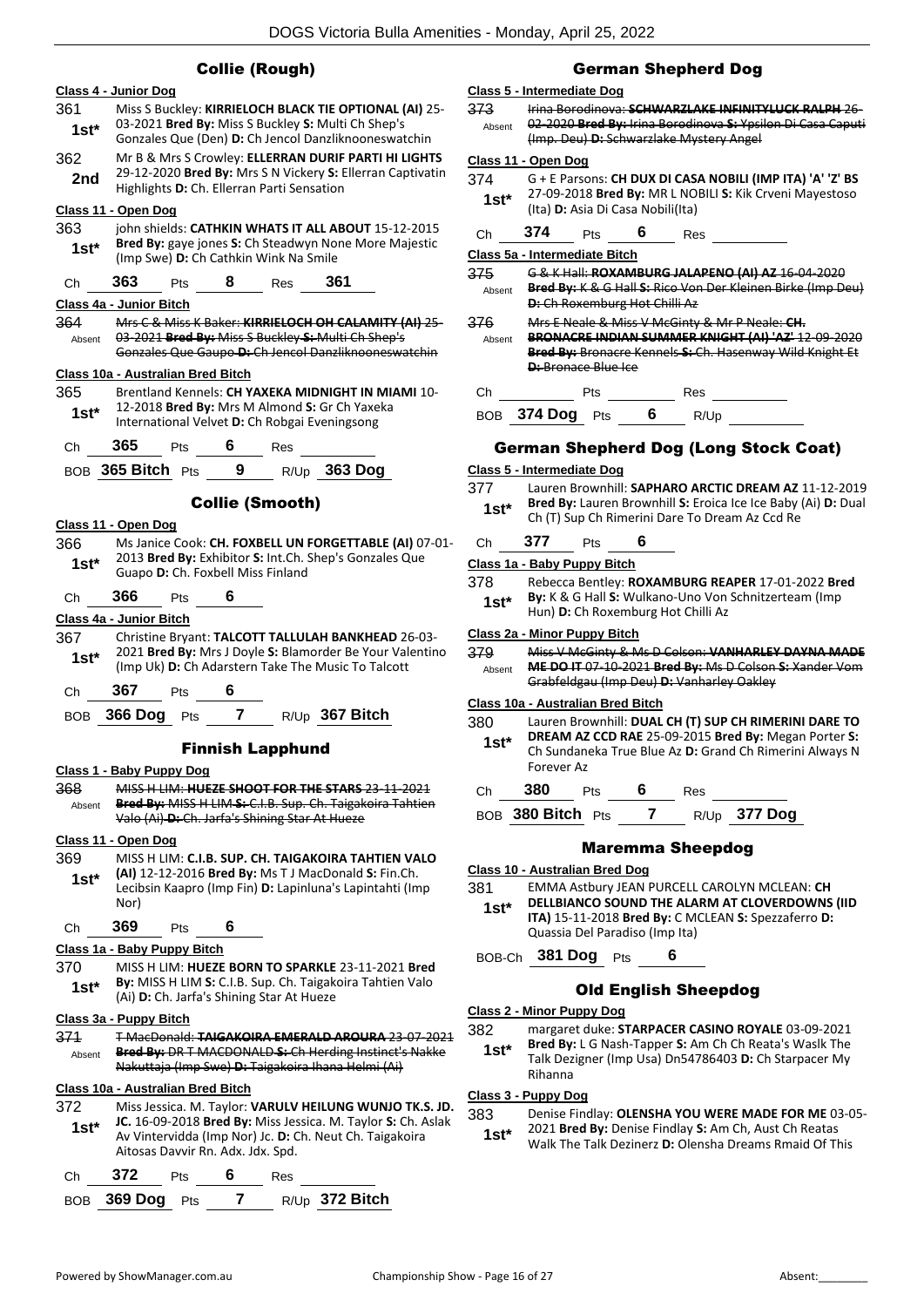## Collie (Rough)

**Class 4 - Junior Dog**

361 **1st*** Miss S Buckley: **KIRRIELOCH BLACK TIE OPTIONAL (AI)** 25-03-2021 **Bred By:** Miss S Buckley **S:** Multi Ch Shep's Gonzales Que (Den) **D:** Ch Jencol Danzliknooneswatchin

362 **2nd** Mr B & Mrs S Crowley: **ELLERRAN DURIF PARTI HI LIGHTS** 29-12-2020 **Bred By:** Mrs S N Vickery **S:** Ellerran Captivatin Highlights **D:** Ch. Ellerran Parti Sensation

**Class 11 - Open Dog**

363 **1st*** john shields: **CATHKIN WHATS IT ALL ABOUT** 15-12-2015 **Bred By:** gaye jones **S:** Ch Steadwyn None More Majestic (Imp Swe) **D:** Ch Cathkin Wink Na Smile

Ch **363** Pts **8** Res **361**

**Class 4a - Junior Bitch**

364 Absent ~~Mrs C & Miss K Baker: **KIRRIELOCH OH CALAMITY (AI)** 25-03-2021 **Bred By:** Miss S Buckley **S:** Multi Ch Shep's Gonzales Que Gaupo **D:** Ch Jencol Danzliknooneswatchin~~

**Class 10a - Australian Bred Bitch**

365 **1st*** Brentland Kennels: **CH YAXEKA MIDNIGHT IN MIAMI** 10-12-2018 **Bred By:** Mrs M Almond **S:** Gr Ch Yaxeka International Velvet **D:** Ch Robgai Eveningsong

Ch **365** Pts **6** Res

BOB **365 Bitch** Pts **9** R/Up **363 Dog**

## Collie (Smooth)

**Class 11 - Open Dog**

366 **1st*** Ms Janice Cook: **CH. FOXBELL UN FORGETTABLE (AI)** 07-01-2013 **Bred By:** Exhibitor **S:** Int.Ch. Shep's Gonzales Que Guapo **D:** Ch. Foxbell Miss Finland

Ch **366** Pts **6**

**Class 4a - Junior Bitch**

367 **1st*** Christine Bryant: **TALCOTT TALLULAH BANKHEAD** 26-03-2021 **Bred By:** Mrs J Doyle **S:** Blamorder Be Your Valentino (Imp Uk) **D:** Ch Adarstern Take The Music To Talcott

Ch **367** Pts **6**

BOB **366 Dog** Pts **7** R/Up **367 Bitch**

## Finnish Lapphund

**Class 1 - Baby Puppy Dog**

368 Absent ~~MISS H LIM: **HUEZE SHOOT FOR THE STARS** 23-11-2021 **Bred By:** MISS H LIM **S:** C.I.B. Sup. Ch. Taigakoira Tahtien Valo (Ai) **D:** Ch. Jarfa's Shining Star At Hueze~~

**Class 11 - Open Dog**

369 **1st*** MISS H LIM: **C.I.B. SUP. CH. TAIGAKOIRA TAHTIEN VALO (AI)** 12-12-2016 **Bred By:** Ms T J MacDonald **S:** Fin.Ch. Lecibsin Kaapro (Imp Fin) **D:** Lapinluna's Lapintahti (Imp Nor)

Ch **369** Pts **6**

**Class 1a - Baby Puppy Bitch**

370 **1st*** MISS H LIM: **HUEZE BORN TO SPARKLE** 23-11-2021 **Bred By:** MISS H LIM **S:** C.I.B. Sup. Ch. Taigakoira Tahtien Valo (Ai) **D:** Ch. Jarfa's Shining Star At Hueze

**Class 3a - Puppy Bitch**

371 Absent ~~T MacDonald: **TAIGAKOIRA EMERALD AROURA** 23-07-2021 **Bred By:** DR T MACDONALD **S:** Ch Herding Instinct's Nakke Nakuttaja (Imp Swe) **D:** Taigakoira Ihana Helmi (Ai)~~

**Class 10a - Australian Bred Bitch**

372 **1st*** Miss Jessica. M. Taylor: **VARULV HEILUNG WUNJO TK.S. JD. JC.** 16-09-2018 **Bred By:** Miss Jessica. M. Taylor **S:** Ch. Aslak Av Vintervidda (Imp Nor) Jc. **D:** Ch. Neut Ch. Taigakoira Aitosas Davvir Rn. Adx. Jdx. Spd.

Ch **372** Pts **6** Res

BOB **369 Dog** Pts **7** R/Up **372 Bitch**

## German Shepherd Dog

**Class 5 - Intermediate Dog**

373 Absent ~~Irina Borodinova: **SCHWARZLAKE INFINITYLUCK RALPH** 26-02-2020 **Bred By:** Irina Borodinova **S:** Ypsilon Di Casa Caputi (Imp. Deu) **D:** Schwarzlake Mystery Angel~~

**Class 11 - Open Dog**

374 **1st*** G + E Parsons: **CH DUX DI CASA NOBILI (IMP ITA) 'A' 'Z' BS** 27-09-2018 **Bred By:** MR L NOBILI **S:** Kik Crveni Mayestoso (Ita) **D:** Asia Di Casa Nobili(Ita)

Ch **374** Pts **6** Res

**Class 5a - Intermediate Bitch**

375 Absent ~~G & K Hall: **ROXAMBURG JALAPENO (AI) AZ** 16-04-2020 **Bred By:** K & G Hall **S:** Rico Von Der Kleinen Birke (Imp Deu) **D:** Ch Roxemburg Hot Chilli Az~~

376 Absent ~~Mrs E Neale & Miss V McGinty & Mr P Neale: **CH. BRONACRE INDIAN SUMMER KNIGHT (AI) 'AZ'** 12-09-2020 **Bred By:** Bronacre Kennels **S:** Ch. Hasenway Wild Knight Et **D:** Bronace Blue Ice~~

Ch Pts Res

BOB **374 Dog** Pts **6** R/Up

## German Shepherd Dog (Long Stock Coat)

**Class 5 - Intermediate Dog**

377 **1st*** Lauren Brownhill: **SAPHARO ARCTIC DREAM AZ** 11-12-2019 **Bred By:** Lauren Brownhill **S:** Eroica Ice Ice Baby (Ai) **D:** Dual Ch (T) Sup Ch Rimerini Dare To Dream Az Ccd Re

Ch **377** Pts **6**

**Class 1a - Baby Puppy Bitch**

378 **1st*** Rebecca Bentley: **ROXAMBURG REAPER** 17-01-2022 **Bred By:** K & G Hall **S:** Wulkano-Uno Von Schnitzerteam (Imp Hun) **D:** Ch Roxemburg Hot Chilli Az

**Class 2a - Minor Puppy Bitch**

379 Absent ~~Miss V McGinty & Ms D Colson: **VANHARLEY DAYNA MADE ME DO IT** 07-10-2021 **Bred By:** Ms D Colson **S:** Xander Vom Grabfeldgau (Imp Deu) **D:** Vanharley Oakley~~

**Class 10a - Australian Bred Bitch**

380 **1st*** Lauren Brownhill: **DUAL CH (T) SUP CH RIMERINI DARE TO DREAM AZ CCD RAE** 25-09-2015 **Bred By:** Megan Porter **S:** Ch Sundaneka True Blue Az **D:** Grand Ch Rimerini Always N Forever Az

Ch **380** Pts **6** Res

BOB **380 Bitch** Pts **7** R/Up **377 Dog**

## Maremma Sheepdog

**Class 10 - Australian Bred Dog**

381 **1st*** EMMA Astbury JEAN PURCELL CAROLYN MCLEAN: **CH DELLBIANCO SOUND THE ALARM AT CLOVERDOWNS (IID ITA)** 15-11-2018 **Bred By:** C MCLEAN **S:** Spezzaferro **D:** Quassia Del Paradiso (Imp Ita)

BOB-Ch **381 Dog** Pts **6**

## Old English Sheepdog

**Class 2 - Minor Puppy Dog**

382 **1st*** margaret duke: **STARPACER CASINO ROYALE** 03-09-2021 **Bred By:** L G Nash-Tapper **S:** Am Ch Ch Reata's Waslk The Talk Dezigner (Imp Usa) Dn54786403 **D:** Ch Starpacer My Rihanna

**Class 3 - Puppy Dog**

383 **1st*** Denise Findlay: **OLENSHA YOU WERE MADE FOR ME** 03-05-2021 **Bred By:** Denise Findlay **S:** Am Ch, Aust Ch Reatas Walk The Talk Dezinerz **D:** Olensha Dreams Rmaid Of This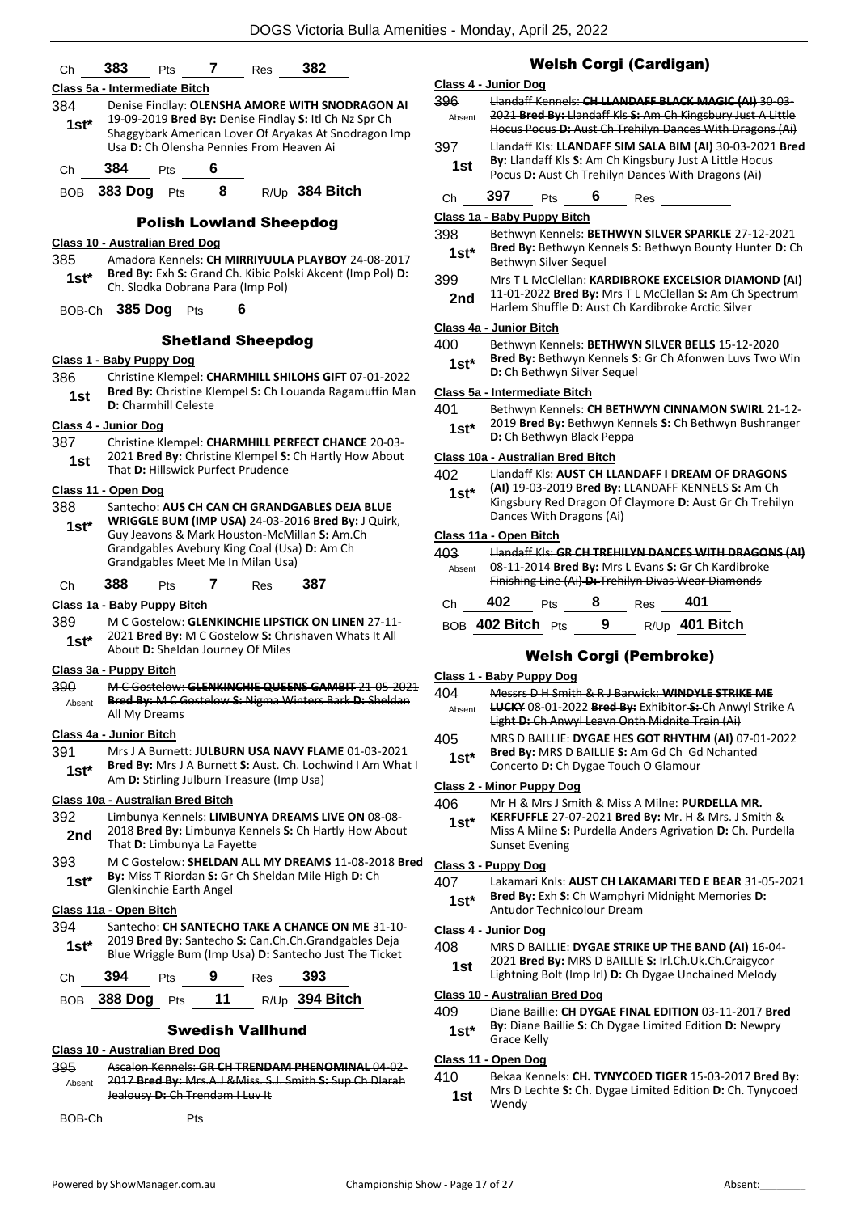| Ch | 383 | Pts | 7 | Res | 382 |
|---|---|---|---|---|---|

**Class 5a - Intermediate Bitch**

384 1st* Denise Findlay: **OLENSHA AMORE WITH SNODRAGON AI** 19-09-2019 **Bred By:** Denise Findlay **S:** Itl Ch Nz Spr Ch Shaggybark American Lover Of Aryakas At Snodragon Imp Usa **D:** Ch Olensha Pennies From Heaven Ai

| Ch | 384 | Pts | 6 |
|---|---|---|---|

| BOB | 383 Dog | Pts | 8 | R/Up | 384 Bitch |
|---|---|---|---|---|---|

## Polish Lowland Sheepdog

**Class 10 - Australian Bred Dog**

385 1st* Amadora Kennels: **CH MIRRIYUULA PLAYBOY** 24-08-2017 **Bred By:** Exh **S:** Grand Ch. Kibic Polski Akcent (Imp Pol) **D:** Ch. Slodka Dobrana Para (Imp Pol)

| BOB-Ch | 385 Dog | Pts | 6 |
|---|---|---|---|

## Shetland Sheepdog

**Class 1 - Baby Puppy Dog**

386 1st Christine Klempel: **CHARMHILL SHILOHS GIFT** 07-01-2022 **Bred By:** Christine Klempel **S:** Ch Louanda Ragamuffin Man **D:** Charmhill Celeste

**Class 4 - Junior Dog**

387 1st Christine Klempel: **CHARMHILL PERFECT CHANCE** 20-03-2021 **Bred By:** Christine Klempel **S:** Ch Hartly How About That **D:** Hillswick Purfect Prudence

**Class 11 - Open Dog**

388 1st* Santecho: **AUS CH CAN CH GRANDGABLES DEJA BLUE WRIGGLE BUM (IMP USA)** 24-03-2016 **Bred By:** J Quirk, Guy Jeavons & Mark Houston-McMillan **S:** Am.Ch Grandgables Avebury King Coal (Usa) **D:** Am Ch Grandgables Meet Me In Milan Usa)

| Ch | 388 | Pts | 7 | Res | 387 |
|---|---|---|---|---|---|

**Class 1a - Baby Puppy Bitch**

389 1st* M C Gostelow: **GLENKINCHIE LIPSTICK ON LINEN** 27-11-2021 **Bred By:** M C Gostelow **S:** Chrishaven Whats It All About **D:** Sheldan Journey Of Miles

**Class 3a - Puppy Bitch**

390 Absent ~~M C Gostelow: **GLENKINCHIE QUEENS GAMBIT** 21-05-2021 **Bred By:** M C Gostelow **S:** Nigma Winters Bark **D:** Sheldan All My Dreams~~

**Class 4a - Junior Bitch**

391 1st* Mrs J A Burnett: **JULBURN USA NAVY FLAME** 01-03-2021 **Bred By:** Mrs J A Burnett **S:** Aust. Ch. Lochwind I Am What I Am **D:** Stirling Julburn Treasure (Imp Usa)

**Class 10a - Australian Bred Bitch**

392 2nd Limbunya Kennels: **LIMBUNYA DREAMS LIVE ON** 08-08-2018 **Bred By:** Limbunya Kennels **S:** Ch Hartly How About That **D:** Limbunya La Fayette

393 1st* M C Gostelow: **SHELDAN ALL MY DREAMS** 11-08-2018 **Bred By:** Miss T Riordan **S:** Gr Ch Sheldan Mile High **D:** Ch Glenkinchie Earth Angel

**Class 11a - Open Bitch**

394 1st* Santecho: **CH SANTECHO TAKE A CHANCE ON ME** 31-10-2019 **Bred By:** Santecho **S:** Can.Ch.Ch.Grandgables Deja Blue Wriggle Bum (Imp Usa) **D:** Santecho Just The Ticket

| Ch | 394 | Pts | 9 | Res | 393 |
|---|---|---|---|---|---|

| BOB | 388 Dog | Pts | 11 | R/Up | 394 Bitch |
|---|---|---|---|---|---|

## Swedish Vallhund

**Class 10 - Australian Bred Dog**

395 Absent ~~Ascalon Kennels: **GR CH TRENDAM PHENOMINAL** 04-02-2017 **Bred By:** Mrs.A.J &Miss. S.J. Smith **S:** Sup Ch Dlarah Jealousy **D:** Ch Trendam I Luv It~~

| BOB-Ch | | Pts | |
|---|---|---|---|

## Welsh Corgi (Cardigan)

**Class 4 - Junior Dog**

396 Absent ~~Llandaff Kennels: **CH LLANDAFF BLACK MAGIC (AI)** 30-03-2021 **Bred By:** Llandaff Kls **S:** Am Ch Kingsbury Just A Little Hocus Pocus **D:** Aust Ch Trehilyn Dances With Dragons (Ai)~~

397 1st Llandaff Kls: **LLANDAFF SIM SALA BIM (AI)** 30-03-2021 **Bred By:** Llandaff Kls **S:** Am Ch Kingsbury Just A Little Hocus Pocus **D:** Aust Ch Trehilyn Dances With Dragons (Ai)

| Ch | 397 | Pts | 6 | Res | |
|---|---|---|---|---|---|

**Class 1a - Baby Puppy Bitch**

398 1st* Bethwyn Kennels: **BETHWYN SILVER SPARKLE** 27-12-2021 **Bred By:** Bethwyn Kennels **S:** Bethwyn Bounty Hunter **D:** Ch Bethwyn Silver Sequel

399 2nd Mrs T L McClellan: **KARDIBROKE EXCELSIOR DIAMOND (AI)** 11-01-2022 **Bred By:** Mrs T L McClellan **S:** Am Ch Spectrum Harlem Shuffle **D:** Aust Ch Kardibroke Arctic Silver

**Class 4a - Junior Bitch**

400 1st* Bethwyn Kennels: **BETHWYN SILVER BELLS** 15-12-2020 **Bred By:** Bethwyn Kennels **S:** Gr Ch Afonwen Luvs Two Win **D:** Ch Bethwyn Silver Sequel

**Class 5a - Intermediate Bitch**

401 1st* Bethwyn Kennels: **CH BETHWYN CINNAMON SWIRL** 21-12-2019 **Bred By:** Bethwyn Kennels **S:** Ch Bethwyn Bushranger **D:** Ch Bethwyn Black Peppa

**Class 10a - Australian Bred Bitch**

402 1st* Llandaff Kls: **AUST CH LLANDAFF I DREAM OF DRAGONS (AI)** 19-03-2019 **Bred By:** LLANDAFF KENNELS **S:** Am Ch Kingsbury Red Dragon Of Claymore **D:** Aust Gr Ch Trehilyn Dances With Dragons (Ai)

**Class 11a - Open Bitch**

403 Absent ~~Llandaff Kls: **GR CH TREHILYN DANCES WITH DRAGONS (AI)** 08-11-2014 **Bred By:** Mrs L Evans **S:** Gr Ch Kardibroke Finishing Line (Ai) **D:** Trehilyn Divas Wear Diamonds~~

| Ch | 402 | Pts | 8 | Res | 401 |
|---|---|---|---|---|---|

| BOB | 402 Bitch | Pts | 9 | R/Up | 401 Bitch |
|---|---|---|---|---|---|

## Welsh Corgi (Pembroke)

**Class 1 - Baby Puppy Dog**

404 Absent ~~Messrs D H Smith & R J Barwick: **WINDYLE STRIKE ME LUCKY** 08-01-2022 **Bred By:** Exhibitor **S:** Ch Anwyl Strike A Light **D:** Ch Anwyl Leavn Onth Midnite Train (Ai)~~

405 1st* MRS D BAILLIE: **DYGAE HES GOT RHYTHM (AI)** 07-01-2022 **Bred By:** MRS D BAILLIE **S:** Am Gd Ch Gd Nchanted Concerto **D:** Ch Dygae Touch O Glamour

**Class 2 - Minor Puppy Dog**

406 1st* Mr H & Mrs J Smith & Miss A Milne: **PURDELLA MR. KERFUFFLE** 27-07-2021 **Bred By:** Mr. H & Mrs. J Smith & Miss A Milne **S:** Purdella Anders Agrivation **D:** Ch. Purdella Sunset Evening

**Class 3 - Puppy Dog**

407 1st* Lakamari Knls: **AUST CH LAKAMARI TED E BEAR** 31-05-2021 **Bred By:** Exh **S:** Ch Wamphyri Midnight Memories **D:** Antudor Technicolour Dream

**Class 4 - Junior Dog**

408 1st MRS D BAILLIE: **DYGAE STRIKE UP THE BAND (AI)** 16-04-2021 **Bred By:** MRS D BAILLIE **S:** Irl.Ch.Uk.Ch.Craigycor Lightning Bolt (Imp Irl) **D:** Ch Dygae Unchained Melody

**Class 10 - Australian Bred Dog**

409 1st* Diane Baillie: **CH DYGAE FINAL EDITION** 03-11-2017 **Bred By:** Diane Baillie **S:** Ch Dygae Limited Edition **D:** Newpry Grace Kelly

**Class 11 - Open Dog**

410 1st Bekaa Kennels: **CH. TYNYCOED TIGER** 15-03-2017 **Bred By:** Mrs D Lechte **S:** Ch. Dygae Limited Edition **D:** Ch. Tynycoed Wendy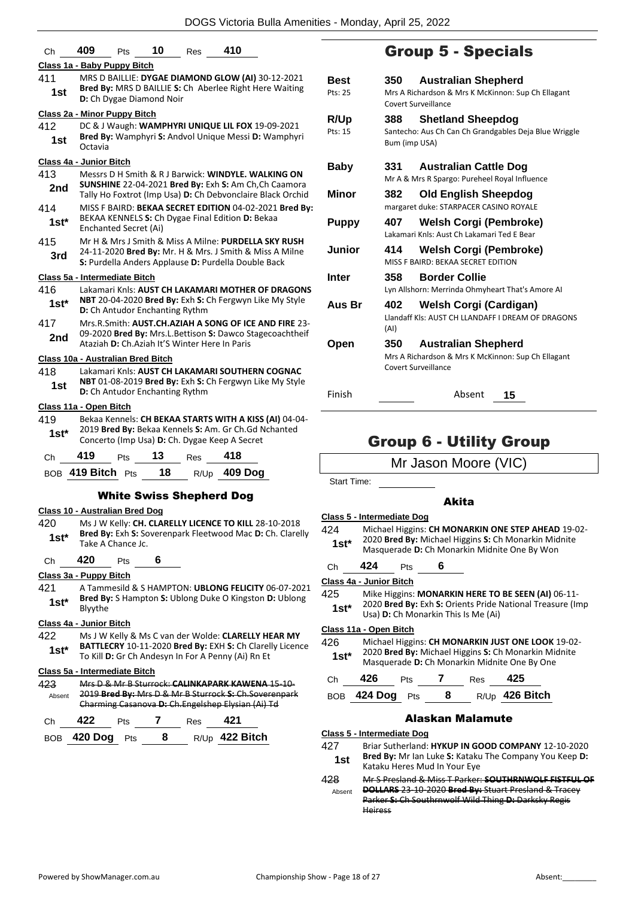| Ch | 409 | Pts | 10 | Res | 410 |
|---|---|---|---|---|---|

**Class 1a - Baby Puppy Bitch**

411 1st — MRS D BAILLIE: **DYGAE DIAMOND GLOW (AI)** 30-12-2021 **Bred By:** MRS D BAILLIE **S:** Ch Aberlee Right Here Waiting **D:** Ch Dygae Diamond Noir

**Class 2a - Minor Puppy Bitch**

412 1st — DC & J Waugh: **WAMPHYRI UNIQUE LIL FOX** 19-09-2021 **Bred By:** Wamphyri **S:** Andvol Unique Messi **D:** Wamphyri Octavia

**Class 4a - Junior Bitch**

413 2nd — Messrs D H Smith & R J Barwick: **WINDYLE. WALKING ON SUNSHINE** 22-04-2021 **Bred By:** Exh **S:** Am Ch,Ch Caamora Tally Ho Foxtrot (Imp Usa) **D:** Ch Debvonclaire Black Orchid

414 1st* — MISS F BAIRD: **BEKAA SECRET EDITION** 04-02-2021 **Bred By:** BEKAA KENNELS **S:** Ch Dygae Final Edition **D:** Bekaa Enchanted Secret (Ai)

415 3rd — Mr H & Mrs J Smith & Miss A Milne: **PURDELLA SKY RUSH** 24-11-2020 **Bred By:** Mr. H & Mrs. J Smith & Miss A Milne **S:** Purdella Anders Applause **D:** Purdella Double Back

**Class 5a - Intermediate Bitch**

416 1st* — Lakamari Knls: **AUST CH LAKAMARI MOTHER OF DRAGONS NBT** 20-04-2020 **Bred By:** Exh **S:** Ch Fergwyn Like My Style **D:** Ch Antudor Enchanting Rythm

417 2nd — Mrs.R.Smith: **AUST.CH.AZIAH A SONG OF ICE AND FIRE** 23-09-2020 **Bred By:** Mrs.L.Bettison **S:** Dawco Stagecoachtheif Ataziah **D:** Ch.Aziah It'S Winter Here In Paris

**Class 10a - Australian Bred Bitch**

418 1st — Lakamari Knls: **AUST CH LAKAMARI SOUTHERN COGNAC NBT** 01-08-2019 **Bred By:** Exh **S:** Ch Fergwyn Like My Style **D:** Ch Antudor Enchanting Rythm

**Class 11a - Open Bitch**

419 1st* — Bekaa Kennels: **CH BEKAA STARTS WITH A KISS (AI)** 04-04-2019 **Bred By:** Bekaa Kennels **S:** Am. Gr Ch.Gd Nchanted Concerto (Imp Usa) **D:** Ch. Dygae Keep A Secret

| Ch | 419 | Pts | 13 | Res | 418 |
|---|---|---|---|---|---|
| BOB | 419 Bitch | Pts | 18 | R/Up | 409 Dog |

### White Swiss Shepherd Dog

**Class 10 - Australian Bred Dog**

420 1st* — Ms J W Kelly: **CH. CLARELLY LICENCE TO KILL** 28-10-2018 **Bred By:** Exh **S:** Soverenpark Fleetwood Mac **D:** Ch. Clarelly Take A Chance Jc.

| Ch | 420 | Pts | 6 |
|---|---|---|---|

**Class 3a - Puppy Bitch**

421 1st* — A Tammesild & S HAMPTON: **UBLONG FELICITY** 06-07-2021 **Bred By:** S Hampton **S:** Ublong Duke O Kingston **D:** Ublong Blyythe

**Class 4a - Junior Bitch**

422 1st* — Ms J W Kelly & Ms C van der Wolde: **CLARELLY HEAR MY BATTLECRY** 10-11-2020 **Bred By:** EXH **S:** Ch Clarelly Licence To Kill **D:** Gr Ch Andesyn In For A Penny (Ai) Rn Et

**Class 5a - Intermediate Bitch**

423 Absent — ~~Mrs D & Mr B Sturrock: **CALINKAPARK KAWENA** 15-10-2019 **Bred By:** Mrs D & Mr B Sturrock **S:** Ch.Soverenpark Charming Casanova **D:** Ch.Engelshep Elysian (Ai) Td~~

| Ch | 422 | Pts | 7 | Res | 421 |
|---|---|---|---|---|---|
| BOB | 420 Dog | Pts | 8 | R/Up | 422 Bitch |

## Group 5 - Specials

| | | | |
|---|---|---|---|
| **Best** Pts: 25 | 350 | **Australian Shepherd** | Mrs A Richardson & Mrs K McKinnon: Sup Ch Ellagant Covert Surveillance |
| **R/Up** Pts: 15 | 388 | **Shetland Sheepdog** | Santecho: Aus Ch Can Ch Grandgables Deja Blue Wriggle Bum (imp USA) |
| **Baby** | 331 | **Australian Cattle Dog** | Mr A & Mrs R Spargo: Pureheel Royal Influence |
| **Minor** | 382 | **Old English Sheepdog** | margaret duke: STARPACER CASINO ROYALE |
| **Puppy** | 407 | **Welsh Corgi (Pembroke)** | Lakamari Knls: Aust Ch Lakamari Ted E Bear |
| **Junior** | 414 | **Welsh Corgi (Pembroke)** | MISS F BAIRD: BEKAA SECRET EDITION |
| **Inter** | 358 | **Border Collie** | Lyn Allshorn: Merrinda Ohmyheart That's Amore AI |
| **Aus Br** | 402 | **Welsh Corgi (Cardigan)** | Llandaff Kls: AUST CH LLANDAFF I DREAM OF DRAGONS (AI) |
| **Open** | 350 | **Australian Shepherd** | Mrs A Richardson & Mrs K McKinnon: Sup Ch Ellagant Covert Surveillance |

Finish ______ Absent 15

## Group 6 - Utility Group

Mr Jason Moore (VIC)

Start Time:

### Akita

**Class 5 - Intermediate Dog**

424 1st* — Michael Higgins: **CH MONARKIN ONE STEP AHEAD** 19-02-2020 **Bred By:** Michael Higgins **S:** Ch Monarkin Midnite Masquerade **D:** Ch Monarkin Midnite One By Won

| Ch | 424 | Pts | 6 |
|---|---|---|---|

**Class 4a - Junior Bitch**

425 1st* — Mike Higgins: **MONARKIN HERE TO BE SEEN (AI)** 06-11-2020 **Bred By:** Exh **S:** Orients Pride National Treasure (Imp Usa) **D:** Ch Monarkin This Is Me (Ai)

**Class 11a - Open Bitch**

426 1st* — Michael Higgins: **CH MONARKIN JUST ONE LOOK** 19-02-2020 **Bred By:** Michael Higgins **S:** Ch Monarkin Midnite Masquerade **D:** Ch Monarkin Midnite One By One

| Ch | 426 | Pts | 7 | Res | 425 |
|---|---|---|---|---|---|
| BOB | 424 Dog | Pts | 8 | R/Up | 426 Bitch |

### Alaskan Malamute

**Class 5 - Intermediate Dog**

427 1st — Briar Sutherland: **HYKUP IN GOOD COMPANY** 12-10-2020 **Bred By:** Mr Ian Luke **S:** Kataku The Company You Keep **D:** Kataku Heres Mud In Your Eye

428 Absent — ~~Mr S Presland & Miss T Parker: **SOUTHRNWOLF FISTFUL OF DOLLARS** 23-10-2020 **Bred By:** Stuart Presland & Tracey Parker **S:** Ch Southrnwolf Wild Thing **D:** Darksky Regis Heiress~~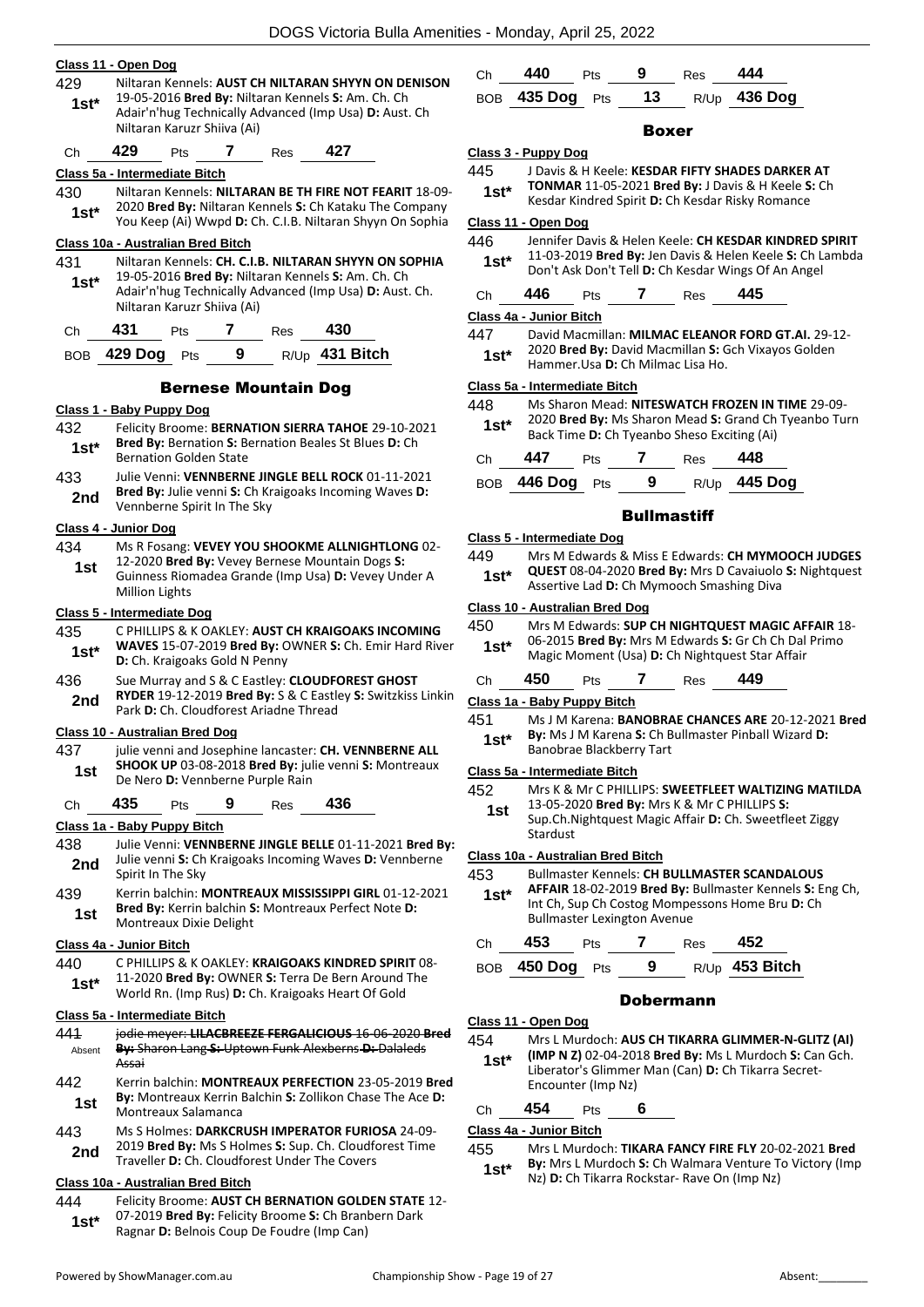### Class 11 - Open Dog

429 **1st*** Niltaran Kennels: **AUST CH NILTARAN SHYYN ON DENISON** 19-05-2016 **Bred By:** Niltaran Kennels **S:** Am. Ch. Ch Adair'n'hug Technically Advanced (Imp Usa) **D:** Aust. Ch Niltaran Karuzr Shiiva (Ai)

Ch **429** Pts **7** Res **427**

### Class 5a - Intermediate Bitch

430 **1st*** Niltaran Kennels: **NILTARAN BE TH FIRE NOT FEARIT** 18-09-2020 **Bred By:** Niltaran Kennels **S:** Ch Kataku The Company You Keep (Ai) Wwpd **D:** Ch. C.I.B. Niltaran Shyyn On Sophia

### Class 10a - Australian Bred Bitch

431 **1st*** Niltaran Kennels: **CH. C.I.B. NILTARAN SHYYN ON SOPHIA** 19-05-2016 **Bred By:** Niltaran Kennels **S:** Am. Ch. Ch Adair'n'hug Technically Advanced (Imp Usa) **D:** Aust. Ch. Niltaran Karuzr Shiiva (Ai)

Ch **431** Pts **7** Res **430**

BOB **429 Dog** Pts **9** R/Up **431 Bitch**

## Bernese Mountain Dog

### Class 1 - Baby Puppy Dog

432 **1st*** Felicity Broome: **BERNATION SIERRA TAHOE** 29-10-2021 **Bred By:** Bernation **S:** Bernation Beales St Blues **D:** Ch Bernation Golden State

433 **2nd** Julie Venni: **VENNBERNE JINGLE BELL ROCK** 01-11-2021 **Bred By:** Julie venni **S:** Ch Kraigoaks Incoming Waves **D:** Vennberne Spirit In The Sky

### Class 4 - Junior Dog

434 **1st** Ms R Fosang: **VEVEY YOU SHOOKME ALLNIGHTLONG** 02-12-2020 **Bred By:** Vevey Bernese Mountain Dogs **S:** Guinness Riomadea Grande (Imp Usa) **D:** Vevey Under A Million Lights

### Class 5 - Intermediate Dog

435 **1st*** C PHILLIPS & K OAKLEY: **AUST CH KRAIGOAKS INCOMING WAVES** 15-07-2019 **Bred By:** OWNER **S:** Ch. Emir Hard River **D:** Ch. Kraigoaks Gold N Penny

436 **2nd** Sue Murray and S & C Eastley: **CLOUDFOREST GHOST RYDER** 19-12-2019 **Bred By:** S & C Eastley **S:** Switzkiss Linkin Park **D:** Ch. Cloudforest Ariadne Thread

### Class 10 - Australian Bred Dog

437 **1st** julie venni and Josephine lancaster: **CH. VENNBERNE ALL SHOOK UP** 03-08-2018 **Bred By:** julie venni **S:** Montreaux De Nero **D:** Vennberne Purple Rain

Ch **435** Pts **9** Res **436**

### Class 1a - Baby Puppy Bitch

438 **2nd** Julie Venni: **VENNBERNE JINGLE BELLE** 01-11-2021 **Bred By:** Julie venni **S:** Ch Kraigoaks Incoming Waves **D:** Vennberne Spirit In The Sky

439 **1st** Kerrin balchin: **MONTREAUX MISSISSIPPI GIRL** 01-12-2021 **Bred By:** Kerrin balchin **S:** Montreaux Perfect Note **D:** Montreaux Dixie Delight

### Class 4a - Junior Bitch

440 **1st*** C PHILLIPS & K OAKLEY: **KRAIGOAKS KINDRED SPIRIT** 08-11-2020 **Bred By:** OWNER **S:** Terra De Bern Around The World Rn. (Imp Rus) **D:** Ch. Kraigoaks Heart Of Gold

### Class 5a - Intermediate Bitch

441 Absent ~~jodie meyer: **LILACBREEZE FERGALICIOUS** 16-06-2020 **Bred By:** Sharon Lang **S:** Uptown Funk Alexberns **D:** Dalaleds Assai~~

442 **1st** Kerrin balchin: **MONTREAUX PERFECTION** 23-05-2019 **Bred By:** Montreaux Kerrin Balchin **S:** Zollikon Chase The Ace **D:** Montreaux Salamanca

443 **2nd** Ms S Holmes: **DARKCRUSH IMPERATOR FURIOSA** 24-09-2019 **Bred By:** Ms S Holmes **S:** Sup. Ch. Cloudforest Time Traveller **D:** Ch. Cloudforest Under The Covers

### Class 10a - Australian Bred Bitch

444 **1st*** Felicity Broome: **AUST CH BERNATION GOLDEN STATE** 12-07-2019 **Bred By:** Felicity Broome **S:** Ch Branbern Dark Ragnar **D:** Belnois Coup De Foudre (Imp Can)

Ch **440** Pts **9** Res **444**

BOB **435 Dog** Pts **13** R/Up **436 Dog**

## Boxer

### Class 3 - Puppy Dog

445 **1st*** J Davis & H Keele: **KESDAR FIFTY SHADES DARKER AT TONMAR** 11-05-2021 **Bred By:** J Davis & H Keele **S:** Ch Kesdar Kindred Spirit **D:** Ch Kesdar Risky Romance

### Class 11 - Open Dog

446 **1st*** Jennifer Davis & Helen Keele: **CH KESDAR KINDRED SPIRIT** 11-03-2019 **Bred By:** Jen Davis & Helen Keele **S:** Ch Lambda Don't Ask Don't Tell **D:** Ch Kesdar Wings Of An Angel

Ch **446** Pts **7** Res **445**

### Class 4a - Junior Bitch

447 **1st*** David Macmillan: **MILMAC ELEANOR FORD GT.AI.** 29-12-2020 **Bred By:** David Macmillan **S:** Gch Vixayos Golden Hammer.Usa **D:** Ch Milmac Lisa Ho.

### Class 5a - Intermediate Bitch

448 **1st*** Ms Sharon Mead: **NITESWATCH FROZEN IN TIME** 29-09-2020 **Bred By:** Ms Sharon Mead **S:** Grand Ch Tyeanbo Turn Back Time **D:** Ch Tyeanbo Sheso Exciting (Ai)

Ch **447** Pts **7** Res **448**

BOB **446 Dog** Pts **9** R/Up **445 Dog**

## Bullmastiff

### Class 5 - Intermediate Dog

449 **1st*** Mrs M Edwards & Miss E Edwards: **CH MYMOOCH JUDGES QUEST** 08-04-2020 **Bred By:** Mrs D Cavaiuolo **S:** Nightquest Assertive Lad **D:** Ch Mymooch Smashing Diva

### Class 10 - Australian Bred Dog

450 **1st*** Mrs M Edwards: **SUP CH NIGHTQUEST MAGIC AFFAIR** 18-06-2015 **Bred By:** Mrs M Edwards **S:** Gr Ch Ch Dal Primo Magic Moment (Usa) **D:** Ch Nightquest Star Affair

Ch **450** Pts **7** Res **449**

### Class 1a - Baby Puppy Bitch

451 **1st*** Ms J M Karena: **BANOBRAE CHANCES ARE** 20-12-2021 **Bred By:** Ms J M Karena **S:** Ch Bullmaster Pinball Wizard **D:** Banobrae Blackberry Tart

### Class 5a - Intermediate Bitch

452 **1st** Mrs K & Mr C PHILLIPS: **SWEETFLEET WALTIZING MATILDA** 13-05-2020 **Bred By:** Mrs K & Mr C PHILLIPS **S:** Sup.Ch.Nightquest Magic Affair **D:** Ch. Sweetfleet Ziggy Stardust

### Class 10a - Australian Bred Bitch

453 **1st*** Bullmaster Kennels: **CH BULLMASTER SCANDALOUS AFFAIR** 18-02-2019 **Bred By:** Bullmaster Kennels **S:** Eng Ch, Int Ch, Sup Ch Costog Mompessons Home Bru **D:** Ch Bullmaster Lexington Avenue

Ch **453** Pts **7** Res **452**

BOB **450 Dog** Pts **9** R/Up **453 Bitch**

## Dobermann

### Class 11 - Open Dog

454 **1st*** Mrs L Murdoch: **AUS CH TIKARRA GLIMMER-N-GLITZ (AI) (IMP N Z)** 02-04-2018 **Bred By:** Ms L Murdoch **S:** Can Gch. Liberator's Glimmer Man (Can) **D:** Ch Tikarra Secret-Encounter (Imp Nz)

Ch **454** Pts **6**

### Class 4a - Junior Bitch

455 **1st*** Mrs L Murdoch: **TIKARA FANCY FIRE FLY** 20-02-2021 **Bred By:** Mrs L Murdoch **S:** Ch Walmara Venture To Victory (Imp Nz) **D:** Ch Tikarra Rockstar- Rave On (Imp Nz)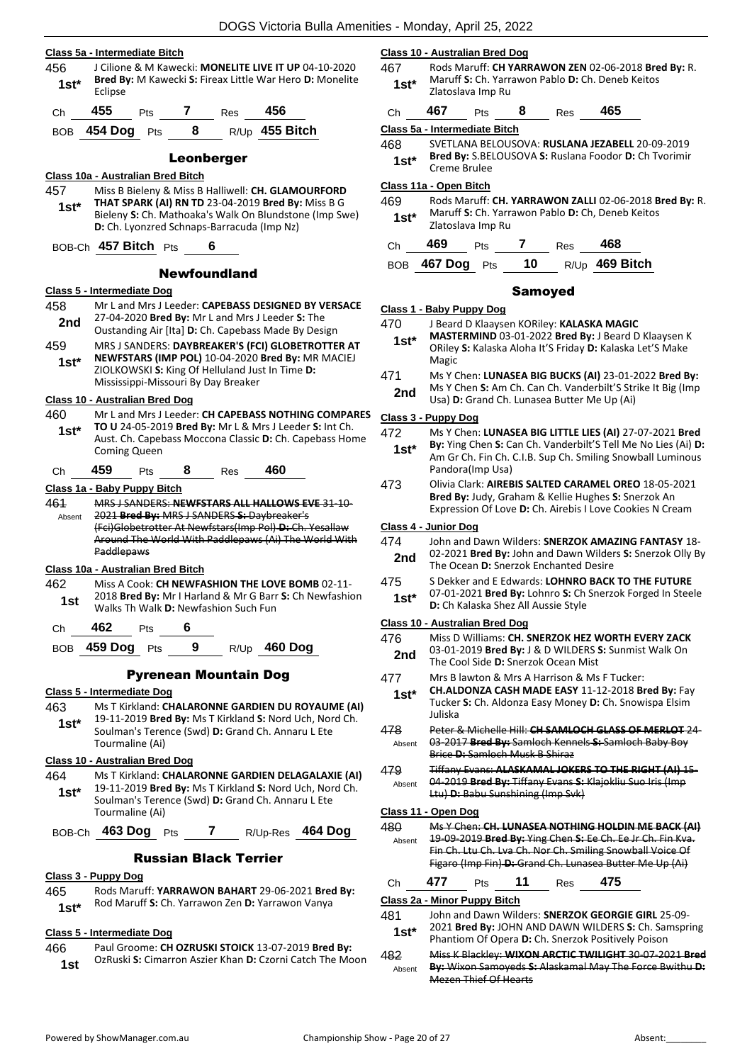#### Class 5a - Intermediate Bitch

456 J Cilione & M Kawecki: **MONELITE LIVE IT UP** 04-10-2020 **Bred By:** M Kawecki **S:** Fireax Little War Hero **D:** Monelite Eclipse
**1st***

Ch **455** Pts **7** Res **456**

BOB **454 Dog** Pts **8** R/Up **455 Bitch**

### Leonberger

#### Class 10a - Australian Bred Bitch

457 Miss B Bieleny & Miss B Halliwell: **CH. GLAMOURFORD THAT SPARK (AI) RN TD** 23-04-2019 **Bred By:** Miss B G Bieleny **S:** Ch. Mathoaka's Walk On Blundstone (Imp Swe) **D:** Ch. Lyonzred Schnaps-Barracuda (Imp Nz)
**1st***

BOB-Ch **457 Bitch** Pts **6**

### Newfoundland

#### Class 5 - Intermediate Dog

458 Mr L and Mrs J Leeder: **CAPEBASS DESIGNED BY VERSACE** 27-04-2020 **Bred By:** Mr L and Mrs J Leeder **S:** The Oustanding Air [Ita] **D:** Ch. Capebass Made By Design
**2nd**

459 MRS J SANDERS: **DAYBREAKER'S (FCI) GLOBETROTTER AT NEWFSTARS (IMP POL)** 10-04-2020 **Bred By:** MR MACIEJ ZIOLKOWSKI **S:** King Of Helluland Just In Time **D:** Mississippi-Missouri By Day Breaker
**1st***

#### Class 10 - Australian Bred Dog

460 Mr L and Mrs J Leeder: **CH CAPEBASS NOTHING COMPARES TO U** 24-05-2019 **Bred By:** Mr L & Mrs J Leeder **S:** Int Ch. Aust. Ch. Capebass Moccona Classic **D:** Ch. Capebass Home Coming Queen
**1st***

Ch **459** Pts **8** Res **460**

#### Class 1a - Baby Puppy Bitch

461 ~~MRS J SANDERS: **NEWFSTARS ALL HALLOWS EVE** 31-10-2021 **Bred By:** MRS J SANDERS **S:** Daybreaker's (Fci)Globetrotter At Newfstars(Imp Pol) **D:** Ch. Yesallaw Around The World With Paddlepaws (Ai) The World With Paddlepaws~~
Absent

#### Class 10a - Australian Bred Bitch

462 Miss A Cook: **CH NEWFASHION THE LOVE BOMB** 02-11-2018 **Bred By:** Mr I Harland & Mr G Barr **S:** Ch Newfashion Walks Th Walk **D:** Newfashion Such Fun
**1st**

Ch **462** Pts **6**

BOB **459 Dog** Pts **9** R/Up **460 Dog**

### Pyrenean Mountain Dog

#### Class 5 - Intermediate Dog

463 Ms T Kirkland: **CHALARONNE GARDIEN DU ROYAUME (AI)** 19-11-2019 **Bred By:** Ms T Kirkland **S:** Nord Uch, Nord Ch. Soulman's Terence (Swd) **D:** Grand Ch. Annaru L Ete Tourmaline (Ai)
**1st***

#### Class 10 - Australian Bred Dog

464 Ms T Kirkland: **CHALARONNE GARDIEN DELAGALAXIE (AI)** 19-11-2019 **Bred By:** Ms T Kirkland **S:** Nord Uch, Nord Ch. Soulman's Terence (Swd) **D:** Grand Ch. Annaru L Ete Tourmaline (Ai)
**1st***

BOB-Ch **463 Dog** Pts **7** R/Up-Res **464 Dog**

### Russian Black Terrier

#### Class 3 - Puppy Dog

465 Rods Maruff: **YARRAWON BAHART** 29-06-2021 **Bred By:** Rod Maruff **S:** Ch. Yarrawon Zen **D:** Yarrawon Vanya
**1st***

#### Class 5 - Intermediate Dog

466 Paul Groome: **CH OZRUSKI STOICK** 13-07-2019 **Bred By:** OzRuski **S:** Cimarron Aszier Khan **D:** Czorni Catch The Moon
**1st**

#### Class 10 - Australian Bred Dog

467 Rods Maruff: **CH YARRAWON ZEN** 02-06-2018 **Bred By:** R. Maruff **S:** Ch. Yarrawon Pablo **D:** Ch. Deneb Keitos Zlatoslava Imp Ru
**1st***

Ch **467** Pts **8** Res **465**

#### Class 5a - Intermediate Bitch

468 SVETLANA BELOUSOVA: **RUSLANA JEZABELL** 20-09-2019 **Bred By:** S.BELOUSOVA **S:** Ruslana Foodor **D:** Ch Tvorimir Creme Brulee
**1st***

#### Class 11a - Open Bitch

469 Rods Maruff: **CH. YARRAWON ZALLI** 02-06-2018 **Bred By:** R. Maruff **S:** Ch. Yarrawon Pablo **D:** Ch, Deneb Keitos Zlatoslava Imp Ru
**1st***

Ch **469** Pts **7** Res **468**

BOB **467 Dog** Pts **10** R/Up **469 Bitch**

### Samoyed

#### Class 1 - Baby Puppy Dog

470 J Beard D Klaaysen KORiley: **KALASKA MAGIC MASTERMIND** 03-01-2022 **Bred By:** J Beard D Klaaysen K ORiley **S:** Kalaska Aloha It'S Friday **D:** Kalaska Let'S Make Magic
**1st***

471 Ms Y Chen: **LUNASEA BIG BUCKS (AI)** 23-01-2022 **Bred By:** Ms Y Chen **S:** Am Ch. Can Ch. Vanderbilt'S Strike It Big (Imp Usa) **D:** Grand Ch. Lunasea Butter Me Up (Ai)
**2nd**

#### Class 3 - Puppy Dog

472 Ms Y Chen: **LUNASEA BIG LITTLE LIES (AI)** 27-07-2021 **Bred By:** Ying Chen **S:** Can Ch. Vanderbilt'S Tell Me No Lies (Ai) **D:** Am Gr Ch. Fin Ch. C.I.B. Sup Ch. Smiling Snowball Luminous Pandora(Imp Usa)
**1st***

473 Olivia Clark: **AIREBIS SALTED CARAMEL OREO** 18-05-2021 **Bred By:** Judy, Graham & Kellie Hughes **S:** Snerzok An Expression Of Love **D:** Ch. Airebis I Love Cookies N Cream

#### Class 4 - Junior Dog

474 John and Dawn Wilders: **SNERZOK AMAZING FANTASY** 18-02-2021 **Bred By:** John and Dawn Wilders **S:** Snerzok Olly By The Ocean **D:** Snerzok Enchanted Desire
**2nd**

475 S Dekker and E Edwards: **LOHNRO BACK TO THE FUTURE** 07-01-2021 **Bred By:** Lohnro **S:** Ch Snerzok Forged In Steele **D:** Ch Kalaska Shez All Aussie Style
**1st***

#### Class 10 - Australian Bred Dog

476 Miss D Williams: **CH. SNERZOK HEZ WORTH EVERY ZACK** 03-01-2019 **Bred By:** J & D WILDERS **S:** Sunmist Walk On The Cool Side **D:** Snerzok Ocean Mist
**2nd**

477 Mrs B lawton & Mrs A Harrison & Ms F Tucker: **CH.ALDONZA CASH MADE EASY** 11-12-2018 **Bred By:** Fay Tucker **S:** Ch. Aldonza Easy Money **D:** Ch. Snowispa Elsim Juliska
**1st***

478 ~~Peter & Michelle Hill: **CH SAMLOCH GLASS OF MERLOT** 24-03-2017 **Bred By:** Samloch Kennels **S:** Samloch Baby Boy Brice **D:** Samloch Musk B Shiraz~~
Absent

479 ~~Tiffany Evans: **ALASKAMAL JOKERS TO THE RIGHT (AI)** 15-04-2019 **Bred By:** Tiffany Evans **S:** Klajokliu Suo Iris (Imp Ltu) **D:** Babu Sunshining (Imp Svk)~~
Absent

#### Class 11 - Open Dog

480 ~~Ms Y Chen: **CH. LUNASEA NOTHING HOLDIN ME BACK (AI)** 19-09-2019 **Bred By:** Ying Chen **S:** Ee Ch. Ee Jr Ch. Fin Kva. Fin Ch. Ltu Ch. Lva Ch. Nor Ch. Smiling Snowball Voice Of Figaro (Imp Fin) **D:** Grand Ch. Lunasea Butter Me Up (Ai)~~
Absent

Ch **477** Pts **11** Res **475**

#### Class 2a - Minor Puppy Bitch

481 John and Dawn Wilders: **SNERZOK GEORGIE GIRL** 25-09-2021 **Bred By:** JOHN AND DAWN WILDERS **S:** Ch. Samspring Phantiom Of Opera **D:** Ch. Snerzok Positively Poison
**1st***

482 ~~Miss K Blackley: **WIXON ARCTIC TWILIGHT** 30-07-2021 **Bred By:** Wixon Samoyeds **S:** Alaskamal May The Force Bwithu **D:** Mezen Thief Of Hearts~~
Absent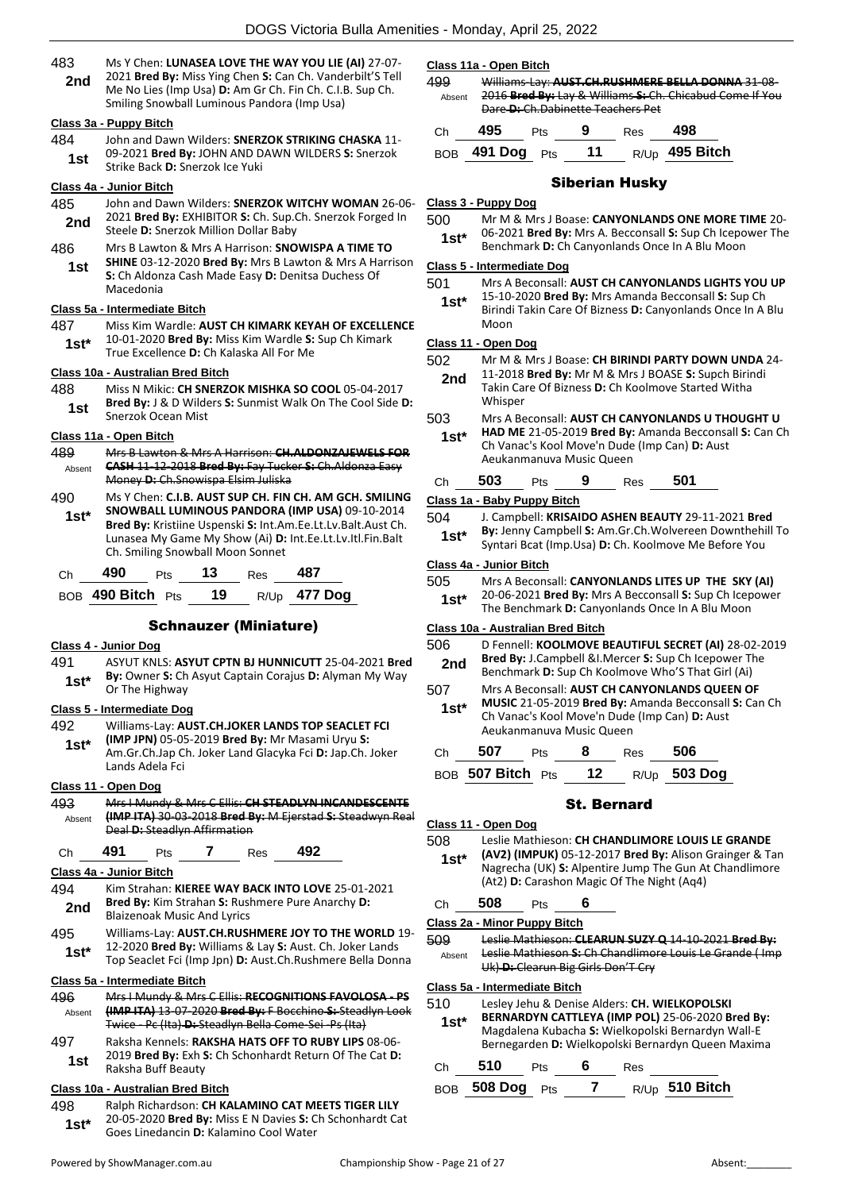483 **2nd** Ms Y Chen: **LUNASEA LOVE THE WAY YOU LIE (AI)** 27-07-2021 **Bred By:** Miss Ying Chen **S:** Can Ch. Vanderbilt'S Tell Me No Lies (Imp Usa) **D:** Am Gr Ch. Fin Ch. C.I.B. Sup Ch. Smiling Snowball Luminous Pandora (Imp Usa)

**Class 3a - Puppy Bitch**

484 **1st** John and Dawn Wilders: **SNERZOK STRIKING CHASKA** 11-09-2021 **Bred By:** JOHN AND DAWN WILDERS **S:** Snerzok Strike Back **D:** Snerzok Ice Yuki

**Class 4a - Junior Bitch**

485 **2nd** John and Dawn Wilders: **SNERZOK WITCHY WOMAN** 26-06-2021 **Bred By:** EXHIBITOR **S:** Ch. Sup.Ch. Snerzok Forged In Steele **D:** Snerzok Million Dollar Baby

486 **1st** Mrs B Lawton & Mrs A Harrison: **SNOWISPA A TIME TO SHINE** 03-12-2020 **Bred By:** Mrs B Lawton & Mrs A Harrison **S:** Ch Aldonza Cash Made Easy **D:** Denitsa Duchess Of Macedonia

**Class 5a - Intermediate Bitch**

487 **1st*** Miss Kim Wardle: **AUST CH KIMARK KEYAH OF EXCELLENCE** 10-01-2020 **Bred By:** Miss Kim Wardle **S:** Sup Ch Kimark True Excellence **D:** Ch Kalaska All For Me

**Class 10a - Australian Bred Bitch**

488 **1st** Miss N Mikic: **CH SNERZOK MISHKA SO COOL** 05-04-2017 **Bred By:** J & D Wilders **S:** Sunmist Walk On The Cool Side **D:** Snerzok Ocean Mist

**Class 11a - Open Bitch**

489 Absent ~~Mrs B Lawton & Mrs A Harrison: **CH.ALDONZAJEWELS FOR CASH** 11-12-2018 **Bred By:** Fay Tucker **S:** Ch.Aldonza Easy Money **D:** Ch.Snowispa Elsim Juliska~~

490 **1st*** Ms Y Chen: **C.I.B. AUST SUP CH. FIN CH. AM GCH. SMILING SNOWBALL LUMINOUS PANDORA (IMP USA)** 09-10-2014 **Bred By:** Kristiine Uspenski **S:** Int.Am.Ee.Lt.Lv.Balt.Aust Ch. Lunasea My Game My Show (Ai) **D:** Int.Ee.Lt.Lv.Itl.Fin.Balt Ch. Smiling Snowball Moon Sonnet

Ch **490** Pts **13** Res **487**

BOB **490 Bitch** Pts **19** R/Up **477 Dog**

## Schnauzer (Miniature)

**Class 4 - Junior Dog**

491 **1st*** ASYUT KNLS: **ASYUT CPTN BJ HUNNICUTT** 25-04-2021 **Bred By:** Owner **S:** Ch Asyut Captain Corajus **D:** Alyman My Way Or The Highway

**Class 5 - Intermediate Dog**

492 **1st*** Williams-Lay: **AUST.CH.JOKER LANDS TOP SEACLET FCI (IMP JPN)** 05-05-2019 **Bred By:** Mr Masami Uryu **S:** Am.Gr.Ch.Jap Ch. Joker Land Glacyka Fci **D:** Jap.Ch. Joker Lands Adela Fci

**Class 11 - Open Dog**

493 Absent ~~Mrs I Mundy & Mrs C Ellis: **CH STEADLYN INCANDESCENTE (IMP ITA)** 30-03-2018 **Bred By:** M Ejerstad **S:** Steadwyn Real Deal **D:** Steadlyn Affirmation~~

Ch **491** Pts **7** Res **492**

**Class 4a - Junior Bitch**

494 **2nd** Kim Strahan: **KIEREE WAY BACK INTO LOVE** 25-01-2021 **Bred By:** Kim Strahan **S:** Rushmere Pure Anarchy **D:** Blaizenoak Music And Lyrics

495 **1st*** Williams-Lay: **AUST.CH.RUSHMERE JOY TO THE WORLD** 19-12-2020 **Bred By:** Williams & Lay **S:** Aust. Ch. Joker Lands Top Seaclet Fci (Imp Jpn) **D:** Aust.Ch.Rushmere Bella Donna

**Class 5a - Intermediate Bitch**

496 Absent ~~Mrs I Mundy & Mrs C Ellis: **RECOGNITIONS FAVOLOSA - PS (IMP ITA)** 13-07-2020 **Bred By:** F Bocchino **S:** Steadlyn Look Twice - Pc (Ita) **D:** Steadlyn Bella Come Sei -Ps (Ita)~~

497 **1st** Raksha Kennels: **RAKSHA HATS OFF TO RUBY LIPS** 08-06-2019 **Bred By:** Exh **S:** Ch Schonhardt Return Of The Cat **D:** Raksha Buff Beauty

**Class 10a - Australian Bred Bitch**

498 **1st*** Ralph Richardson: **CH KALAMINO CAT MEETS TIGER LILY** 20-05-2020 **Bred By:** Miss E N Davies **S:** Ch Schonhardt Cat Goes Linedancin **D:** Kalamino Cool Water

**Class 11a - Open Bitch**

499 Absent ~~Williams-Lay: **AUST.CH.RUSHMERE BELLA DONNA** 31-08-2016 **Bred By:** Lay & Williams **S:** Ch. Chicabud Come If You Dare **D:** Ch.Dabinette Teachers Pet~~

Ch **495** Pts **9** Res **498**

BOB **491 Dog** Pts **11** R/Up **495 Bitch**

## Siberian Husky

**Class 3 - Puppy Dog**

500 **1st*** Mr M & Mrs J Boase: **CANYONLANDS ONE MORE TIME** 20-06-2021 **Bred By:** Mrs A. Becconsall **S:** Sup Ch Icepower The Benchmark **D:** Ch Canyonlands Once In A Blu Moon

**Class 5 - Intermediate Dog**

501 **1st*** Mrs A Beconsall: **AUST CH CANYONLANDS LIGHTS YOU UP** 15-10-2020 **Bred By:** Mrs Amanda Becconsall **S:** Sup Ch Birindi Takin Care Of Bizness **D:** Canyonlands Once In A Blu Moon

**Class 11 - Open Dog**

502 **2nd** Mr M & Mrs J Boase: **CH BIRINDI PARTY DOWN UNDA** 24-11-2018 **Bred By:** Mr M & Mrs J BOASE **S:** Supch Birindi Takin Care Of Bizness **D:** Ch Koolmove Started Witha Whisper

503 **1st*** Mrs A Beconsall: **AUST CH CANYONLANDS U THOUGHT U HAD ME** 21-05-2019 **Bred By:** Amanda Becconsall **S:** Can Ch Ch Vanac's Kool Move'n Dude (Imp Can) **D:** Aust Aeukanmanuva Music Queen

Ch **503** Pts **9** Res **501**

**Class 1a - Baby Puppy Bitch**

504 **1st*** J. Campbell: **KRISAIDO ASHEN BEAUTY** 29-11-2021 **Bred By:** Jenny Campbell **S:** Am.Gr.Ch.Wolvereen Downthehill To Syntari Bcat (Imp.Usa) **D:** Ch. Koolmove Me Before You

**Class 4a - Junior Bitch**

505 **1st*** Mrs A Beconsall: **CANYONLANDS LITES UP THE SKY (AI)** 20-06-2021 **Bred By:** Mrs A Becconsall **S:** Sup Ch Icepower The Benchmark **D:** Canyonlands Once In A Blu Moon

**Class 10a - Australian Bred Bitch**

506 **2nd** D Fennell: **KOOLMOVE BEAUTIFUL SECRET (AI)** 28-02-2019 **Bred By:** J.Campbell &I.Mercer **S:** Sup Ch Icepower The Benchmark **D:** Sup Ch Koolmove Who'S That Girl (Ai)

507 **1st*** Mrs A Beconsall: **AUST CH CANYONLANDS QUEEN OF MUSIC** 21-05-2019 **Bred By:** Amanda Becconsall **S:** Can Ch Ch Vanac's Kool Move'n Dude (Imp Can) **D:** Aust Aeukanmanuva Music Queen

Ch **507** Pts **8** Res **506**

BOB **507 Bitch** Pts **12** R/Up **503 Dog**

## St. Bernard

**Class 11 - Open Dog**

508 **1st*** Leslie Mathieson: **CH CHANDLIMORE LOUIS LE GRANDE (AV2) (IMPUK)** 05-12-2017 **Bred By:** Alison Grainger & Tan Nagrecha (UK) **S:** Alpentire Jump The Gun At Chandlimore (At2) **D:** Carashon Magic Of The Night (Aq4)

Ch **508** Pts **6**

**Class 2a - Minor Puppy Bitch**

509 Absent ~~Leslie Mathieson: **CLEARUN SUZY Q** 14-10-2021 **Bred By:** Leslie Mathieson **S:** Ch Chandlimore Louis Le Grande ( Imp Uk) **D:** Clearun Big Girls Don'T Cry~~

**Class 5a - Intermediate Bitch**

510 **1st*** Lesley Jehu & Denise Alders: **CH. WIELKOPOLSKI BERNARDYN CATTLEYA (IMP POL)** 25-06-2020 **Bred By:** Magdalena Kubacha **S:** Wielkopolski Bernardyn Wall-E Bernegarden **D:** Wielkopolski Bernardyn Queen Maxima

Ch **510** Pts **6** Res

BOB **508 Dog** Pts **7** R/Up **510 Bitch**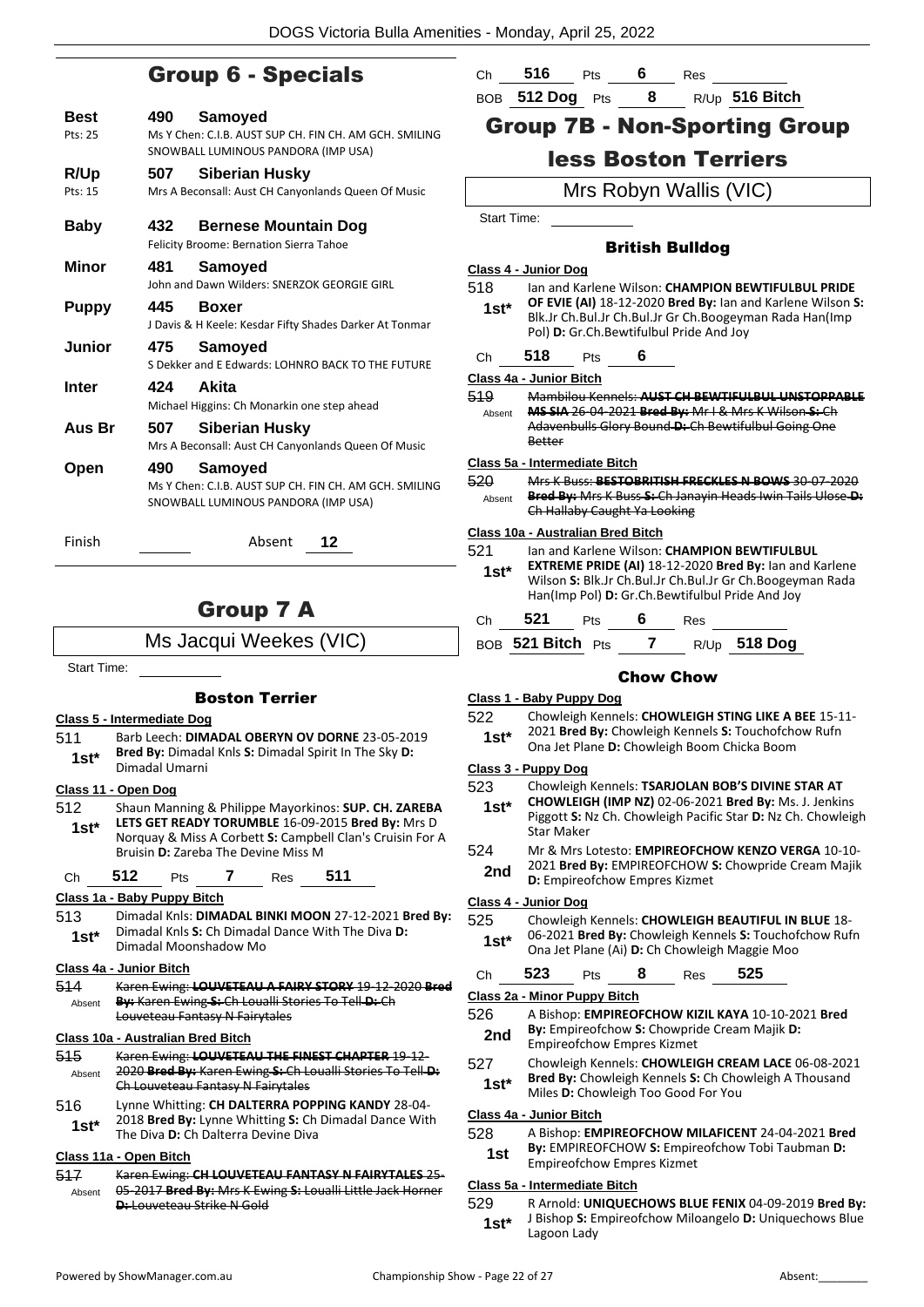## Group 6 - Specials

| | | |
|---|---|---|
| **Best** Pts: 25 | 490 | **Samoyed** Ms Y Chen: C.I.B. AUST SUP CH. FIN CH. AM GCH. SMILING SNOWBALL LUMINOUS PANDORA (IMP USA) |
| **R/Up** Pts: 15 | 507 | **Siberian Husky** Mrs A Beconsall: Aust CH Canyonlands Queen Of Music |
| **Baby** | 432 | **Bernese Mountain Dog** Felicity Broome: Bernation Sierra Tahoe |
| **Minor** | 481 | **Samoyed** John and Dawn Wilders: SNERZOK GEORGIE GIRL |
| **Puppy** | 445 | **Boxer** J Davis & H Keele: Kesdar Fifty Shades Darker At Tonmar |
| **Junior** | 475 | **Samoyed** S Dekker and E Edwards: LOHNRO BACK TO THE FUTURE |
| **Inter** | 424 | **Akita** Michael Higgins: Ch Monarkin one step ahead |
| **Aus Br** | 507 | **Siberian Husky** Mrs A Beconsall: Aust CH Canyonlands Queen Of Music |
| **Open** | 490 | **Samoyed** Ms Y Chen: C.I.B. AUST SUP CH. FIN CH. AM GCH. SMILING SNOWBALL LUMINOUS PANDORA (IMP USA) |

Finish ______ Absent **12**

## Group 7 A

Ms Jacqui Weekes (VIC)

Start Time: ______

### Boston Terrier

**Class 5 - Intermediate Dog**

511 **1st*** Barb Leech: **DIMADAL OBERYN OV DORNE** 23-05-2019 **Bred By:** Dimadal Knls **S:** Dimadal Spirit In The Sky **D:** Dimadal Umarni

**Class 11 - Open Dog**

512 **1st*** Shaun Manning & Philippe Mayorkinos: **SUP. CH. ZAREBA LETS GET READY TORUMBLE** 16-09-2015 **Bred By:** Mrs D Norquay & Miss A Corbett **S:** Campbell Clan's Cruisin For A Bruisin **D:** Zareba The Devine Miss M

Ch **512** Pts **7** Res **511**

**Class 1a - Baby Puppy Bitch**

513 **1st*** Dimadal Knls: **DIMADAL BINKI MOON** 27-12-2021 **Bred By:** Dimadal Knls **S:** Ch Dimadal Dance With The Diva **D:** Dimadal Moonshadow Mo

**Class 4a - Junior Bitch**

514 Absent ~~Karen Ewing: **LOUVETEAU A FAIRY STORY** 19-12-2020 **Bred By:** Karen Ewing **S:** Ch Loualli Stories To Tell **D:** Ch Louveteau Fantasy N Fairytales~~

**Class 10a - Australian Bred Bitch**

515 Absent ~~Karen Ewing: **LOUVETEAU THE FINEST CHAPTER** 19-12-2020 **Bred By:** Karen Ewing **S:** Ch Loualli Stories To Tell **D:** Ch Louveteau Fantasy N Fairytales~~

516 **1st*** Lynne Whitting: **CH DALTERRA POPPING KANDY** 28-04-2018 **Bred By:** Lynne Whitting **S:** Ch Dimadal Dance With The Diva **D:** Ch Dalterra Devine Diva

**Class 11a - Open Bitch**

517 Absent ~~Karen Ewing: **CH LOUVETEAU FANTASY N FAIRYTALES** 25-05-2017 **Bred By:** Mrs K Ewing **S:** Loualli Little Jack Horner **D:** Louveteau Strike N Gold~~

Ch **516** Pts **6** Res ______

BOB **512 Dog** Pts **8** R/Up **516 Bitch**

## Group 7B - Non-Sporting Group less Boston Terriers

Mrs Robyn Wallis (VIC)

Start Time: ______

### British Bulldog

**Class 4 - Junior Dog**

518 **1st*** Ian and Karlene Wilson: **CHAMPION BEWTIFULBUL PRIDE OF EVIE (AI)** 18-12-2020 **Bred By:** Ian and Karlene Wilson **S:** Blk.Jr Ch.Bul.Jr Ch.Bul.Jr Gr Ch.Boogeyman Rada Han(Imp Pol) **D:** Gr.Ch.Bewtifulbul Pride And Joy

Ch **518** Pts **6**

**Class 4a - Junior Bitch**

519 Absent ~~Mambilou Kennels: **AUST CH BEWTIFULBUL UNSTOPPABLE MS SIA** 26-04-2021 **Bred By:** Mr I & Mrs K Wilson **S:** Ch Adavenbulls Glory Bound **D:** Ch Bewtifulbul Going One Better~~

**Class 5a - Intermediate Bitch**

520 Absent ~~Mrs K Buss: **BESTOBRITISH FRECKLES N BOWS** 30-07-2020 **Bred By:** Mrs K Buss **S:** Ch Janayin Heads Iwin Tails Ulose **D:** Ch Hallaby Caught Ya Looking~~

**Class 10a - Australian Bred Bitch**

521 **1st*** Ian and Karlene Wilson: **CHAMPION BEWTIFULBUL EXTREME PRIDE (AI)** 18-12-2020 **Bred By:** Ian and Karlene Wilson **S:** Blk.Jr Ch.Bul.Jr Ch.Bul.Jr Gr Ch.Boogeyman Rada Han(Imp Pol) **D:** Gr.Ch.Bewtifulbul Pride And Joy

Ch **521** Pts **6** Res ______

BOB **521 Bitch** Pts **7** R/Up **518 Dog**

### Chow Chow

**Class 1 - Baby Puppy Dog**

522 **1st*** Chowleigh Kennels: **CHOWLEIGH STING LIKE A BEE** 15-11-2021 **Bred By:** Chowleigh Kennels **S:** Touchofchow Rufn Ona Jet Plane **D:** Chowleigh Boom Chicka Boom

**Class 3 - Puppy Dog**

523 **1st*** Chowleigh Kennels: **TSARJOLAN BOB'S DIVINE STAR AT CHOWLEIGH (IMP NZ)** 02-06-2021 **Bred By:** Ms. J. Jenkins Piggott **S:** Nz Ch. Chowleigh Pacific Star **D:** Nz Ch. Chowleigh Star Maker

524 **2nd** Mr & Mrs Lotesto: **EMPIREOFCHOW KENZO VERGA** 10-10-2021 **Bred By:** EMPIREOFCHOW **S:** Chowpride Cream Majik **D:** Empireofchow Empres Kizmet

**Class 4 - Junior Dog**

525 **1st*** Chowleigh Kennels: **CHOWLEIGH BEAUTIFUL IN BLUE** 18-06-2021 **Bred By:** Chowleigh Kennels **S:** Touchofchow Rufn Ona Jet Plane (Ai) **D:** Ch Chowleigh Maggie Moo

Ch **523** Pts **8** Res **525**

**Class 2a - Minor Puppy Bitch**

526 **2nd** A Bishop: **EMPIREOFCHOW KIZIL KAYA** 10-10-2021 **Bred By:** Empireofchow **S:** Chowpride Cream Majik **D:** Empireofchow Empres Kizmet

527 **1st*** Chowleigh Kennels: **CHOWLEIGH CREAM LACE** 06-08-2021 **Bred By:** Chowleigh Kennels **S:** Ch Chowleigh A Thousand Miles **D:** Chowleigh Too Good For You

**Class 4a - Junior Bitch**

528 **1st** A Bishop: **EMPIREOFCHOW MILAFICENT** 24-04-2021 **Bred By:** EMPIREOFCHOW **S:** Empireofchow Tobi Taubman **D:** Empireofchow Empres Kizmet

**Class 5a - Intermediate Bitch**

529 **1st*** R Arnold: **UNIQUECHOWS BLUE FENIX** 04-09-2019 **Bred By:** J Bishop **S:** Empireofchow Miloangelo **D:** Uniquechows Blue Lagoon Lady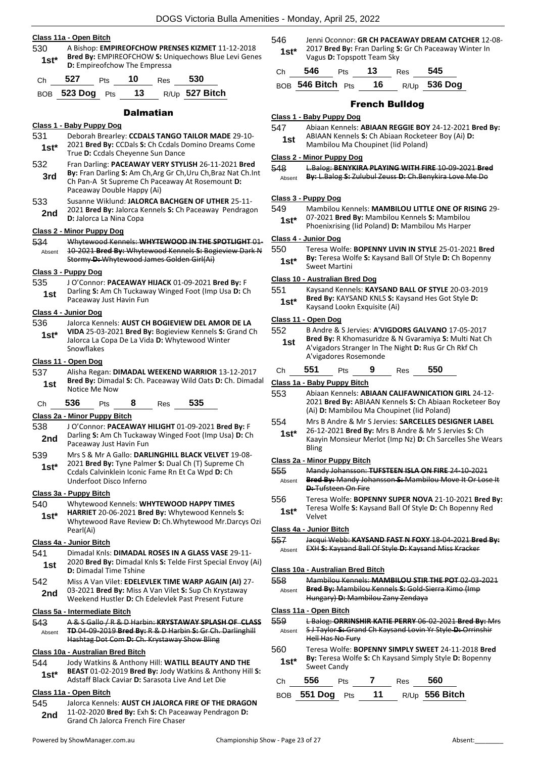### Class 11a - Open Bitch

530 — **1st*** — A Bishop: **EMPIREOFCHOW PRENSES KIZMET** 11-12-2018 **Bred By:** EMPIREOFCHOW **S:** Uniquechows Blue Levi Genes **D:** Empireofchow The Empressa

| Ch | 527 | Pts | 10 | Res | 530 |
|---|---|---|---|---|---|
| BOB | 523 Dog | Pts | 13 | R/Up | 527 Bitch |

## Dalmatian

### Class 1 - Baby Puppy Dog

531 — **1st*** — Deborah Brearley: **CCDALS TANGO TAILOR MADE** 29-10-2021 **Bred By:** CCDals **S:** Ch Ccdals Domino Dreams Come True **D:** Ccdals Cheyenne Sun Dance

532 — **3rd** — Fran Darling: **PACEAWAY VERY STYLISH** 26-11-2021 **Bred By:** Fran Darling **S:** Am Ch,Arg Gr Ch,Uru Ch,Braz Nat Ch.Int Ch Pan-A St Supreme Ch Paceaway At Rosemount **D:** Paceaway Double Happy (Ai)

533 — **2nd** — Susanne Wiklund: **JALORCA BACHGEN OF UTHER** 25-11-2021 **Bred By:** Jalorca Kennels **S:** Ch Paceaway Pendragon **D:** Jalorca La Nina Copa

### Class 2 - Minor Puppy Dog

534 — Absent — ~~Whytewood Kennels: **WHYTEWOOD IN THE SPOTLIGHT** 01-10-2021 **Bred By:** Whytewood Kennels **S:** Bogieview Dark N Stormy **D:** Whytewood James Golden Girl(Ai)~~

### Class 3 - Puppy Dog

535 — **1st** — J O'Connor: **PACEAWAY HIJACK** 01-09-2021 **Bred By:** F Darling **S:** Am Ch Tuckaway Winged Foot (Imp Usa **D:** Ch Paceaway Just Havin Fun

### Class 4 - Junior Dog

536 — **1st*** — Jalorca Kennels: **AUST CH BOGIEVIEW DEL AMOR DE LA VIDA** 25-03-2021 **Bred By:** Bogieview Kennels **S:** Grand Ch Jalorca La Copa De La Vida **D:** Whytewood Winter Snowflakes

### Class 11 - Open Dog

537 — **1st** — Alisha Regan: **DIMADAL WEEKEND WARRIOR** 13-12-2017 **Bred By:** Dimadal **S:** Ch. Paceaway Wild Oats **D:** Ch. Dimadal Notice Me Now

| Ch | 536 | Pts | 8 | Res | 535 |
|---|---|---|---|---|---|

### Class 2a - Minor Puppy Bitch

538 — **2nd** — J O'Connor: **PACEAWAY HILIGHT** 01-09-2021 **Bred By:** F Darling **S:** Am Ch Tuckaway Winged Foot (Imp Usa) **D:** Ch Paceaway Just Havin Fun

539 — **1st*** — Mrs S & Mr A Dallar: **DARLINGHILL BLACK VELVET** 19-08-2021 **Bred By:** Tyne Palmer **S:** Dual Ch (T) Supreme Ch Ccdals Calvinklein Iconic Fame Rn Et Ca Wpd **D:** Ch Underfoot Disco Inferno

### Class 3a - Puppy Bitch

540 — **1st*** — Whytewood Kennels: **WHYTEWOOD HAPPY TIMES HARRIET** 20-06-2021 **Bred By:** Whytewood Kennels **S:** Whytewood Rave Review **D:** Ch.Whytewood Mr.Darcys Ozi Pearl(Ai)

### Class 4a - Junior Bitch

541 — **1st** — Dimadal Knls: **DIMADAL ROSES IN A GLASS VASE** 29-11-2020 **Bred By:** Dimadal Knls **S:** Telde First Special Envoy (Ai) **D:** Dimadal Time Tshine

542 — **2nd** — Miss A Van Vilet: **EDELEVLEK TIME WARP AGAIN (AI)** 27-03-2021 **Bred By:** Miss A Van Vilet **S:** Sup Ch Krystaway Weekend Hustler **D:** Ch Edelevlek Past Present Future

### Class 5a - Intermediate Bitch

543 — Absent — ~~A & S Gallo / R & D Harbin: **KRYSTAWAY SPLASH OF CLASS TD** 04-09-2019 **Bred By:** R & D Harbin **S:** Gr Ch. Darlinghill Hashtag Dot Com **D:** Ch. Krystaway Show Bling~~

### Class 10a - Australian Bred Bitch

544 — **1st*** — Jody Watkins & Anthony Hill: **WATILL BEAUTY AND THE BEAST** 01-02-2019 **Bred By:** Jody Watkins & Anthony Hill **S:** Adstaff Black Caviar **D:** Sarasota Live And Let Die

### Class 11a - Open Bitch

545 — **2nd** — Jalorca Kennels: **AUST CH JALORCA FIRE OF THE DRAGON** 11-02-2020 **Bred By:** Exh **S:** Ch Paceaway Pendragon **D:** Grand Ch Jalorca French Fire Chaser

546 — **1st*** — Jenni Oconnor: **GR CH PACEAWAY DREAM CATCHER** 12-08-2017 **Bred By:** Fran Darling **S:** Gr Ch Paceaway Winter In Vagus **D:** Topspott Team Sky

| Ch | 546 | Pts | 13 | Res | 545 |
|---|---|---|---|---|---|
| BOB | 546 Bitch | Pts | 16 | R/Up | 536 Dog |

## French Bulldog

### Class 1 - Baby Puppy Dog

547 — **1st** — Abiaan Kennels: **ABIAAN REGGIE BOY** 24-12-2021 **Bred By:** ABIAAN Kennels **S:** Ch Abiaan Rocketeer Boy (Ai) **D:** Mambilou Ma Choupinet (Iid Poland)

### Class 2 - Minor Puppy Dog

548 — Absent — ~~L.Balog: **BENYKIRA PLAYING WITH FIRE** 10-09-2021 **Bred By:** L.Balog **S:** Zulubul Zeuss **D:** Ch.Benykira Love Me Do~~

### Class 3 - Puppy Dog

549 — **1st*** — Mambilou Kennels: **MAMBILOU LITTLE ONE OF RISING** 29-07-2021 **Bred By:** Mambilou Kennels **S:** Mambilou Phoenixrising (Iid Poland) **D:** Mambilou Ms Harper

### Class 4 - Junior Dog

550 — **1st*** — Teresa Wolfe: **BOPENNY LIVIN IN STYLE** 25-01-2021 **Bred By:** Teresa Wolfe **S:** Kaysand Ball Of Style **D:** Ch Bopenny Sweet Martini

### Class 10 - Australian Bred Dog

551 — **1st*** — Kaysand Kennels: **KAYSAND BALL OF STYLE** 20-03-2019 **Bred By:** KAYSAND KNLS **S:** Kaysand Hes Got Style **D:** Kaysand Lookn Exquisite (Ai)

### Class 11 - Open Dog

552 — **1st** — B Andre & S Jervies: **A'VIGDORS GALVANO** 17-05-2017 **Bred By:** R Khomasuridze & N Gvaramiya **S:** Multi Nat Ch A'vigadors Stranger In The Night **D:** Rus Gr Ch Rkf Ch A'vigadores Rosemonde

| Ch | 551 | Pts | 9 | Res | 550 |
|---|---|---|---|---|---|

### Class 1a - Baby Puppy Bitch

553 — Abiaan Kennels: **ABIAAN CALIFAWNICATION GIRL** 24-12-2021 **Bred By:** ABIAAN Kennels **S:** Ch Abiaan Rocketeer Boy (Ai) **D:** Mambilou Ma Choupinet (Iid Poland)

554 — **1st*** — Mrs B Andre & Mr S Jervies: **SARCELLES DESIGNER LABEL** 26-12-2021 **Bred By:** Mrs B Andre & Mr S Jervies **S:** Ch Kaayin Monsieur Merlot (Imp Nz) **D:** Ch Sarcelles She Wears Bling

### Class 2a - Minor Puppy Bitch

555 — Absent — ~~Mandy Johansson: **TUFSTEEN ISLA ON FIRE** 24-10-2021 **Bred By:** Mandy Johansson **S:** Mambilou Move It Or Lose It **D:** Tufsteen On Fire~~

556 — **1st*** — Teresa Wolfe: **BOPENNY SUPER NOVA** 21-10-2021 **Bred By:** Teresa Wolfe **S:** Kaysand Ball Of Style **D:** Ch Bopenny Red Velvet

### Class 4a - Junior Bitch

557 — Absent — ~~Jacqui Webb: **KAYSAND FAST N FOXY** 18-04-2021 **Bred By:** EXH **S:** Kaysand Ball Of Style **D:** Kaysand Miss Kracker~~

### Class 10a - Australian Bred Bitch

558 — Absent — ~~Mambilou Kennels: **MAMBILOU STIR THE POT** 02-03-2021 **Bred By:** Mambilou Kennels **S:** Gold-Sierra Kimo (Imp Hungary) **D:** Mambilou Zany Zendaya~~

### Class 11a - Open Bitch

559 — Absent — ~~L Balog: **ORRINSHIR KATIE PERRY** 06-02-2021 **Bred By:** Mrs S J Taylor **S:** Grand Ch Kaysand Lovin Yr Style **D:** Orrinshir Hell Has No Fury~~

560 — **1st*** — Teresa Wolfe: **BOPENNY SIMPLY SWEET** 24-11-2018 **Bred By:** Teresa Wolfe **S:** Ch Kaysand Simply Style **D:** Bopenny Sweet Candy

| Ch | 556 | Pts | 7 | Res | 560 |
|---|---|---|---|---|---|
| BOB | 551 Dog | Pts | 11 | R/Up | 556 Bitch |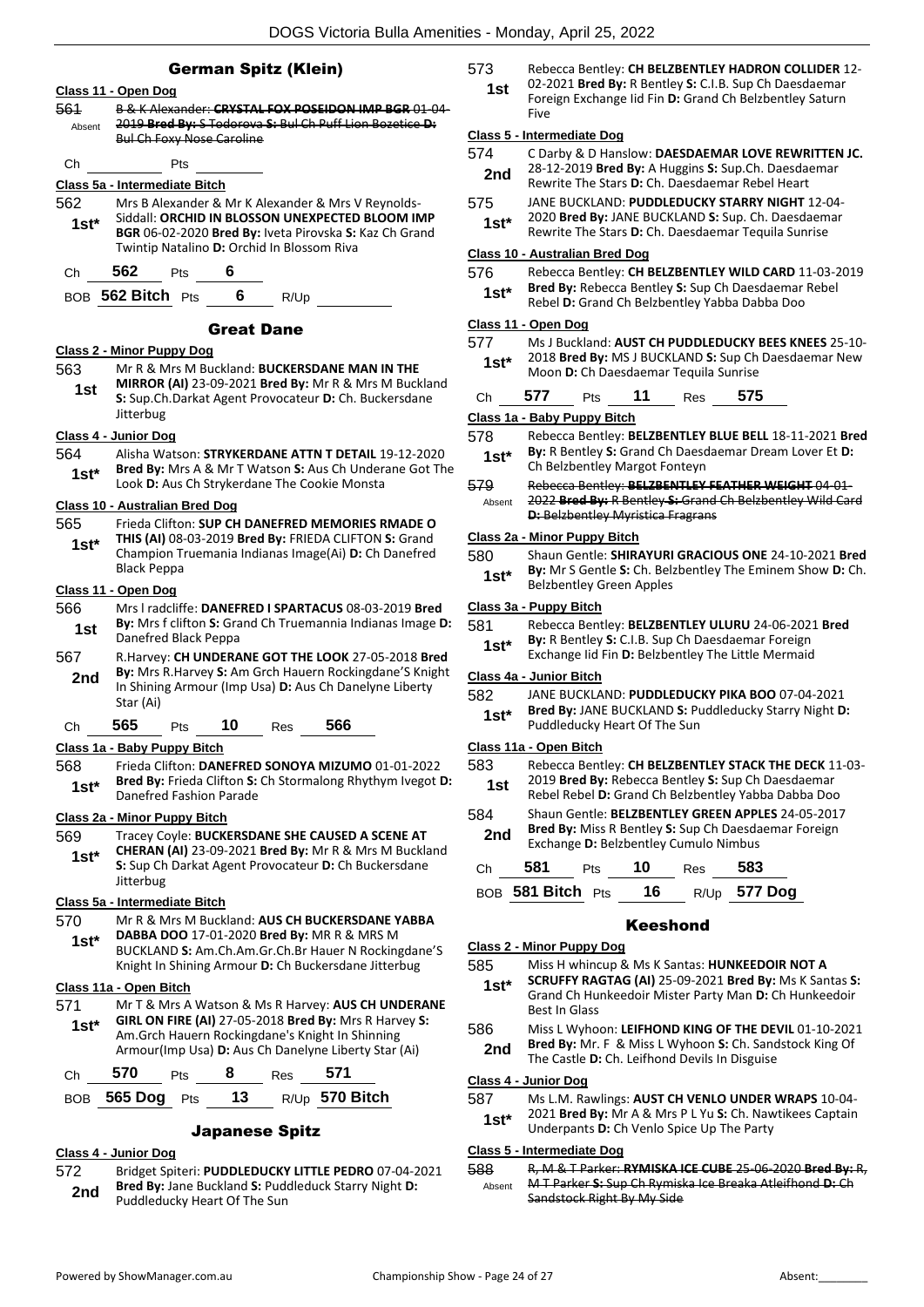## German Spitz (Klein)

### Class 11 - Open Dog

561 Absent ~~B & K Alexander: **CRYSTAL FOX POSEIDON IMP BGR** 01-04-2019 **Bred By:** S Todorova **S:** Bul Ch Puff Lion Bozetice **D:** Bul Ch Foxy Nose Caroline~~

Ch ______ Pts ______

### Class 5a - Intermediate Bitch

562 **1st*** Mrs B Alexander & Mr K Alexander & Mrs V Reynolds-Siddall: **ORCHID IN BLOSSOM UNEXPECTED BLOOM IMP BGR** 06-02-2020 **Bred By:** Iveta Pirovska **S:** Kaz Ch Grand Twintip Natalino **D:** Orchid In Blossom Riva

Ch **562** Pts **6**

BOB **562 Bitch** Pts **6** R/Up ______

## Great Dane

### Class 2 - Minor Puppy Dog

563 **1st** Mr R & Mrs M Buckland: **BUCKERSDANE MAN IN THE MIRROR (AI)** 23-09-2021 **Bred By:** Mr R & Mrs M Buckland **S:** Sup.Ch.Darkat Agent Provocateur **D:** Ch. Buckersdane Jitterbug

### Class 4 - Junior Dog

564 **1st*** Alisha Watson: **STRYKERDANE ATTN T DETAIL** 19-12-2020 **Bred By:** Mrs A & Mr T Watson **S:** Aus Ch Underane Got The Look **D:** Aus Ch Strykerdane The Cookie Monsta

### Class 10 - Australian Bred Dog

565 **1st*** Frieda Clifton: **SUP CH DANEFRED MEMORIES RMADE O THIS (AI)** 08-03-2019 **Bred By:** FRIEDA CLIFTON **S:** Grand Champion Truemania Indianas Image(Ai) **D:** Ch Danefred Black Peppa

### Class 11 - Open Dog

566 **1st** Mrs l radcliffe: **DANEFRED I SPARTACUS** 08-03-2019 **Bred By:** Mrs f clifton **S:** Grand Ch Truemannia Indianas Image **D:** Danefred Black Peppa

567 **2nd** R.Harvey: **CH UNDERANE GOT THE LOOK** 27-05-2018 **Bred By:** Mrs R.Harvey **S:** Am Grch Hauern Rockingdane'S Knight In Shining Armour (Imp Usa) **D:** Aus Ch Danelyne Liberty Star (Ai)

Ch **565** Pts **10** Res **566**

### Class 1a - Baby Puppy Bitch

568 **1st*** Frieda Clifton: **DANEFRED SONOYA MIZUMO** 01-01-2022 **Bred By:** Frieda Clifton **S:** Ch Stormalong Rhythym Ivegot **D:** Danefred Fashion Parade

### Class 2a - Minor Puppy Bitch

569 **1st*** Tracey Coyle: **BUCKERSDANE SHE CAUSED A SCENE AT CHERAN (AI)** 23-09-2021 **Bred By:** Mr R & Mrs M Buckland **S:** Sup Ch Darkat Agent Provocateur **D:** Ch Buckersdane Jitterbug

### Class 5a - Intermediate Bitch

570 **1st*** Mr R & Mrs M Buckland: **AUS CH BUCKERSDANE YABBA DABBA DOO** 17-01-2020 **Bred By:** MR R & MRS M BUCKLAND **S:** Am.Ch.Am.Gr.Ch.Br Hauer N Rockingdane'S Knight In Shining Armour **D:** Ch Buckersdane Jitterbug

### Class 11a - Open Bitch

571 **1st*** Mr T & Mrs A Watson & Ms R Harvey: **AUS CH UNDERANE GIRL ON FIRE (AI)** 27-05-2018 **Bred By:** Mrs R Harvey **S:** Am.Grch Hauern Rockingdane's Knight In Shinning Armour(Imp Usa) **D:** Aus Ch Danelyne Liberty Star (Ai)

Ch **570** Pts **8** Res **571**

BOB **565 Dog** Pts **13** R/Up **570 Bitch**

## Japanese Spitz

### Class 4 - Junior Dog

572 **2nd** Bridget Spiteri: **PUDDLEDUCKY LITTLE PEDRO** 07-04-2021 **Bred By:** Jane Buckland **S:** Puddleduck Starry Night **D:** Puddleducky Heart Of The Sun

573 **1st** Rebecca Bentley: **CH BELZBENTLEY HADRON COLLIDER** 12-02-2021 **Bred By:** R Bentley **S:** C.I.B. Sup Ch Daesdaemar Foreign Exchange Iid Fin **D:** Grand Ch Belzbentley Saturn Five

### Class 5 - Intermediate Dog

574 **2nd** C Darby & D Hanslow: **DAESDAEMAR LOVE REWRITTEN JC.** 28-12-2019 **Bred By:** A Huggins **S:** Sup.Ch. Daesdaemar Rewrite The Stars **D:** Ch. Daesdaemar Rebel Heart

575 **1st*** JANE BUCKLAND: **PUDDLEDUCKY STARRY NIGHT** 12-04-2020 **Bred By:** JANE BUCKLAND **S:** Sup. Ch. Daesdaemar Rewrite The Stars **D:** Ch. Daesdaemar Tequila Sunrise

### Class 10 - Australian Bred Dog

576 **1st*** Rebecca Bentley: **CH BELZBENTLEY WILD CARD** 11-03-2019 **Bred By:** Rebecca Bentley **S:** Sup Ch Daesdaemar Rebel Rebel **D:** Grand Ch Belzbentley Yabba Dabba Doo

### Class 11 - Open Dog

577 **1st*** Ms J Buckland: **AUST CH PUDDLEDUCKY BEES KNEES** 25-10-2018 **Bred By:** MS J BUCKLAND **S:** Sup Ch Daesdaemar New Moon **D:** Ch Daesdaemar Tequila Sunrise

Ch **577** Pts **11** Res **575**

### Class 1a - Baby Puppy Bitch

578 **1st*** Rebecca Bentley: **BELZBENTLEY BLUE BELL** 18-11-2021 **Bred By:** R Bentley **S:** Grand Ch Daesdaemar Dream Lover Et **D:** Ch Belzbentley Margot Fonteyn

579 Absent ~~Rebecca Bentley: **BELZBENTLEY FEATHER WEIGHT** 04-01-2022 **Bred By:** R Bentley **S:** Grand Ch Belzbentley Wild Card **D:** Belzbentley Myristica Fragrans~~

### Class 2a - Minor Puppy Bitch

580 **1st*** Shaun Gentle: **SHIRAYURI GRACIOUS ONE** 24-10-2021 **Bred By:** Mr S Gentle **S:** Ch. Belzbentley The Eminem Show **D:** Ch. Belzbentley Green Apples

### Class 3a - Puppy Bitch

581 **1st*** Rebecca Bentley: **BELZBENTLEY ULURU** 24-06-2021 **Bred By:** R Bentley **S:** C.I.B. Sup Ch Daesdaemar Foreign Exchange Iid Fin **D:** Belzbentley The Little Mermaid

### Class 4a - Junior Bitch

582 **1st*** JANE BUCKLAND: **PUDDLEDUCKY PIKA BOO** 07-04-2021 **Bred By:** JANE BUCKLAND **S:** Puddleducky Starry Night **D:** Puddleducky Heart Of The Sun

### Class 11a - Open Bitch

583 **1st** Rebecca Bentley: **CH BELZBENTLEY STACK THE DECK** 11-03-2019 **Bred By:** Rebecca Bentley **S:** Sup Ch Daesdaemar Rebel Rebel **D:** Grand Ch Belzbentley Yabba Dabba Doo

584 **2nd** Shaun Gentle: **BELZBENTLEY GREEN APPLES** 24-05-2017 **Bred By:** Miss R Bentley **S:** Sup Ch Daesdaemar Foreign Exchange **D:** Belzbentley Cumulo Nimbus

Ch **581** Pts **10** Res **583**

BOB **581 Bitch** Pts **16** R/Up **577 Dog**

## Keeshond

### Class 2 - Minor Puppy Dog

585 **1st*** Miss H whincup & Ms K Santas: **HUNKEEDOIR NOT A SCRUFFY RAGTAG (AI)** 25-09-2021 **Bred By:** Ms K Santas **S:** Grand Ch Hunkeedoir Mister Party Man **D:** Ch Hunkeedoir Best In Glass

586 **2nd** Miss L Wyhoon: **LEIFHOND KING OF THE DEVIL** 01-10-2021 **Bred By:** Mr. F & Miss L Wyhoon **S:** Ch. Sandstock King Of The Castle **D:** Ch. Leifhond Devils In Disguise

### Class 4 - Junior Dog

587 **1st*** Ms L.M. Rawlings: **AUST CH VENLO UNDER WRAPS** 10-04-2021 **Bred By:** Mr A & Mrs P L Yu **S:** Ch. Nawtikees Captain Underpants **D:** Ch Venlo Spice Up The Party

### Class 5 - Intermediate Dog

588 Absent ~~R, M & T Parker: **RYMISKA ICE CUBE** 25-06-2020 **Bred By:** R, M T Parker **S:** Sup Ch Rymiska Ice Breaka Atleifhond **D:** Ch Sandstock Right By My Side~~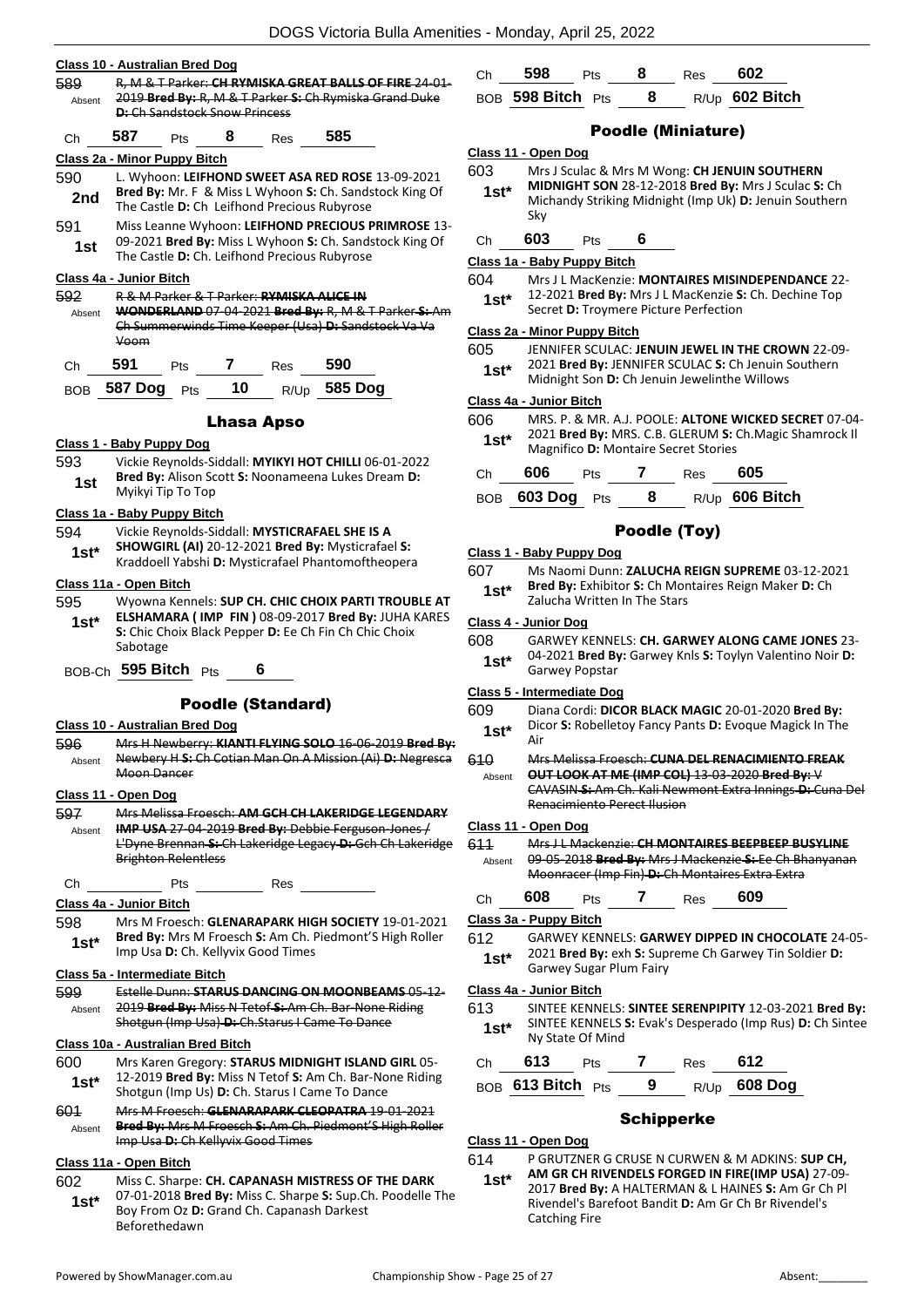**Class 10 - Australian Bred Dog**

589 Absent ~~R, M & T Parker: CH RYMISKA GREAT BALLS OF FIRE 24-01-2019 Bred By: R, M & T Parker S: Ch Rymiska Grand Duke D: Ch Sandstock Snow Princess~~

Ch 587 Pts 8 Res 585

**Class 2a - Minor Puppy Bitch**

590 2nd L. Wyhoon: **LEIFHOND SWEET ASA RED ROSE** 13-09-2021 **Bred By:** Mr. F & Miss L Wyhoon **S:** Ch. Sandstock King Of The Castle **D:** Ch Leifhond Precious Rubyrose

591 1st Miss Leanne Wyhoon: **LEIFHOND PRECIOUS PRIMROSE** 13-09-2021 **Bred By:** Miss L Wyhoon **S:** Ch. Sandstock King Of The Castle **D:** Ch. Leifhond Precious Rubyrose

**Class 4a - Junior Bitch**

592 Absent ~~R & M Parker & T Parker: RYMISKA ALICE IN WONDERLAND 07-04-2021 Bred By: R, M & T Parker S: Am Ch Summerwinds Time Keeper (Usa) D: Sandstock Va Va Voom~~

Ch 591 Pts 7 Res 590

BOB 587 Dog Pts 10 R/Up 585 Dog

## Lhasa Apso

**Class 1 - Baby Puppy Dog**

593 1st Vickie Reynolds-Siddall: **MYIKYI HOT CHILLI** 06-01-2022 **Bred By:** Alison Scott **S:** Noonameena Lukes Dream **D:** Myikyi Tip To Top

**Class 1a - Baby Puppy Bitch**

594 1st* Vickie Reynolds-Siddall: **MYSTICRAFAEL SHE IS A SHOWGIRL (AI)** 20-12-2021 **Bred By:** Mysticrafael **S:** Kraddoell Yabshi **D:** Mysticrafael Phantomoftheopera

**Class 11a - Open Bitch**

595 1st* Wyowna Kennels: **SUP CH. CHIC CHOIX PARTI TROUBLE AT ELSHAMARA ( IMP FIN )** 08-09-2017 **Bred By:** JUHA KARES **S:** Chic Choix Black Pepper **D:** Ee Ch Fin Ch Chic Choix Sabotage

BOB-Ch 595 Bitch Pts 6

## Poodle (Standard)

**Class 10 - Australian Bred Dog**

596 Absent ~~Mrs H Newberry: KIANTI FLYING SOLO 16-06-2019 Bred By: Newbery H S: Ch Cotian Man On A Mission (Ai) D: Negresca Moon Dancer~~

**Class 11 - Open Dog**

597 Absent ~~Mrs Melissa Froesch: AM GCH CH LAKERIDGE LEGENDARY IMP USA 27-04-2019 Bred By: Debbie Ferguson-Jones / L'Dyne Brennan S: Ch Lakeridge Legacy D: Gch Ch Lakeridge Brighton Relentless~~

Ch Pts Res

**Class 4a - Junior Bitch**

598 1st* Mrs M Froesch: **GLENARAPARK HIGH SOCIETY** 19-01-2021 **Bred By:** Mrs M Froesch **S:** Am Ch. Piedmont'S High Roller Imp Usa **D:** Ch. Kellyvix Good Times

**Class 5a - Intermediate Bitch**

599 Absent ~~Estelle Dunn: STARUS DANCING ON MOONBEAMS 05-12-2019 Bred By: Miss N Tetof S: Am Ch. Bar-None Riding Shotgun (Imp Usa) D: Ch.Starus I Came To Dance~~

**Class 10a - Australian Bred Bitch**

600 1st* Mrs Karen Gregory: **STARUS MIDNIGHT ISLAND GIRL** 05-12-2019 **Bred By:** Miss N Tetof **S:** Am Ch. Bar-None Riding Shotgun (Imp Us) **D:** Ch. Starus I Came To Dance

601 Absent ~~Mrs M Froesch: GLENARAPARK CLEOPATRA 19-01-2021 Bred By: Mrs M Froesch S: Am Ch. Piedmont'S High Roller Imp Usa D: Ch Kellyvix Good Times~~

**Class 11a - Open Bitch**

602 1st* Miss C. Sharpe: **CH. CAPANASH MISTRESS OF THE DARK** 07-01-2018 **Bred By:** Miss C. Sharpe **S:** Sup.Ch. Poodelle The Boy From Oz **D:** Grand Ch. Capanash Darkest Beforethedawn

Ch 598 Pts 8 Res 602

BOB 598 Bitch Pts 8 R/Up 602 Bitch

## Poodle (Miniature)

**Class 11 - Open Dog**

603 1st* Mrs J Sculac & Mrs M Wong: **CH JENUIN SOUTHERN MIDNIGHT SON** 28-12-2018 **Bred By:** Mrs J Sculac **S:** Ch Michandy Striking Midnight (Imp Uk) **D:** Jenuin Southern Sky

Ch 603 Pts 6

**Class 1a - Baby Puppy Bitch**

604 1st* Mrs J L MacKenzie: **MONTAIRES MISINDEPENDANCE** 22-12-2021 **Bred By:** Mrs J L MacKenzie **S:** Ch. Dechine Top Secret **D:** Troymere Picture Perfection

**Class 2a - Minor Puppy Bitch**

605 1st* JENNIFER SCULAC: **JENUIN JEWEL IN THE CROWN** 22-09-2021 **Bred By:** JENNIFER SCULAC **S:** Ch Jenuin Southern Midnight Son **D:** Ch Jenuin Jewelinthe Willows

**Class 4a - Junior Bitch**

606 1st* MRS. P. & MR. A.J. POOLE: **ALTONE WICKED SECRET** 07-04-2021 **Bred By:** MRS. C.B. GLERUM **S:** Ch.Magic Shamrock Il Magnifico **D:** Montaire Secret Stories

Ch 606 Pts 7 Res 605

BOB 603 Dog Pts 8 R/Up 606 Bitch

## Poodle (Toy)

**Class 1 - Baby Puppy Dog**

607 1st* Ms Naomi Dunn: **ZALUCHA REIGN SUPREME** 03-12-2021 **Bred By:** Exhibitor **S:** Ch Montaires Reign Maker **D:** Ch Zalucha Written In The Stars

**Class 4 - Junior Dog**

608 1st* GARWEY KENNELS: **CH. GARWEY ALONG CAME JONES** 23-04-2021 **Bred By:** Garwey Knls **S:** Toylyn Valentino Noir **D:** Garwey Popstar

**Class 5 - Intermediate Dog**

609 1st* Diana Cordi: **DICOR BLACK MAGIC** 20-01-2020 **Bred By:** Dicor **S:** Robelletoy Fancy Pants **D:** Evoque Magick In The Air

610 Absent ~~Mrs Melissa Froesch: CUNA DEL RENACIMIENTO FREAK OUT LOOK AT ME (IMP COL) 13-03-2020 Bred By: V CAVASIN S: Am Ch. Kali Newmont Extra Innings D: Cuna Del Renacimiento Perect Ilusion~~

**Class 11 - Open Dog**

611 Absent ~~Mrs J L Mackenzie: CH MONTAIRES BEEPBEEP BUSYLINE 09-05-2018 Bred By: Mrs J Mackenzie S: Ee Ch Bhanyanan Moonracer (Imp Fin) D: Ch Montaires Extra Extra~~

Ch 608 Pts 7 Res 609

**Class 3a - Puppy Bitch**

612 1st* GARWEY KENNELS: **GARWEY DIPPED IN CHOCOLATE** 24-05-2021 **Bred By:** exh **S:** Supreme Ch Garwey Tin Soldier **D:** Garwey Sugar Plum Fairy

**Class 4a - Junior Bitch**

613 1st* SINTEE KENNELS: **SINTEE SERENPIPITY** 12-03-2021 **Bred By:** SINTEE KENNELS **S:** Evak's Desperado (Imp Rus) **D:** Ch Sintee Ny State Of Mind

Ch 613 Pts 7 Res 612

BOB 613 Bitch Pts 9 R/Up 608 Dog

## Schipperke

**Class 11 - Open Dog**

614 1st* P GRUTZNER G CRUSE N CURWEN & M ADKINS: **SUP CH, AM GR CH RIVENDELS FORGED IN FIRE(IMP USA)** 27-09-2017 **Bred By:** A HALTERMAN & L HAINES **S:** Am Gr Ch Pl Rivendel's Barefoot Bandit **D:** Am Gr Ch Br Rivendel's Catching Fire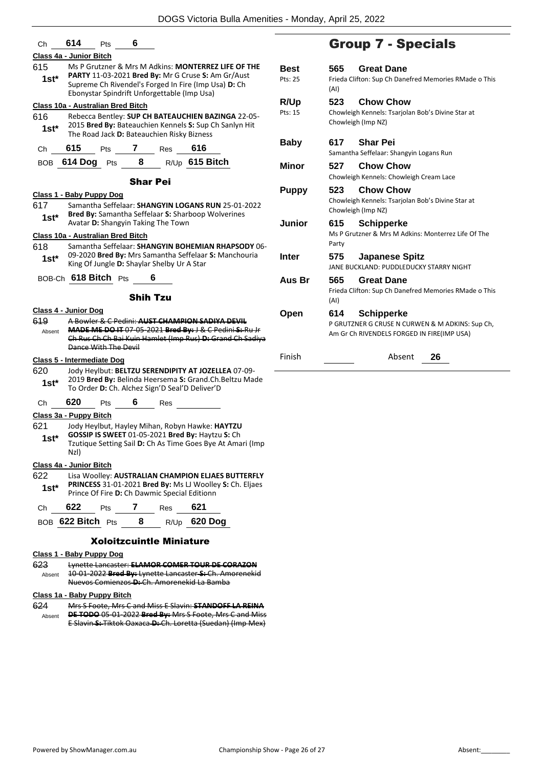Ch **614** Pts **6**

**Class 4a - Junior Bitch**

615 **1st*** Ms P Grutzner & Mrs M Adkins: **MONTERREZ LIFE OF THE PARTY** 11-03-2021 **Bred By:** Mr G Cruse **S:** Am Gr/Aust Supreme Ch Rivendel's Forged In Fire (Imp Usa) **D:** Ch Ebonystar Spindrift Unforgettable (Imp Usa)

**Class 10a - Australian Bred Bitch**

616 **1st*** Rebecca Bentley: **SUP CH BATEAUCHIEN BAZINGA** 22-05-2015 **Bred By:** Bateauchien Kennels **S:** Sup Ch Sanlyn Hit The Road Jack **D:** Bateauchien Risky Bizness

Ch **615** Pts **7** Res **616**

BOB **614 Dog** Pts **8** R/Up **615 Bitch**

## Shar Pei

**Class 1 - Baby Puppy Dog**

617 **1st*** Samantha Seffelaar: **SHANGYIN LOGANS RUN** 25-01-2022 **Bred By:** Samantha Seffelaar **S:** Sharboop Wolverines Avatar **D:** Shangyin Taking The Town

**Class 10a - Australian Bred Bitch**

618 **1st*** Samantha Seffelaar: **SHANGYIN BOHEMIAN RHAPSODY** 06-09-2020 **Bred By:** Mrs Samantha Seffelaar **S:** Manchouria King Of Jungle **D:** Shaylar Shelby Ur A Star

BOB-Ch **618 Bitch** Pts **6**

## Shih Tzu

**Class 4 - Junior Dog**

619 Absent ~~A Bowler & C Pedini: **AUST CHAMPION SADIYA DEVIL MADE ME DO IT** 07-05-2021 **Bred By:** J & C Pedini **S:** Ru Jr Ch Rus Ch Ch Bai Kuin Hamlet (Imp Rus) **D:** Grand Ch Sadiya Dance With The Devil~~

**Class 5 - Intermediate Dog**

620 **1st*** Jody Heylbut: **BELTZU SERENDIPITY AT JOZELLEA** 07-09-2019 **Bred By:** Belinda Heersema **S:** Grand.Ch.Beltzu Made To Order **D:** Ch. Alchez Sign'D Seal'D Deliver'D

Ch **620** Pts **6** Res

**Class 3a - Puppy Bitch**

621 **1st*** Jody Heylbut, Hayley Mihan, Robyn Hawke: **HAYTZU GOSSIP IS SWEET** 01-05-2021 **Bred By:** Haytzu **S:** Ch Tzutique Setting Sail **D:** Ch As Time Goes Bye At Amari (Imp Nzl)

**Class 4a - Junior Bitch**

622 **1st*** Lisa Woolley: **AUSTRALIAN CHAMPION ELJAES BUTTERFLY PRINCESS** 31-01-2021 **Bred By:** Ms LJ Woolley **S:** Ch. Eljaes Prince Of Fire **D:** Ch Dawmic Special Editionn

Ch **622** Pts **7** Res **621**

BOB **622 Bitch** Pts **8** R/Up **620 Dog**

## Xoloitzcuintle Miniature

**Class 1 - Baby Puppy Dog**

623 Absent ~~Lynette Lancaster: **ELAMOR COMER TOUR DE CORAZON** 10-01-2022 **Bred By:** Lynette Lancaster **S:** Ch. Amorenekid Nuevos Comienzos **D:** Ch. Amorenekid La Bamba~~

**Class 1a - Baby Puppy Bitch**

624 Absent ~~Mrs S Foote, Mrs C and Miss E Slavin: **STANDOFF LA REINA DE TODO** 05-01-2022 **Bred By:** Mrs S Foote, Mrs C and Miss E Slavin **S:** Tiktok Oaxaca **D:** Ch. Loretta (Suedan) (Imp Mex)~~

# Group 7 - Specials

| | | |
|---|---|---|
| **Best** (Pts: 25) | **565** | **Great Dane** – Frieda Clifton: Sup Ch Danefred Memories RMade o This (AI) |
| **R/Up** (Pts: 15) | **523** | **Chow Chow** – Chowleigh Kennels: Tsarjolan Bob's Divine Star at Chowleigh (Imp NZ) |
| **Baby** | **617** | **Shar Pei** – Samantha Seffelaar: Shangyin Logans Run |
| **Minor** | **527** | **Chow Chow** – Chowleigh Kennels: Chowleigh Cream Lace |
| **Puppy** | **523** | **Chow Chow** – Chowleigh Kennels: Tsarjolan Bob's Divine Star at Chowleigh (Imp NZ) |
| **Junior** | **615** | **Schipperke** – Ms P Grutzner & Mrs M Adkins: Monterrez Life Of The Party |
| **Inter** | **575** | **Japanese Spitz** – JANE BUCKLAND: PUDDLEDUCKY STARRY NIGHT |
| **Aus Br** | **565** | **Great Dane** – Frieda Clifton: Sup Ch Danefred Memories RMade o This (AI) |
| **Open** | **614** | **Schipperke** – P GRUTZNER G CRUSE N CURWEN & M ADKINS: Sup Ch, Am Gr Ch RIVENDELS FORGED IN FIRE(IMP USA) |

Finish Absent **26**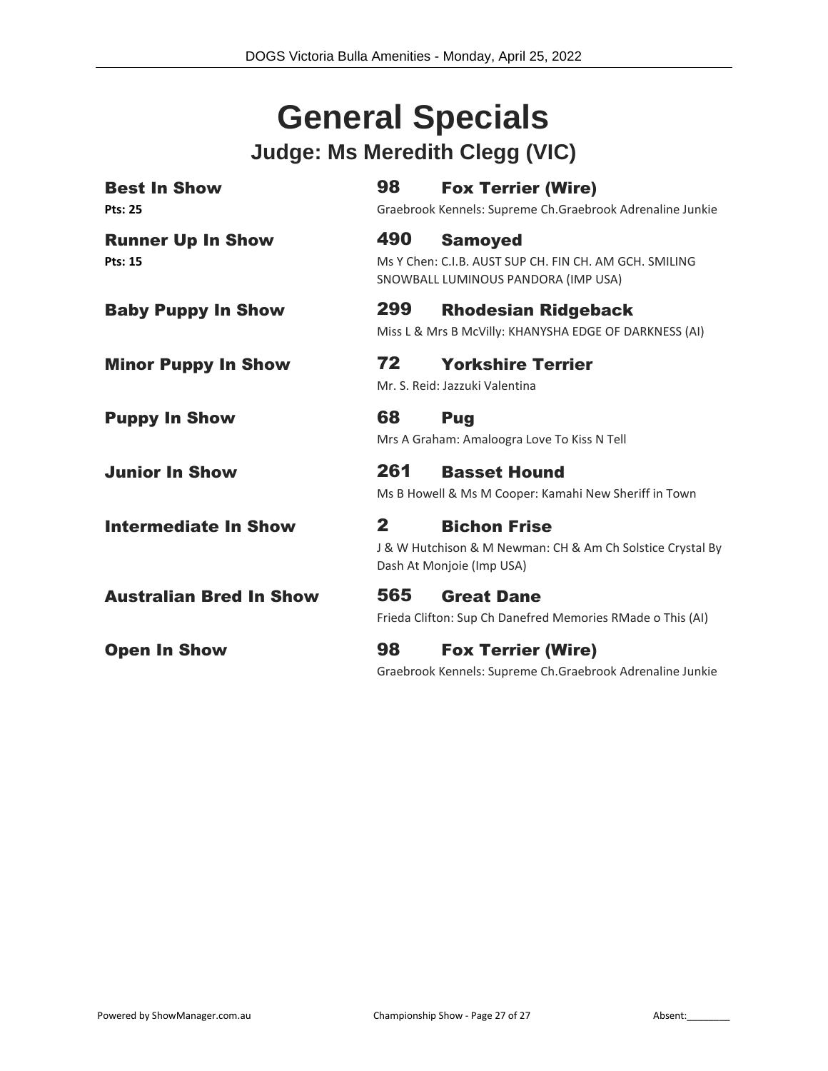# General Specials

## Judge: Ms Meredith Clegg (VIC)

**Best In Show**
Pts: 25

**98 Fox Terrier (Wire)**
Graebrook Kennels: Supreme Ch.Graebrook Adrenaline Junkie

**Runner Up In Show**
Pts: 15

**490 Samoyed**
Ms Y Chen: C.I.B. AUST SUP CH. FIN CH. AM GCH. SMILING SNOWBALL LUMINOUS PANDORA (IMP USA)

**Baby Puppy In Show**

**299 Rhodesian Ridgeback**
Miss L & Mrs B McVilly: KHANYSHA EDGE OF DARKNESS (AI)

**Minor Puppy In Show**

**72 Yorkshire Terrier**
Mr. S. Reid: Jazzuki Valentina

**Puppy In Show**

**68 Pug**
Mrs A Graham: Amaloogra Love To Kiss N Tell

**Junior In Show**

**261 Basset Hound**
Ms B Howell & Ms M Cooper: Kamahi New Sheriff in Town

**Intermediate In Show**

**2 Bichon Frise**
J & W Hutchison & M Newman: CH & Am Ch Solstice Crystal By Dash At Monjoie (Imp USA)

**Australian Bred In Show**

**565 Great Dane**
Frieda Clifton: Sup Ch Danefred Memories RMade o This (AI)

**Open In Show**

**98 Fox Terrier (Wire)**
Graebrook Kennels: Supreme Ch.Graebrook Adrenaline Junkie